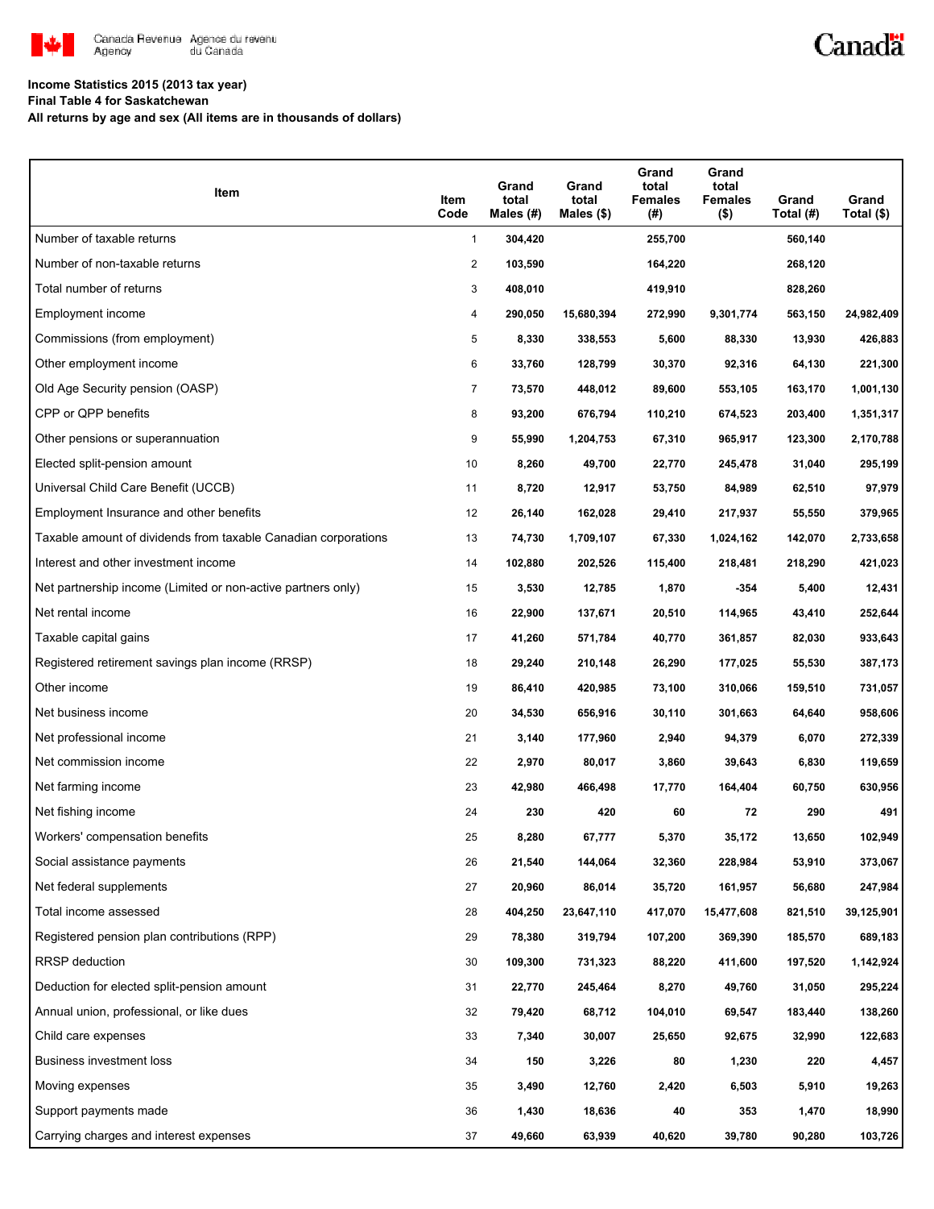**Income Statistics 2015 (2013 tax year)**
**Final Table 4 for Saskatchewan**
**All returns by age and sex (All items are in thousands of dollars)**

| Item | Item Code | Grand total Males (#) | Grand total Males ($) | Grand total Females (#) | Grand total Females ($) | Grand Total (#) | Grand Total ($) |
|---|---|---|---|---|---|---|---|
| Number of taxable returns | 1 | 304,420 | | 255,700 | | 560,140 | |
| Number of non-taxable returns | 2 | 103,590 | | 164,220 | | 268,120 | |
| Total number of returns | 3 | 408,010 | | 419,910 | | 828,260 | |
| Employment income | 4 | 290,050 | 15,680,394 | 272,990 | 9,301,774 | 563,150 | 24,982,409 |
| Commissions (from employment) | 5 | 8,330 | 338,553 | 5,600 | 88,330 | 13,930 | 426,883 |
| Other employment income | 6 | 33,760 | 128,799 | 30,370 | 92,316 | 64,130 | 221,300 |
| Old Age Security pension (OASP) | 7 | 73,570 | 448,012 | 89,600 | 553,105 | 163,170 | 1,001,130 |
| CPP or QPP benefits | 8 | 93,200 | 676,794 | 110,210 | 674,523 | 203,400 | 1,351,317 |
| Other pensions or superannuation | 9 | 55,990 | 1,204,753 | 67,310 | 965,917 | 123,300 | 2,170,788 |
| Elected split-pension amount | 10 | 8,260 | 49,700 | 22,770 | 245,478 | 31,040 | 295,199 |
| Universal Child Care Benefit (UCCB) | 11 | 8,720 | 12,917 | 53,750 | 84,989 | 62,510 | 97,979 |
| Employment Insurance and other benefits | 12 | 26,140 | 162,028 | 29,410 | 217,937 | 55,550 | 379,965 |
| Taxable amount of dividends from taxable Canadian corporations | 13 | 74,730 | 1,709,107 | 67,330 | 1,024,162 | 142,070 | 2,733,658 |
| Interest and other investment income | 14 | 102,880 | 202,526 | 115,400 | 218,481 | 218,290 | 421,023 |
| Net partnership income (Limited or non-active partners only) | 15 | 3,530 | 12,785 | 1,870 | -354 | 5,400 | 12,431 |
| Net rental income | 16 | 22,900 | 137,671 | 20,510 | 114,965 | 43,410 | 252,644 |
| Taxable capital gains | 17 | 41,260 | 571,784 | 40,770 | 361,857 | 82,030 | 933,643 |
| Registered retirement savings plan income (RRSP) | 18 | 29,240 | 210,148 | 26,290 | 177,025 | 55,530 | 387,173 |
| Other income | 19 | 86,410 | 420,985 | 73,100 | 310,066 | 159,510 | 731,057 |
| Net business income | 20 | 34,530 | 656,916 | 30,110 | 301,663 | 64,640 | 958,606 |
| Net professional income | 21 | 3,140 | 177,960 | 2,940 | 94,379 | 6,070 | 272,339 |
| Net commission income | 22 | 2,970 | 80,017 | 3,860 | 39,643 | 6,830 | 119,659 |
| Net farming income | 23 | 42,980 | 466,498 | 17,770 | 164,404 | 60,750 | 630,956 |
| Net fishing income | 24 | 230 | 420 | 60 | 72 | 290 | 491 |
| Workers' compensation benefits | 25 | 8,280 | 67,777 | 5,370 | 35,172 | 13,650 | 102,949 |
| Social assistance payments | 26 | 21,540 | 144,064 | 32,360 | 228,984 | 53,910 | 373,067 |
| Net federal supplements | 27 | 20,960 | 86,014 | 35,720 | 161,957 | 56,680 | 247,984 |
| Total income assessed | 28 | 404,250 | 23,647,110 | 417,070 | 15,477,608 | 821,510 | 39,125,901 |
| Registered pension plan contributions (RPP) | 29 | 78,380 | 319,794 | 107,200 | 369,390 | 185,570 | 689,183 |
| RRSP deduction | 30 | 109,300 | 731,323 | 88,220 | 411,600 | 197,520 | 1,142,924 |
| Deduction for elected split-pension amount | 31 | 22,770 | 245,464 | 8,270 | 49,760 | 31,050 | 295,224 |
| Annual union, professional, or like dues | 32 | 79,420 | 68,712 | 104,010 | 69,547 | 183,440 | 138,260 |
| Child care expenses | 33 | 7,340 | 30,007 | 25,650 | 92,675 | 32,990 | 122,683 |
| Business investment loss | 34 | 150 | 3,226 | 80 | 1,230 | 220 | 4,457 |
| Moving expenses | 35 | 3,490 | 12,760 | 2,420 | 6,503 | 5,910 | 19,263 |
| Support payments made | 36 | 1,430 | 18,636 | 40 | 353 | 1,470 | 18,990 |
| Carrying charges and interest expenses | 37 | 49,660 | 63,939 | 40,620 | 39,780 | 90,280 | 103,726 |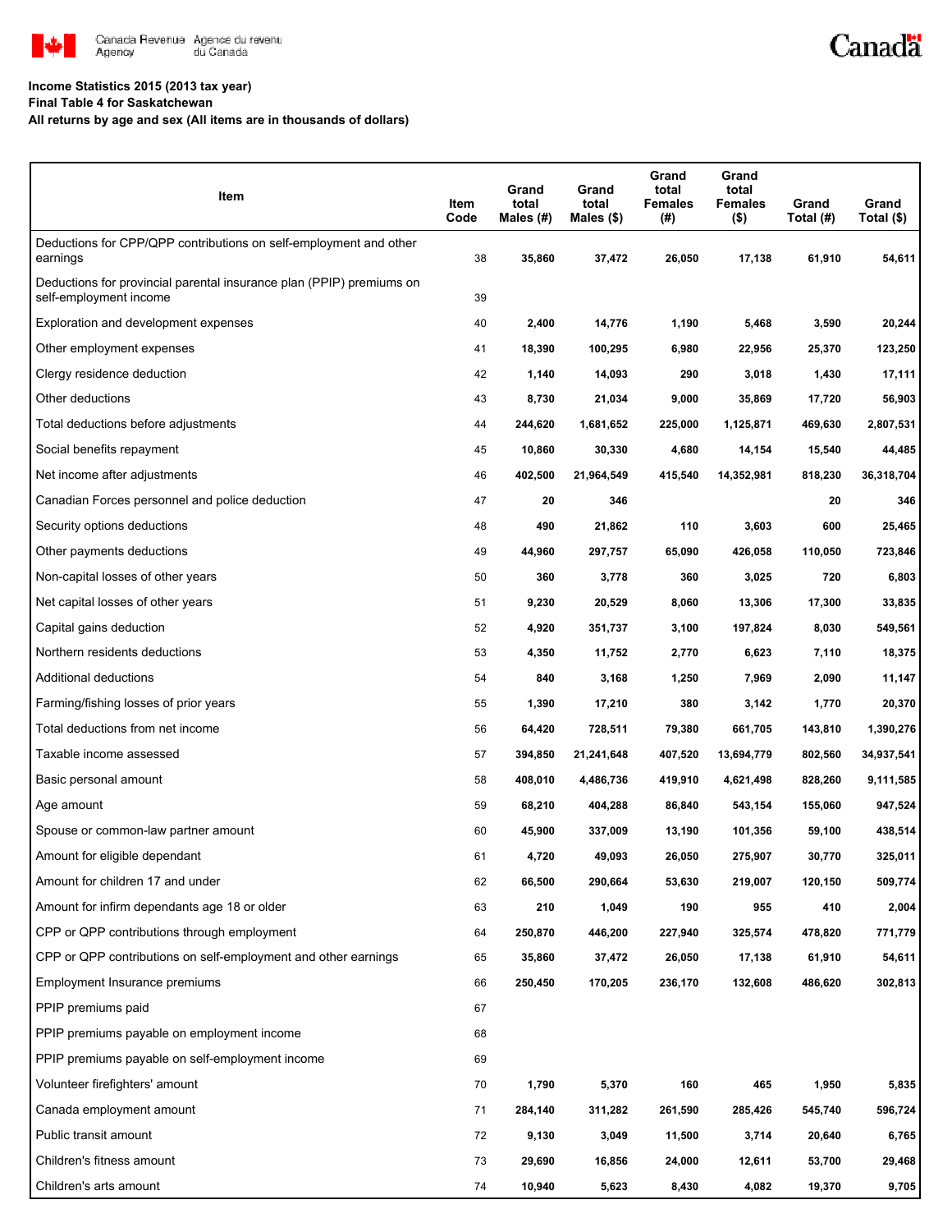**Income Statistics 2015 (2013 tax year)**
**Final Table 4 for Saskatchewan**
**All returns by age and sex (All items are in thousands of dollars)**

| Item | Item Code | Grand total Males (#) | Grand total Males ($) | Grand total Females (#) | Grand total Females ($) | Grand Total (#) | Grand Total ($) |
|---|---|---|---|---|---|---|---|
| Deductions for CPP/QPP contributions on self-employment and other earnings | 38 | 35,860 | 37,472 | 26,050 | 17,138 | 61,910 | 54,611 |
| Deductions for provincial parental insurance plan (PPIP) premiums on self-employment income | 39 | | | | | | |
| Exploration and development expenses | 40 | 2,400 | 14,776 | 1,190 | 5,468 | 3,590 | 20,244 |
| Other employment expenses | 41 | 18,390 | 100,295 | 6,980 | 22,956 | 25,370 | 123,250 |
| Clergy residence deduction | 42 | 1,140 | 14,093 | 290 | 3,018 | 1,430 | 17,111 |
| Other deductions | 43 | 8,730 | 21,034 | 9,000 | 35,869 | 17,720 | 56,903 |
| Total deductions before adjustments | 44 | 244,620 | 1,681,652 | 225,000 | 1,125,871 | 469,630 | 2,807,531 |
| Social benefits repayment | 45 | 10,860 | 30,330 | 4,680 | 14,154 | 15,540 | 44,485 |
| Net income after adjustments | 46 | 402,500 | 21,964,549 | 415,540 | 14,352,981 | 818,230 | 36,318,704 |
| Canadian Forces personnel and police deduction | 47 | 20 | 346 | | | 20 | 346 |
| Security options deductions | 48 | 490 | 21,862 | 110 | 3,603 | 600 | 25,465 |
| Other payments deductions | 49 | 44,960 | 297,757 | 65,090 | 426,058 | 110,050 | 723,846 |
| Non-capital losses of other years | 50 | 360 | 3,778 | 360 | 3,025 | 720 | 6,803 |
| Net capital losses of other years | 51 | 9,230 | 20,529 | 8,060 | 13,306 | 17,300 | 33,835 |
| Capital gains deduction | 52 | 4,920 | 351,737 | 3,100 | 197,824 | 8,030 | 549,561 |
| Northern residents deductions | 53 | 4,350 | 11,752 | 2,770 | 6,623 | 7,110 | 18,375 |
| Additional deductions | 54 | 840 | 3,168 | 1,250 | 7,969 | 2,090 | 11,147 |
| Farming/fishing losses of prior years | 55 | 1,390 | 17,210 | 380 | 3,142 | 1,770 | 20,370 |
| Total deductions from net income | 56 | 64,420 | 728,511 | 79,380 | 661,705 | 143,810 | 1,390,276 |
| Taxable income assessed | 57 | 394,850 | 21,241,648 | 407,520 | 13,694,779 | 802,560 | 34,937,541 |
| Basic personal amount | 58 | 408,010 | 4,486,736 | 419,910 | 4,621,498 | 828,260 | 9,111,585 |
| Age amount | 59 | 68,210 | 404,288 | 86,840 | 543,154 | 155,060 | 947,524 |
| Spouse or common-law partner amount | 60 | 45,900 | 337,009 | 13,190 | 101,356 | 59,100 | 438,514 |
| Amount for eligible dependant | 61 | 4,720 | 49,093 | 26,050 | 275,907 | 30,770 | 325,011 |
| Amount for children 17 and under | 62 | 66,500 | 290,664 | 53,630 | 219,007 | 120,150 | 509,774 |
| Amount for infirm dependants age 18 or older | 63 | 210 | 1,049 | 190 | 955 | 410 | 2,004 |
| CPP or QPP contributions through employment | 64 | 250,870 | 446,200 | 227,940 | 325,574 | 478,820 | 771,779 |
| CPP or QPP contributions on self-employment and other earnings | 65 | 35,860 | 37,472 | 26,050 | 17,138 | 61,910 | 54,611 |
| Employment Insurance premiums | 66 | 250,450 | 170,205 | 236,170 | 132,608 | 486,620 | 302,813 |
| PPIP premiums paid | 67 | | | | | | |
| PPIP premiums payable on employment income | 68 | | | | | | |
| PPIP premiums payable on self-employment income | 69 | | | | | | |
| Volunteer firefighters' amount | 70 | 1,790 | 5,370 | 160 | 465 | 1,950 | 5,835 |
| Canada employment amount | 71 | 284,140 | 311,282 | 261,590 | 285,426 | 545,740 | 596,724 |
| Public transit amount | 72 | 9,130 | 3,049 | 11,500 | 3,714 | 20,640 | 6,765 |
| Children's fitness amount | 73 | 29,690 | 16,856 | 24,000 | 12,611 | 53,700 | 29,468 |
| Children's arts amount | 74 | 10,940 | 5,623 | 8,430 | 4,082 | 19,370 | 9,705 |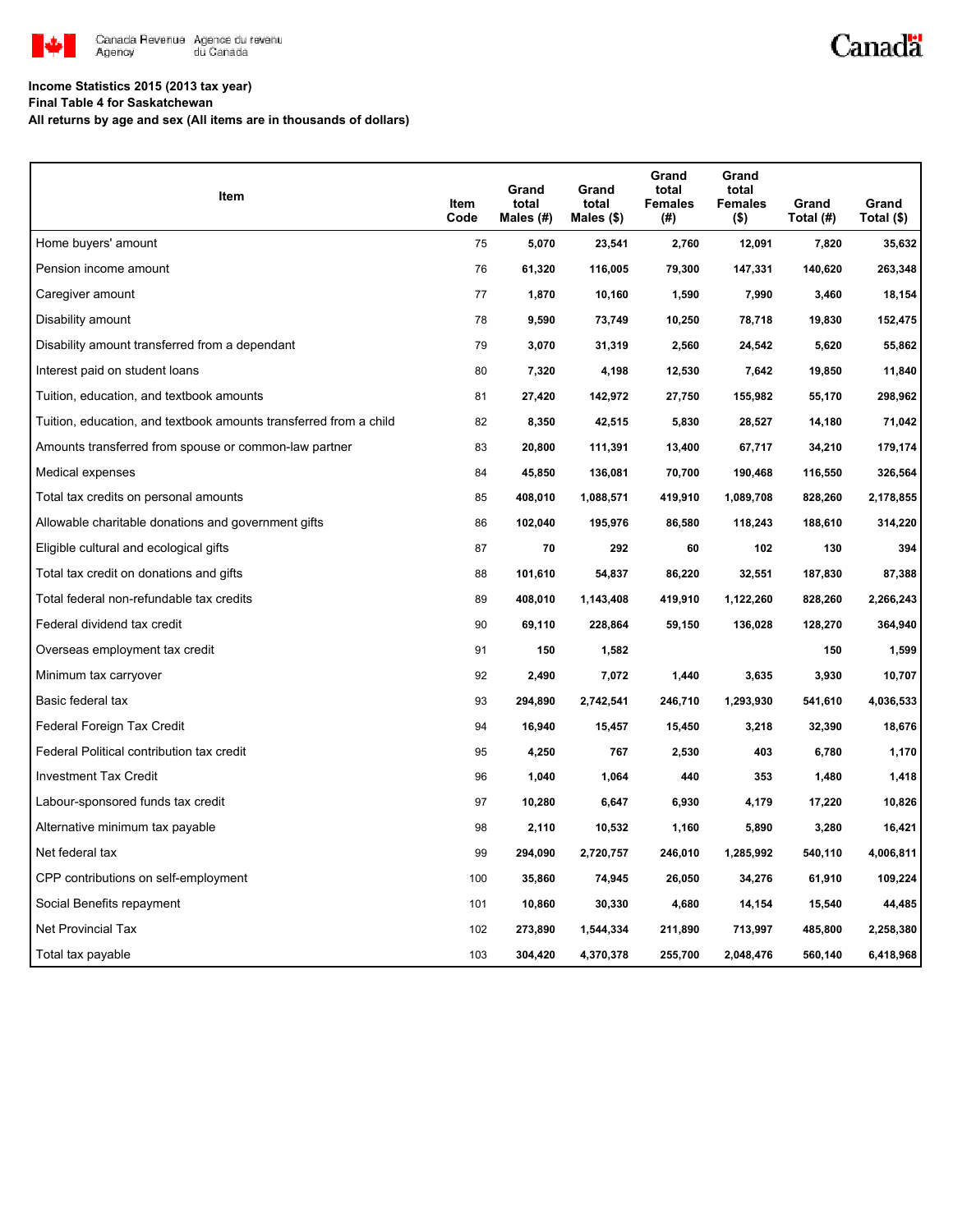**Income Statistics 2015 (2013 tax year)**
**Final Table 4 for Saskatchewan**
**All returns by age and sex (All items are in thousands of dollars)**

| Item | Item Code | Grand total Males (#) | Grand total Males ($) | Grand total Females (#) | Grand total Females ($) | Grand Total (#) | Grand Total ($) |
|---|---|---|---|---|---|---|---|
| Home buyers' amount | 75 | 5,070 | 23,541 | 2,760 | 12,091 | 7,820 | 35,632 |
| Pension income amount | 76 | 61,320 | 116,005 | 79,300 | 147,331 | 140,620 | 263,348 |
| Caregiver amount | 77 | 1,870 | 10,160 | 1,590 | 7,990 | 3,460 | 18,154 |
| Disability amount | 78 | 9,590 | 73,749 | 10,250 | 78,718 | 19,830 | 152,475 |
| Disability amount transferred from a dependant | 79 | 3,070 | 31,319 | 2,560 | 24,542 | 5,620 | 55,862 |
| Interest paid on student loans | 80 | 7,320 | 4,198 | 12,530 | 7,642 | 19,850 | 11,840 |
| Tuition, education, and textbook amounts | 81 | 27,420 | 142,972 | 27,750 | 155,982 | 55,170 | 298,962 |
| Tuition, education, and textbook amounts transferred from a child | 82 | 8,350 | 42,515 | 5,830 | 28,527 | 14,180 | 71,042 |
| Amounts transferred from spouse or common-law partner | 83 | 20,800 | 111,391 | 13,400 | 67,717 | 34,210 | 179,174 |
| Medical expenses | 84 | 45,850 | 136,081 | 70,700 | 190,468 | 116,550 | 326,564 |
| Total tax credits on personal amounts | 85 | 408,010 | 1,088,571 | 419,910 | 1,089,708 | 828,260 | 2,178,855 |
| Allowable charitable donations and government gifts | 86 | 102,040 | 195,976 | 86,580 | 118,243 | 188,610 | 314,220 |
| Eligible cultural and ecological gifts | 87 | 70 | 292 | 60 | 102 | 130 | 394 |
| Total tax credit on donations and gifts | 88 | 101,610 | 54,837 | 86,220 | 32,551 | 187,830 | 87,388 |
| Total federal non-refundable tax credits | 89 | 408,010 | 1,143,408 | 419,910 | 1,122,260 | 828,260 | 2,266,243 |
| Federal dividend tax credit | 90 | 69,110 | 228,864 | 59,150 | 136,028 | 128,270 | 364,940 |
| Overseas employment tax credit | 91 | 150 | 1,582 | | | 150 | 1,599 |
| Minimum tax carryover | 92 | 2,490 | 7,072 | 1,440 | 3,635 | 3,930 | 10,707 |
| Basic federal tax | 93 | 294,890 | 2,742,541 | 246,710 | 1,293,930 | 541,610 | 4,036,533 |
| Federal Foreign Tax Credit | 94 | 16,940 | 15,457 | 15,450 | 3,218 | 32,390 | 18,676 |
| Federal Political contribution tax credit | 95 | 4,250 | 767 | 2,530 | 403 | 6,780 | 1,170 |
| Investment Tax Credit | 96 | 1,040 | 1,064 | 440 | 353 | 1,480 | 1,418 |
| Labour-sponsored funds tax credit | 97 | 10,280 | 6,647 | 6,930 | 4,179 | 17,220 | 10,826 |
| Alternative minimum tax payable | 98 | 2,110 | 10,532 | 1,160 | 5,890 | 3,280 | 16,421 |
| Net federal tax | 99 | 294,090 | 2,720,757 | 246,010 | 1,285,992 | 540,110 | 4,006,811 |
| CPP contributions on self-employment | 100 | 35,860 | 74,945 | 26,050 | 34,276 | 61,910 | 109,224 |
| Social Benefits repayment | 101 | 10,860 | 30,330 | 4,680 | 14,154 | 15,540 | 44,485 |
| Net Provincial Tax | 102 | 273,890 | 1,544,334 | 211,890 | 713,997 | 485,800 | 2,258,380 |
| Total tax payable | 103 | 304,420 | 4,370,378 | 255,700 | 2,048,476 | 560,140 | 6,418,968 |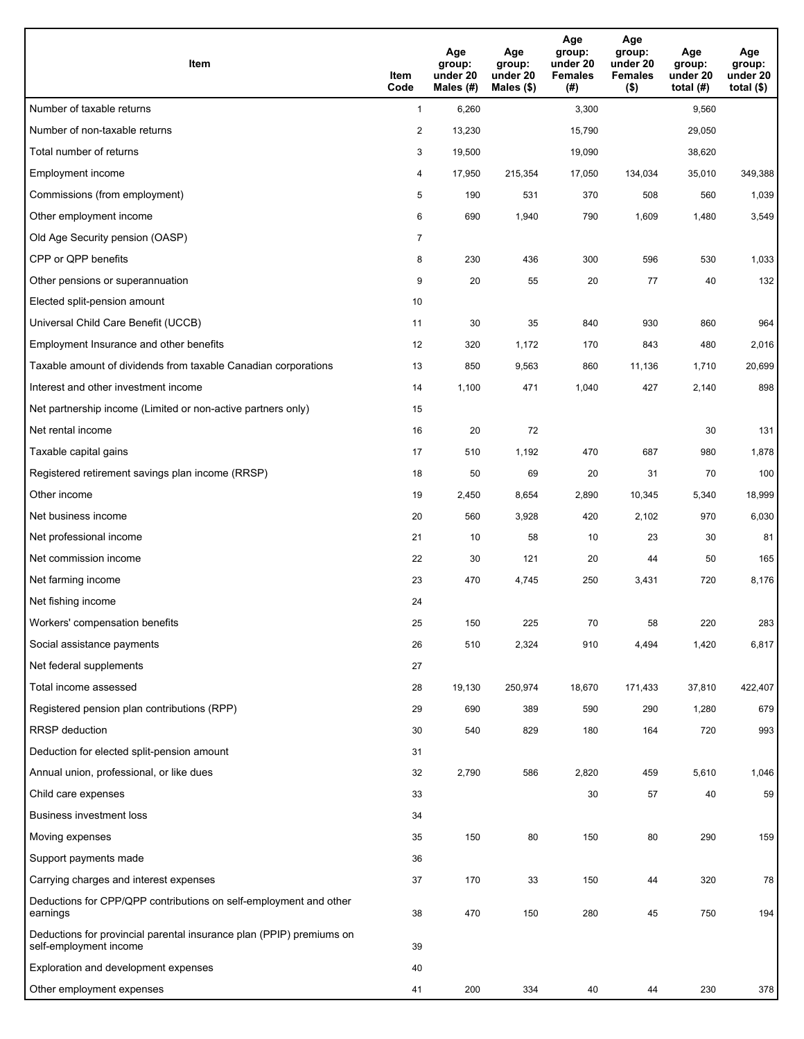| Item | Item Code | Age group: under 20 Males (#) | Age group: under 20 Males ($) | Age group: under 20 Females (#) | Age group: under 20 Females ($) | Age group: under 20 total (#) | Age group: under 20 total ($) |
|---|---|---|---|---|---|---|---|
| Number of taxable returns | 1 | 6,260 | | 3,300 | | 9,560 | |
| Number of non-taxable returns | 2 | 13,230 | | 15,790 | | 29,050 | |
| Total number of returns | 3 | 19,500 | | 19,090 | | 38,620 | |
| Employment income | 4 | 17,950 | 215,354 | 17,050 | 134,034 | 35,010 | 349,388 |
| Commissions (from employment) | 5 | 190 | 531 | 370 | 508 | 560 | 1,039 |
| Other employment income | 6 | 690 | 1,940 | 790 | 1,609 | 1,480 | 3,549 |
| Old Age Security pension (OASP) | 7 | | | | | | |
| CPP or QPP benefits | 8 | 230 | 436 | 300 | 596 | 530 | 1,033 |
| Other pensions or superannuation | 9 | 20 | 55 | 20 | 77 | 40 | 132 |
| Elected split-pension amount | 10 | | | | | | |
| Universal Child Care Benefit (UCCB) | 11 | 30 | 35 | 840 | 930 | 860 | 964 |
| Employment Insurance and other benefits | 12 | 320 | 1,172 | 170 | 843 | 480 | 2,016 |
| Taxable amount of dividends from taxable Canadian corporations | 13 | 850 | 9,563 | 860 | 11,136 | 1,710 | 20,699 |
| Interest and other investment income | 14 | 1,100 | 471 | 1,040 | 427 | 2,140 | 898 |
| Net partnership income (Limited or non-active partners only) | 15 | | | | | | |
| Net rental income | 16 | 20 | 72 | | | 30 | 131 |
| Taxable capital gains | 17 | 510 | 1,192 | 470 | 687 | 980 | 1,878 |
| Registered retirement savings plan income (RRSP) | 18 | 50 | 69 | 20 | 31 | 70 | 100 |
| Other income | 19 | 2,450 | 8,654 | 2,890 | 10,345 | 5,340 | 18,999 |
| Net business income | 20 | 560 | 3,928 | 420 | 2,102 | 970 | 6,030 |
| Net professional income | 21 | 10 | 58 | 10 | 23 | 30 | 81 |
| Net commission income | 22 | 30 | 121 | 20 | 44 | 50 | 165 |
| Net farming income | 23 | 470 | 4,745 | 250 | 3,431 | 720 | 8,176 |
| Net fishing income | 24 | | | | | | |
| Workers' compensation benefits | 25 | 150 | 225 | 70 | 58 | 220 | 283 |
| Social assistance payments | 26 | 510 | 2,324 | 910 | 4,494 | 1,420 | 6,817 |
| Net federal supplements | 27 | | | | | | |
| Total income assessed | 28 | 19,130 | 250,974 | 18,670 | 171,433 | 37,810 | 422,407 |
| Registered pension plan contributions (RPP) | 29 | 690 | 389 | 590 | 290 | 1,280 | 679 |
| RRSP deduction | 30 | 540 | 829 | 180 | 164 | 720 | 993 |
| Deduction for elected split-pension amount | 31 | | | | | | |
| Annual union, professional, or like dues | 32 | 2,790 | 586 | 2,820 | 459 | 5,610 | 1,046 |
| Child care expenses | 33 | | | 30 | 57 | 40 | 59 |
| Business investment loss | 34 | | | | | | |
| Moving expenses | 35 | 150 | 80 | 150 | 80 | 290 | 159 |
| Support payments made | 36 | | | | | | |
| Carrying charges and interest expenses | 37 | 170 | 33 | 150 | 44 | 320 | 78 |
| Deductions for CPP/QPP contributions on self-employment and other earnings | 38 | 470 | 150 | 280 | 45 | 750 | 194 |
| Deductions for provincial parental insurance plan (PPIP) premiums on self-employment income | 39 | | | | | | |
| Exploration and development expenses | 40 | | | | | | |
| Other employment expenses | 41 | 200 | 334 | 40 | 44 | 230 | 378 |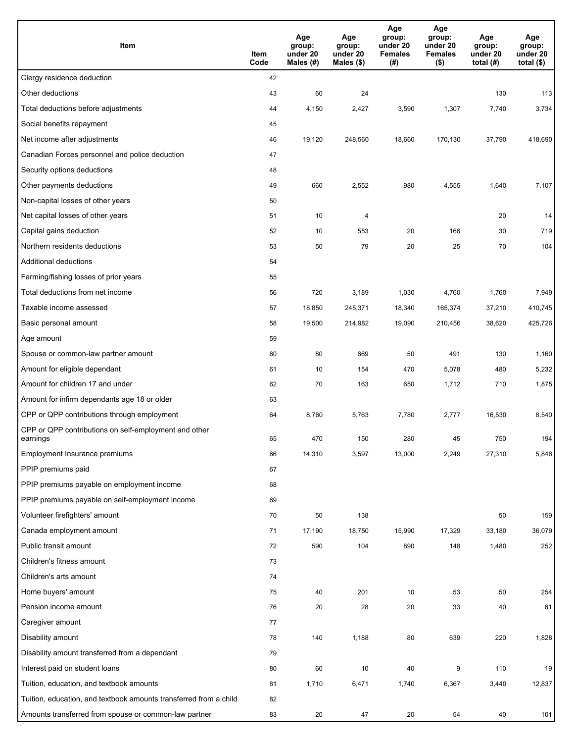| Item | Item Code | Age group: under 20 Males (#) | Age group: under 20 Males ($) | Age group: under 20 Females (#) | Age group: under 20 Females ($) | Age group: under 20 total (#) | Age group: under 20 total ($) |
|---|---|---|---|---|---|---|---|
| Clergy residence deduction | 42 | | | | | | |
| Other deductions | 43 | 60 | 24 | | | 130 | 113 |
| Total deductions before adjustments | 44 | 4,150 | 2,427 | 3,590 | 1,307 | 7,740 | 3,734 |
| Social benefits repayment | 45 | | | | | | |
| Net income after adjustments | 46 | 19,120 | 248,560 | 18,660 | 170,130 | 37,790 | 418,690 |
| Canadian Forces personnel and police deduction | 47 | | | | | | |
| Security options deductions | 48 | | | | | | |
| Other payments deductions | 49 | 660 | 2,552 | 980 | 4,555 | 1,640 | 7,107 |
| Non-capital losses of other years | 50 | | | | | | |
| Net capital losses of other years | 51 | 10 | 4 | | | 20 | 14 |
| Capital gains deduction | 52 | 10 | 553 | 20 | 166 | 30 | 719 |
| Northern residents deductions | 53 | 50 | 79 | 20 | 25 | 70 | 104 |
| Additional deductions | 54 | | | | | | |
| Farming/fishing losses of prior years | 55 | | | | | | |
| Total deductions from net income | 56 | 720 | 3,189 | 1,030 | 4,760 | 1,760 | 7,949 |
| Taxable income assessed | 57 | 18,850 | 245,371 | 18,340 | 165,374 | 37,210 | 410,745 |
| Basic personal amount | 58 | 19,500 | 214,982 | 19,090 | 210,456 | 38,620 | 425,726 |
| Age amount | 59 | | | | | | |
| Spouse or common-law partner amount | 60 | 80 | 669 | 50 | 491 | 130 | 1,160 |
| Amount for eligible dependant | 61 | 10 | 154 | 470 | 5,078 | 480 | 5,232 |
| Amount for children 17 and under | 62 | 70 | 163 | 650 | 1,712 | 710 | 1,875 |
| Amount for infirm dependants age 18 or older | 63 | | | | | | |
| CPP or QPP contributions through employment | 64 | 8,760 | 5,763 | 7,780 | 2,777 | 16,530 | 8,540 |
| CPP or QPP contributions on self-employment and other earnings | 65 | 470 | 150 | 280 | 45 | 750 | 194 |
| Employment Insurance premiums | 66 | 14,310 | 3,597 | 13,000 | 2,249 | 27,310 | 5,846 |
| PPIP premiums paid | 67 | | | | | | |
| PPIP premiums payable on employment income | 68 | | | | | | |
| PPIP premiums payable on self-employment income | 69 | | | | | | |
| Volunteer firefighters' amount | 70 | 50 | 138 | | | 50 | 159 |
| Canada employment amount | 71 | 17,190 | 18,750 | 15,990 | 17,329 | 33,180 | 36,079 |
| Public transit amount | 72 | 590 | 104 | 890 | 148 | 1,480 | 252 |
| Children's fitness amount | 73 | | | | | | |
| Children's arts amount | 74 | | | | | | |
| Home buyers' amount | 75 | 40 | 201 | 10 | 53 | 50 | 254 |
| Pension income amount | 76 | 20 | 28 | 20 | 33 | 40 | 61 |
| Caregiver amount | 77 | | | | | | |
| Disability amount | 78 | 140 | 1,188 | 80 | 639 | 220 | 1,828 |
| Disability amount transferred from a dependant | 79 | | | | | | |
| Interest paid on student loans | 80 | 60 | 10 | 40 | 9 | 110 | 19 |
| Tuition, education, and textbook amounts | 81 | 1,710 | 6,471 | 1,740 | 6,367 | 3,440 | 12,837 |
| Tuition, education, and textbook amounts transferred from a child | 82 | | | | | | |
| Amounts transferred from spouse or common-law partner | 83 | 20 | 47 | 20 | 54 | 40 | 101 |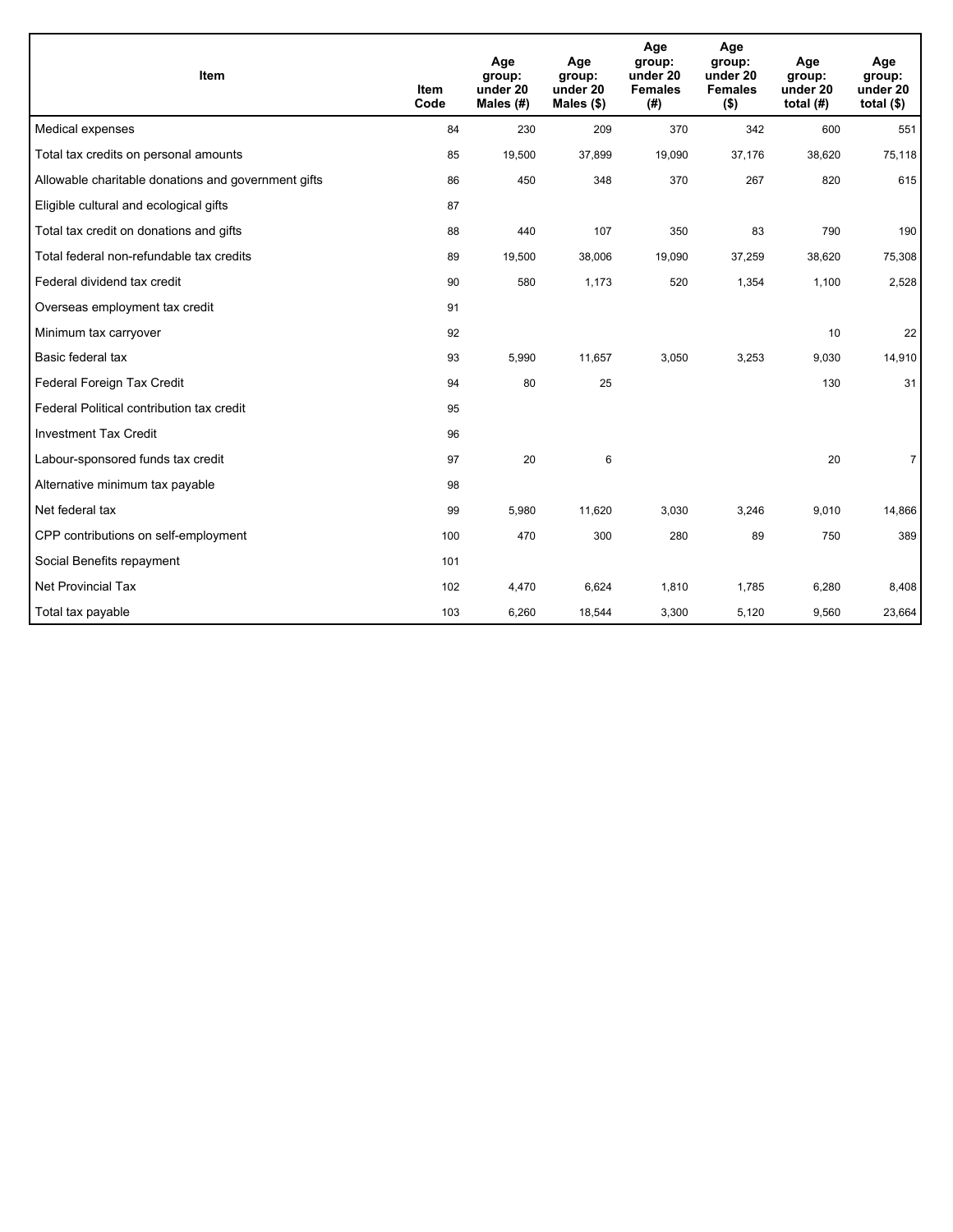| Item | Item Code | Age group: under 20 Males (#) | Age group: under 20 Males ($) | Age group: under 20 Females (#) | Age group: under 20 Females ($) | Age group: under 20 total (#) | Age group: under 20 total ($) |
|---|---|---|---|---|---|---|---|
| Medical expenses | 84 | 230 | 209 | 370 | 342 | 600 | 551 |
| Total tax credits on personal amounts | 85 | 19,500 | 37,899 | 19,090 | 37,176 | 38,620 | 75,118 |
| Allowable charitable donations and government gifts | 86 | 450 | 348 | 370 | 267 | 820 | 615 |
| Eligible cultural and ecological gifts | 87 | | | | | | |
| Total tax credit on donations and gifts | 88 | 440 | 107 | 350 | 83 | 790 | 190 |
| Total federal non-refundable tax credits | 89 | 19,500 | 38,006 | 19,090 | 37,259 | 38,620 | 75,308 |
| Federal dividend tax credit | 90 | 580 | 1,173 | 520 | 1,354 | 1,100 | 2,528 |
| Overseas employment tax credit | 91 | | | | | | |
| Minimum tax carryover | 92 | | | | | 10 | 22 |
| Basic federal tax | 93 | 5,990 | 11,657 | 3,050 | 3,253 | 9,030 | 14,910 |
| Federal Foreign Tax Credit | 94 | 80 | 25 | | | 130 | 31 |
| Federal Political contribution tax credit | 95 | | | | | | |
| Investment Tax Credit | 96 | | | | | | |
| Labour-sponsored funds tax credit | 97 | 20 | 6 | | | 20 | 7 |
| Alternative minimum tax payable | 98 | | | | | | |
| Net federal tax | 99 | 5,980 | 11,620 | 3,030 | 3,246 | 9,010 | 14,866 |
| CPP contributions on self-employment | 100 | 470 | 300 | 280 | 89 | 750 | 389 |
| Social Benefits repayment | 101 | | | | | | |
| Net Provincial Tax | 102 | 4,470 | 6,624 | 1,810 | 1,785 | 6,280 | 8,408 |
| Total tax payable | 103 | 6,260 | 18,544 | 3,300 | 5,120 | 9,560 | 23,664 |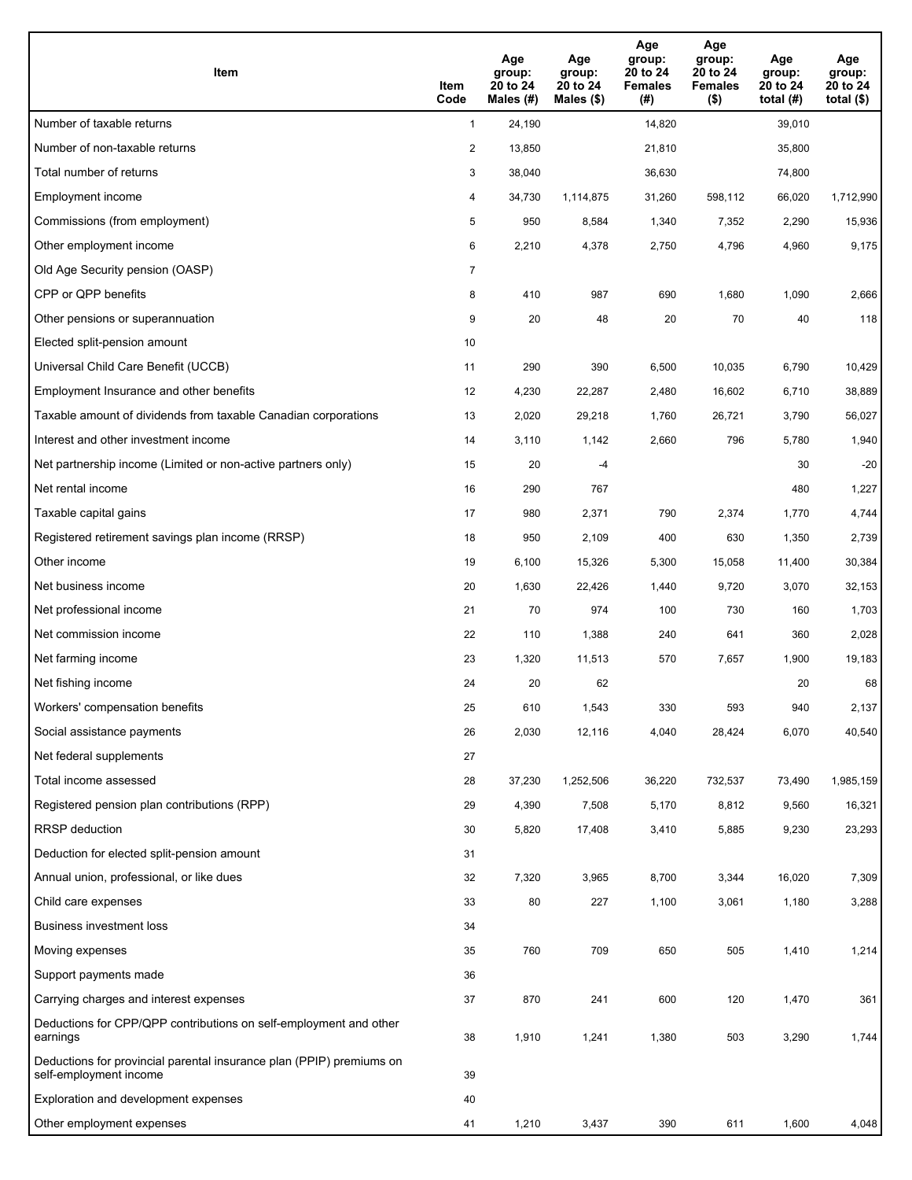| Item | Item Code | Age group: 20 to 24 Males (#) | Age group: 20 to 24 Males ($) | Age group: 20 to 24 Females (#) | Age group: 20 to 24 Females ($) | Age group: 20 to 24 total (#) | Age group: 20 to 24 total ($) |
|---|---|---|---|---|---|---|---|
| Number of taxable returns | 1 | 24,190 | | 14,820 | | 39,010 | |
| Number of non-taxable returns | 2 | 13,850 | | 21,810 | | 35,800 | |
| Total number of returns | 3 | 38,040 | | 36,630 | | 74,800 | |
| Employment income | 4 | 34,730 | 1,114,875 | 31,260 | 598,112 | 66,020 | 1,712,990 |
| Commissions (from employment) | 5 | 950 | 8,584 | 1,340 | 7,352 | 2,290 | 15,936 |
| Other employment income | 6 | 2,210 | 4,378 | 2,750 | 4,796 | 4,960 | 9,175 |
| Old Age Security pension (OASP) | 7 | | | | | | |
| CPP or QPP benefits | 8 | 410 | 987 | 690 | 1,680 | 1,090 | 2,666 |
| Other pensions or superannuation | 9 | 20 | 48 | 20 | 70 | 40 | 118 |
| Elected split-pension amount | 10 | | | | | | |
| Universal Child Care Benefit (UCCB) | 11 | 290 | 390 | 6,500 | 10,035 | 6,790 | 10,429 |
| Employment Insurance and other benefits | 12 | 4,230 | 22,287 | 2,480 | 16,602 | 6,710 | 38,889 |
| Taxable amount of dividends from taxable Canadian corporations | 13 | 2,020 | 29,218 | 1,760 | 26,721 | 3,790 | 56,027 |
| Interest and other investment income | 14 | 3,110 | 1,142 | 2,660 | 796 | 5,780 | 1,940 |
| Net partnership income (Limited or non-active partners only) | 15 | 20 | -4 | | | 30 | -20 |
| Net rental income | 16 | 290 | 767 | | | 480 | 1,227 |
| Taxable capital gains | 17 | 980 | 2,371 | 790 | 2,374 | 1,770 | 4,744 |
| Registered retirement savings plan income (RRSP) | 18 | 950 | 2,109 | 400 | 630 | 1,350 | 2,739 |
| Other income | 19 | 6,100 | 15,326 | 5,300 | 15,058 | 11,400 | 30,384 |
| Net business income | 20 | 1,630 | 22,426 | 1,440 | 9,720 | 3,070 | 32,153 |
| Net professional income | 21 | 70 | 974 | 100 | 730 | 160 | 1,703 |
| Net commission income | 22 | 110 | 1,388 | 240 | 641 | 360 | 2,028 |
| Net farming income | 23 | 1,320 | 11,513 | 570 | 7,657 | 1,900 | 19,183 |
| Net fishing income | 24 | 20 | 62 | | | 20 | 68 |
| Workers' compensation benefits | 25 | 610 | 1,543 | 330 | 593 | 940 | 2,137 |
| Social assistance payments | 26 | 2,030 | 12,116 | 4,040 | 28,424 | 6,070 | 40,540 |
| Net federal supplements | 27 | | | | | | |
| Total income assessed | 28 | 37,230 | 1,252,506 | 36,220 | 732,537 | 73,490 | 1,985,159 |
| Registered pension plan contributions (RPP) | 29 | 4,390 | 7,508 | 5,170 | 8,812 | 9,560 | 16,321 |
| RRSP deduction | 30 | 5,820 | 17,408 | 3,410 | 5,885 | 9,230 | 23,293 |
| Deduction for elected split-pension amount | 31 | | | | | | |
| Annual union, professional, or like dues | 32 | 7,320 | 3,965 | 8,700 | 3,344 | 16,020 | 7,309 |
| Child care expenses | 33 | 80 | 227 | 1,100 | 3,061 | 1,180 | 3,288 |
| Business investment loss | 34 | | | | | | |
| Moving expenses | 35 | 760 | 709 | 650 | 505 | 1,410 | 1,214 |
| Support payments made | 36 | | | | | | |
| Carrying charges and interest expenses | 37 | 870 | 241 | 600 | 120 | 1,470 | 361 |
| Deductions for CPP/QPP contributions on self-employment and other earnings | 38 | 1,910 | 1,241 | 1,380 | 503 | 3,290 | 1,744 |
| Deductions for provincial parental insurance plan (PPIP) premiums on self-employment income | 39 | | | | | | |
| Exploration and development expenses | 40 | | | | | | |
| Other employment expenses | 41 | 1,210 | 3,437 | 390 | 611 | 1,600 | 4,048 |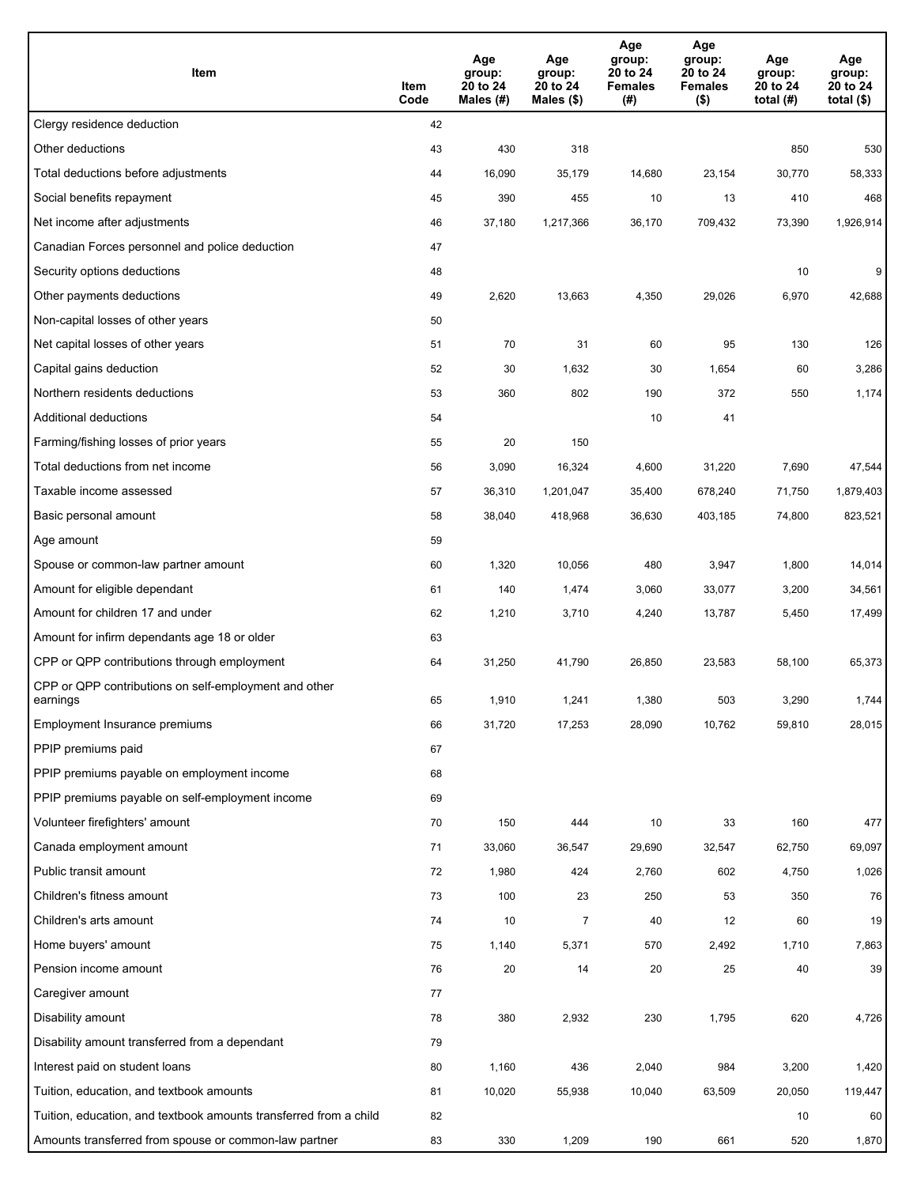| Item | Item Code | Age group: 20 to 24 Males (#) | Age group: 20 to 24 Males ($) | Age group: 20 to 24 Females (#) | Age group: 20 to 24 Females ($) | Age group: 20 to 24 total (#) | Age group: 20 to 24 total ($) |
|---|---|---|---|---|---|---|---|
| Clergy residence deduction | 42 | | | | | | |
| Other deductions | 43 | 430 | 318 | | | 850 | 530 |
| Total deductions before adjustments | 44 | 16,090 | 35,179 | 14,680 | 23,154 | 30,770 | 58,333 |
| Social benefits repayment | 45 | 390 | 455 | 10 | 13 | 410 | 468 |
| Net income after adjustments | 46 | 37,180 | 1,217,366 | 36,170 | 709,432 | 73,390 | 1,926,914 |
| Canadian Forces personnel and police deduction | 47 | | | | | | |
| Security options deductions | 48 | | | | | 10 | 9 |
| Other payments deductions | 49 | 2,620 | 13,663 | 4,350 | 29,026 | 6,970 | 42,688 |
| Non-capital losses of other years | 50 | | | | | | |
| Net capital losses of other years | 51 | 70 | 31 | 60 | 95 | 130 | 126 |
| Capital gains deduction | 52 | 30 | 1,632 | 30 | 1,654 | 60 | 3,286 |
| Northern residents deductions | 53 | 360 | 802 | 190 | 372 | 550 | 1,174 |
| Additional deductions | 54 | | | 10 | 41 | | |
| Farming/fishing losses of prior years | 55 | 20 | 150 | | | | |
| Total deductions from net income | 56 | 3,090 | 16,324 | 4,600 | 31,220 | 7,690 | 47,544 |
| Taxable income assessed | 57 | 36,310 | 1,201,047 | 35,400 | 678,240 | 71,750 | 1,879,403 |
| Basic personal amount | 58 | 38,040 | 418,968 | 36,630 | 403,185 | 74,800 | 823,521 |
| Age amount | 59 | | | | | | |
| Spouse or common-law partner amount | 60 | 1,320 | 10,056 | 480 | 3,947 | 1,800 | 14,014 |
| Amount for eligible dependant | 61 | 140 | 1,474 | 3,060 | 33,077 | 3,200 | 34,561 |
| Amount for children 17 and under | 62 | 1,210 | 3,710 | 4,240 | 13,787 | 5,450 | 17,499 |
| Amount for infirm dependants age 18 or older | 63 | | | | | | |
| CPP or QPP contributions through employment | 64 | 31,250 | 41,790 | 26,850 | 23,583 | 58,100 | 65,373 |
| CPP or QPP contributions on self-employment and other earnings | 65 | 1,910 | 1,241 | 1,380 | 503 | 3,290 | 1,744 |
| Employment Insurance premiums | 66 | 31,720 | 17,253 | 28,090 | 10,762 | 59,810 | 28,015 |
| PPIP premiums paid | 67 | | | | | | |
| PPIP premiums payable on employment income | 68 | | | | | | |
| PPIP premiums payable on self-employment income | 69 | | | | | | |
| Volunteer firefighters' amount | 70 | 150 | 444 | 10 | 33 | 160 | 477 |
| Canada employment amount | 71 | 33,060 | 36,547 | 29,690 | 32,547 | 62,750 | 69,097 |
| Public transit amount | 72 | 1,980 | 424 | 2,760 | 602 | 4,750 | 1,026 |
| Children's fitness amount | 73 | 100 | 23 | 250 | 53 | 350 | 76 |
| Children's arts amount | 74 | 10 | 7 | 40 | 12 | 60 | 19 |
| Home buyers' amount | 75 | 1,140 | 5,371 | 570 | 2,492 | 1,710 | 7,863 |
| Pension income amount | 76 | 20 | 14 | 20 | 25 | 40 | 39 |
| Caregiver amount | 77 | | | | | | |
| Disability amount | 78 | 380 | 2,932 | 230 | 1,795 | 620 | 4,726 |
| Disability amount transferred from a dependant | 79 | | | | | | |
| Interest paid on student loans | 80 | 1,160 | 436 | 2,040 | 984 | 3,200 | 1,420 |
| Tuition, education, and textbook amounts | 81 | 10,020 | 55,938 | 10,040 | 63,509 | 20,050 | 119,447 |
| Tuition, education, and textbook amounts transferred from a child | 82 | | | | | 10 | 60 |
| Amounts transferred from spouse or common-law partner | 83 | 330 | 1,209 | 190 | 661 | 520 | 1,870 |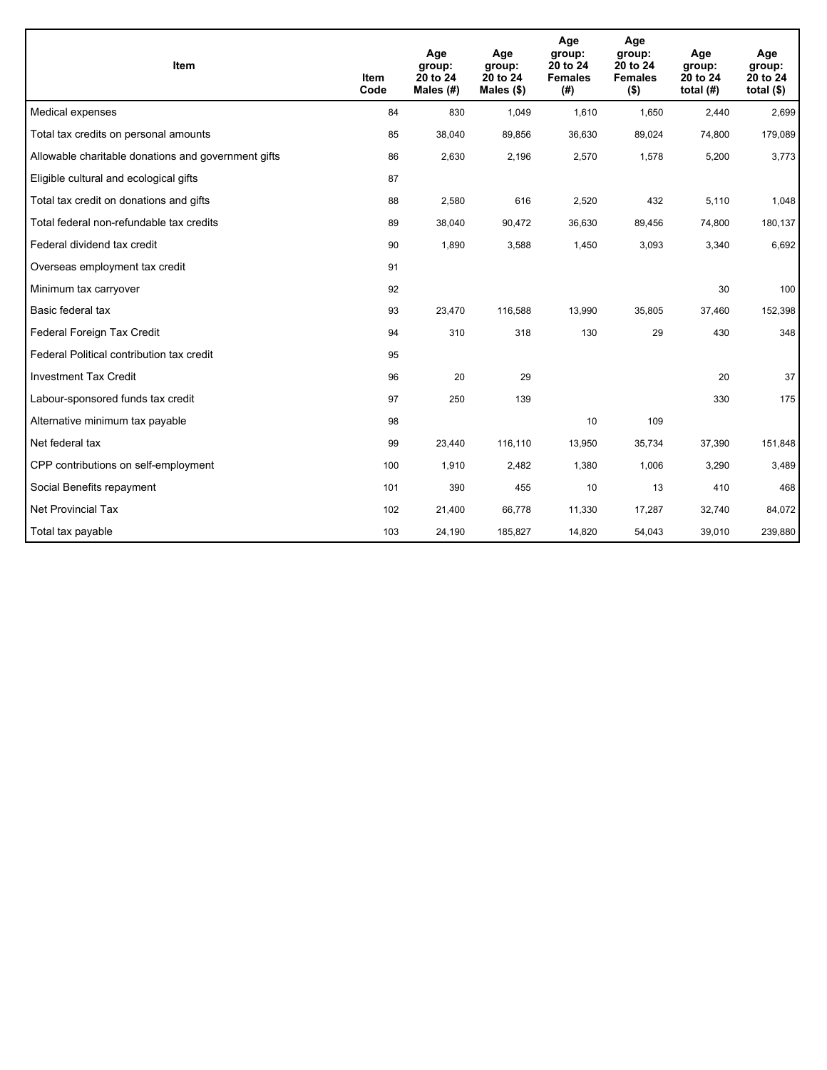| Item | Item Code | Age group: 20 to 24 Males (#) | Age group: 20 to 24 Males ($) | Age group: 20 to 24 Females (#) | Age group: 20 to 24 Females ($) | Age group: 20 to 24 total (#) | Age group: 20 to 24 total ($) |
|---|---|---|---|---|---|---|---|
| Medical expenses | 84 | 830 | 1,049 | 1,610 | 1,650 | 2,440 | 2,699 |
| Total tax credits on personal amounts | 85 | 38,040 | 89,856 | 36,630 | 89,024 | 74,800 | 179,089 |
| Allowable charitable donations and government gifts | 86 | 2,630 | 2,196 | 2,570 | 1,578 | 5,200 | 3,773 |
| Eligible cultural and ecological gifts | 87 | | | | | | |
| Total tax credit on donations and gifts | 88 | 2,580 | 616 | 2,520 | 432 | 5,110 | 1,048 |
| Total federal non-refundable tax credits | 89 | 38,040 | 90,472 | 36,630 | 89,456 | 74,800 | 180,137 |
| Federal dividend tax credit | 90 | 1,890 | 3,588 | 1,450 | 3,093 | 3,340 | 6,692 |
| Overseas employment tax credit | 91 | | | | | | |
| Minimum tax carryover | 92 | | | | | 30 | 100 |
| Basic federal tax | 93 | 23,470 | 116,588 | 13,990 | 35,805 | 37,460 | 152,398 |
| Federal Foreign Tax Credit | 94 | 310 | 318 | 130 | 29 | 430 | 348 |
| Federal Political contribution tax credit | 95 | | | | | | |
| Investment Tax Credit | 96 | 20 | 29 | | | 20 | 37 |
| Labour-sponsored funds tax credit | 97 | 250 | 139 | | | 330 | 175 |
| Alternative minimum tax payable | 98 | | | 10 | 109 | | |
| Net federal tax | 99 | 23,440 | 116,110 | 13,950 | 35,734 | 37,390 | 151,848 |
| CPP contributions on self-employment | 100 | 1,910 | 2,482 | 1,380 | 1,006 | 3,290 | 3,489 |
| Social Benefits repayment | 101 | 390 | 455 | 10 | 13 | 410 | 468 |
| Net Provincial Tax | 102 | 21,400 | 66,778 | 11,330 | 17,287 | 32,740 | 84,072 |
| Total tax payable | 103 | 24,190 | 185,827 | 14,820 | 54,043 | 39,010 | 239,880 |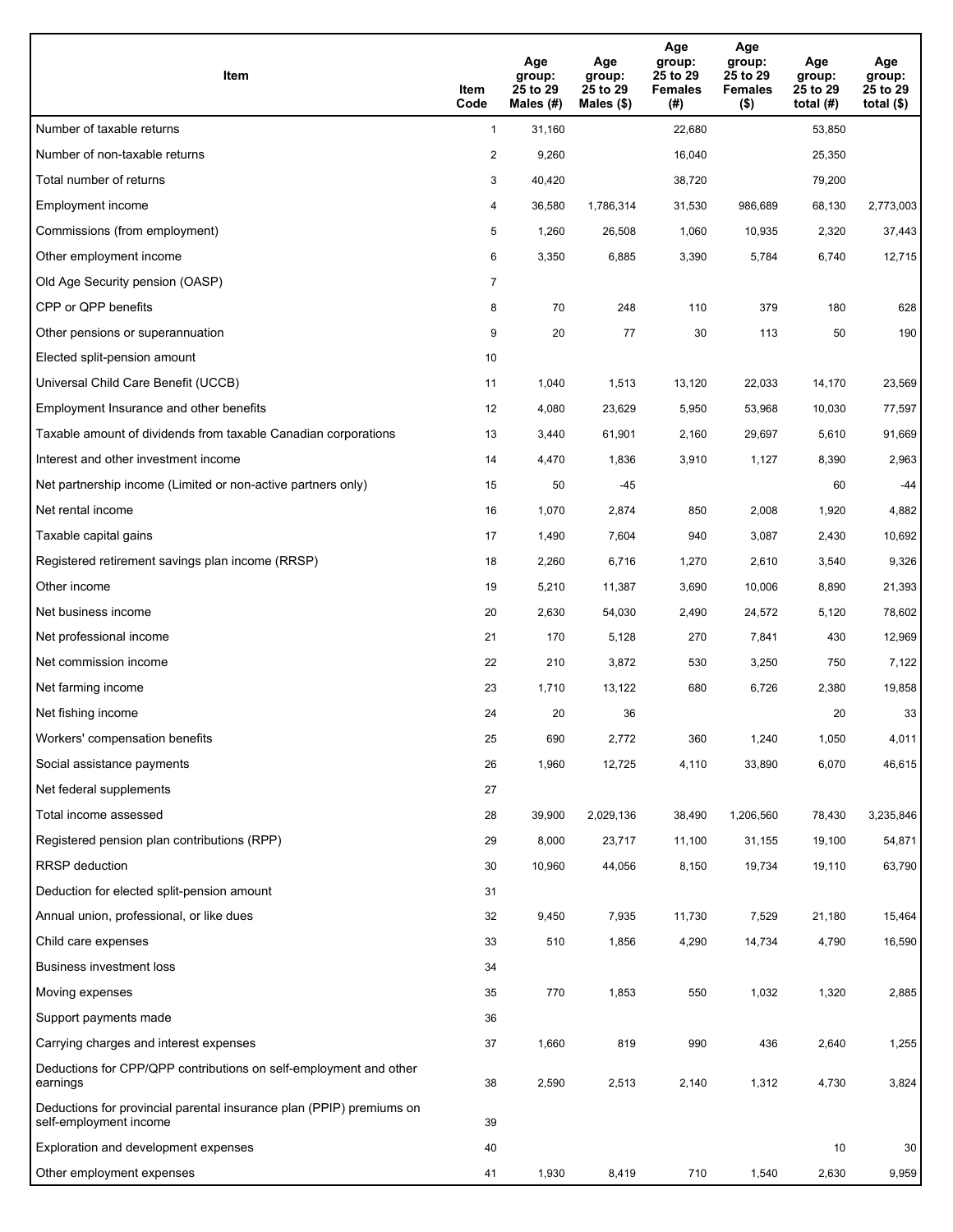| Item | Item Code | Age group: 25 to 29 Males (#) | Age group: 25 to 29 Males ($) | Age group: 25 to 29 Females (#) | Age group: 25 to 29 Females ($) | Age group: 25 to 29 total (#) | Age group: 25 to 29 total ($) |
|---|---|---|---|---|---|---|---|
| Number of taxable returns | 1 | 31,160 | | 22,680 | | 53,850 | |
| Number of non-taxable returns | 2 | 9,260 | | 16,040 | | 25,350 | |
| Total number of returns | 3 | 40,420 | | 38,720 | | 79,200 | |
| Employment income | 4 | 36,580 | 1,786,314 | 31,530 | 986,689 | 68,130 | 2,773,003 |
| Commissions (from employment) | 5 | 1,260 | 26,508 | 1,060 | 10,935 | 2,320 | 37,443 |
| Other employment income | 6 | 3,350 | 6,885 | 3,390 | 5,784 | 6,740 | 12,715 |
| Old Age Security pension (OASP) | 7 | | | | | | |
| CPP or QPP benefits | 8 | 70 | 248 | 110 | 379 | 180 | 628 |
| Other pensions or superannuation | 9 | 20 | 77 | 30 | 113 | 50 | 190 |
| Elected split-pension amount | 10 | | | | | | |
| Universal Child Care Benefit (UCCB) | 11 | 1,040 | 1,513 | 13,120 | 22,033 | 14,170 | 23,569 |
| Employment Insurance and other benefits | 12 | 4,080 | 23,629 | 5,950 | 53,968 | 10,030 | 77,597 |
| Taxable amount of dividends from taxable Canadian corporations | 13 | 3,440 | 61,901 | 2,160 | 29,697 | 5,610 | 91,669 |
| Interest and other investment income | 14 | 4,470 | 1,836 | 3,910 | 1,127 | 8,390 | 2,963 |
| Net partnership income (Limited or non-active partners only) | 15 | 50 | -45 | | | 60 | -44 |
| Net rental income | 16 | 1,070 | 2,874 | 850 | 2,008 | 1,920 | 4,882 |
| Taxable capital gains | 17 | 1,490 | 7,604 | 940 | 3,087 | 2,430 | 10,692 |
| Registered retirement savings plan income (RRSP) | 18 | 2,260 | 6,716 | 1,270 | 2,610 | 3,540 | 9,326 |
| Other income | 19 | 5,210 | 11,387 | 3,690 | 10,006 | 8,890 | 21,393 |
| Net business income | 20 | 2,630 | 54,030 | 2,490 | 24,572 | 5,120 | 78,602 |
| Net professional income | 21 | 170 | 5,128 | 270 | 7,841 | 430 | 12,969 |
| Net commission income | 22 | 210 | 3,872 | 530 | 3,250 | 750 | 7,122 |
| Net farming income | 23 | 1,710 | 13,122 | 680 | 6,726 | 2,380 | 19,858 |
| Net fishing income | 24 | 20 | 36 | | | 20 | 33 |
| Workers' compensation benefits | 25 | 690 | 2,772 | 360 | 1,240 | 1,050 | 4,011 |
| Social assistance payments | 26 | 1,960 | 12,725 | 4,110 | 33,890 | 6,070 | 46,615 |
| Net federal supplements | 27 | | | | | | |
| Total income assessed | 28 | 39,900 | 2,029,136 | 38,490 | 1,206,560 | 78,430 | 3,235,846 |
| Registered pension plan contributions (RPP) | 29 | 8,000 | 23,717 | 11,100 | 31,155 | 19,100 | 54,871 |
| RRSP deduction | 30 | 10,960 | 44,056 | 8,150 | 19,734 | 19,110 | 63,790 |
| Deduction for elected split-pension amount | 31 | | | | | | |
| Annual union, professional, or like dues | 32 | 9,450 | 7,935 | 11,730 | 7,529 | 21,180 | 15,464 |
| Child care expenses | 33 | 510 | 1,856 | 4,290 | 14,734 | 4,790 | 16,590 |
| Business investment loss | 34 | | | | | | |
| Moving expenses | 35 | 770 | 1,853 | 550 | 1,032 | 1,320 | 2,885 |
| Support payments made | 36 | | | | | | |
| Carrying charges and interest expenses | 37 | 1,660 | 819 | 990 | 436 | 2,640 | 1,255 |
| Deductions for CPP/QPP contributions on self-employment and other earnings | 38 | 2,590 | 2,513 | 2,140 | 1,312 | 4,730 | 3,824 |
| Deductions for provincial parental insurance plan (PPIP) premiums on self-employment income | 39 | | | | | | |
| Exploration and development expenses | 40 | | | | | 10 | 30 |
| Other employment expenses | 41 | 1,930 | 8,419 | 710 | 1,540 | 2,630 | 9,959 |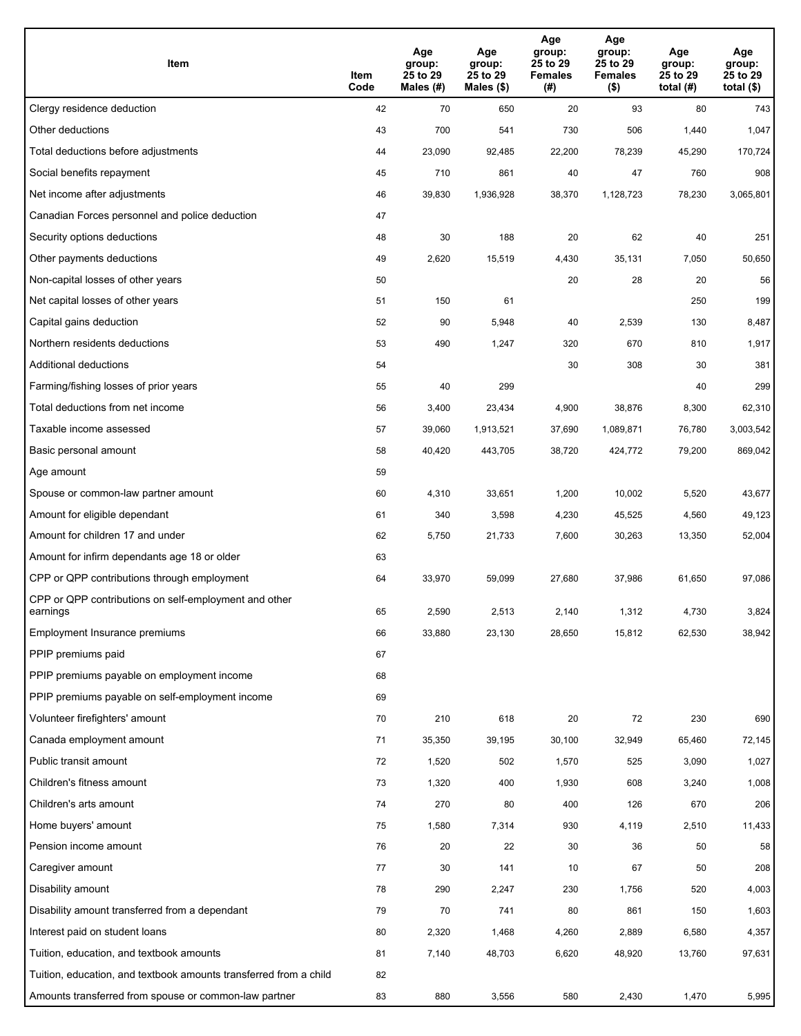| Item | Item Code | Age group: 25 to 29 Males (#) | Age group: 25 to 29 Males ($) | Age group: 25 to 29 Females (#) | Age group: 25 to 29 Females ($) | Age group: 25 to 29 total (#) | Age group: 25 to 29 total ($) |
|---|---|---|---|---|---|---|---|
| Clergy residence deduction | 42 | 70 | 650 | 20 | 93 | 80 | 743 |
| Other deductions | 43 | 700 | 541 | 730 | 506 | 1,440 | 1,047 |
| Total deductions before adjustments | 44 | 23,090 | 92,485 | 22,200 | 78,239 | 45,290 | 170,724 |
| Social benefits repayment | 45 | 710 | 861 | 40 | 47 | 760 | 908 |
| Net income after adjustments | 46 | 39,830 | 1,936,928 | 38,370 | 1,128,723 | 78,230 | 3,065,801 |
| Canadian Forces personnel and police deduction | 47 | | | | | | |
| Security options deductions | 48 | 30 | 188 | 20 | 62 | 40 | 251 |
| Other payments deductions | 49 | 2,620 | 15,519 | 4,430 | 35,131 | 7,050 | 50,650 |
| Non-capital losses of other years | 50 | | | 20 | 28 | 20 | 56 |
| Net capital losses of other years | 51 | 150 | 61 | | | 250 | 199 |
| Capital gains deduction | 52 | 90 | 5,948 | 40 | 2,539 | 130 | 8,487 |
| Northern residents deductions | 53 | 490 | 1,247 | 320 | 670 | 810 | 1,917 |
| Additional deductions | 54 | | | 30 | 308 | 30 | 381 |
| Farming/fishing losses of prior years | 55 | 40 | 299 | | | 40 | 299 |
| Total deductions from net income | 56 | 3,400 | 23,434 | 4,900 | 38,876 | 8,300 | 62,310 |
| Taxable income assessed | 57 | 39,060 | 1,913,521 | 37,690 | 1,089,871 | 76,780 | 3,003,542 |
| Basic personal amount | 58 | 40,420 | 443,705 | 38,720 | 424,772 | 79,200 | 869,042 |
| Age amount | 59 | | | | | | |
| Spouse or common-law partner amount | 60 | 4,310 | 33,651 | 1,200 | 10,002 | 5,520 | 43,677 |
| Amount for eligible dependant | 61 | 340 | 3,598 | 4,230 | 45,525 | 4,560 | 49,123 |
| Amount for children 17 and under | 62 | 5,750 | 21,733 | 7,600 | 30,263 | 13,350 | 52,004 |
| Amount for infirm dependants age 18 or older | 63 | | | | | | |
| CPP or QPP contributions through employment | 64 | 33,970 | 59,099 | 27,680 | 37,986 | 61,650 | 97,086 |
| CPP or QPP contributions on self-employment and other earnings | 65 | 2,590 | 2,513 | 2,140 | 1,312 | 4,730 | 3,824 |
| Employment Insurance premiums | 66 | 33,880 | 23,130 | 28,650 | 15,812 | 62,530 | 38,942 |
| PPIP premiums paid | 67 | | | | | | |
| PPIP premiums payable on employment income | 68 | | | | | | |
| PPIP premiums payable on self-employment income | 69 | | | | | | |
| Volunteer firefighters' amount | 70 | 210 | 618 | 20 | 72 | 230 | 690 |
| Canada employment amount | 71 | 35,350 | 39,195 | 30,100 | 32,949 | 65,460 | 72,145 |
| Public transit amount | 72 | 1,520 | 502 | 1,570 | 525 | 3,090 | 1,027 |
| Children's fitness amount | 73 | 1,320 | 400 | 1,930 | 608 | 3,240 | 1,008 |
| Children's arts amount | 74 | 270 | 80 | 400 | 126 | 670 | 206 |
| Home buyers' amount | 75 | 1,580 | 7,314 | 930 | 4,119 | 2,510 | 11,433 |
| Pension income amount | 76 | 20 | 22 | 30 | 36 | 50 | 58 |
| Caregiver amount | 77 | 30 | 141 | 10 | 67 | 50 | 208 |
| Disability amount | 78 | 290 | 2,247 | 230 | 1,756 | 520 | 4,003 |
| Disability amount transferred from a dependant | 79 | 70 | 741 | 80 | 861 | 150 | 1,603 |
| Interest paid on student loans | 80 | 2,320 | 1,468 | 4,260 | 2,889 | 6,580 | 4,357 |
| Tuition, education, and textbook amounts | 81 | 7,140 | 48,703 | 6,620 | 48,920 | 13,760 | 97,631 |
| Tuition, education, and textbook amounts transferred from a child | 82 | | | | | | |
| Amounts transferred from spouse or common-law partner | 83 | 880 | 3,556 | 580 | 2,430 | 1,470 | 5,995 |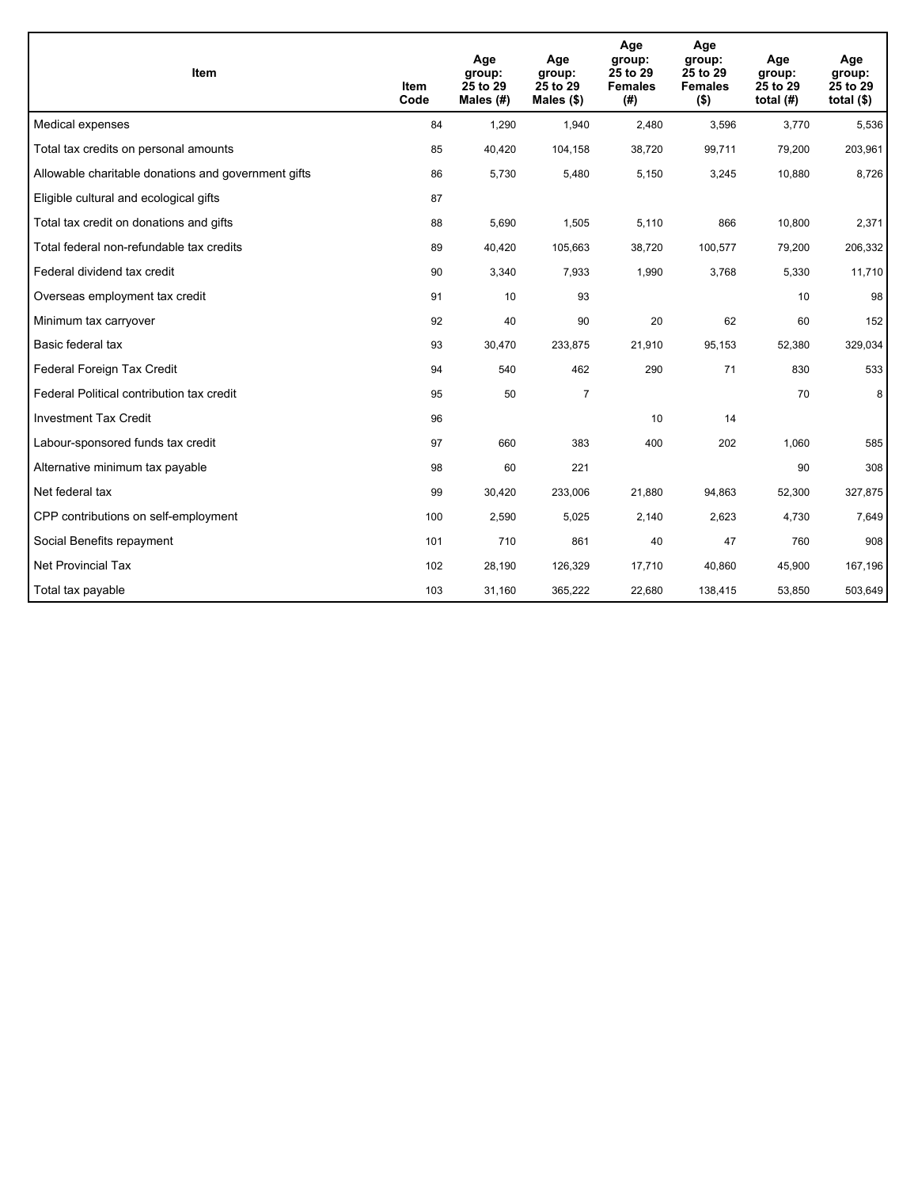| Item | Item Code | Age group: 25 to 29 Males (#) | Age group: 25 to 29 Males ($) | Age group: 25 to 29 Females (#) | Age group: 25 to 29 Females ($) | Age group: 25 to 29 total (#) | Age group: 25 to 29 total ($) |
|---|---|---|---|---|---|---|---|
| Medical expenses | 84 | 1,290 | 1,940 | 2,480 | 3,596 | 3,770 | 5,536 |
| Total tax credits on personal amounts | 85 | 40,420 | 104,158 | 38,720 | 99,711 | 79,200 | 203,961 |
| Allowable charitable donations and government gifts | 86 | 5,730 | 5,480 | 5,150 | 3,245 | 10,880 | 8,726 |
| Eligible cultural and ecological gifts | 87 | | | | | | |
| Total tax credit on donations and gifts | 88 | 5,690 | 1,505 | 5,110 | 866 | 10,800 | 2,371 |
| Total federal non-refundable tax credits | 89 | 40,420 | 105,663 | 38,720 | 100,577 | 79,200 | 206,332 |
| Federal dividend tax credit | 90 | 3,340 | 7,933 | 1,990 | 3,768 | 5,330 | 11,710 |
| Overseas employment tax credit | 91 | 10 | 93 | | | 10 | 98 |
| Minimum tax carryover | 92 | 40 | 90 | 20 | 62 | 60 | 152 |
| Basic federal tax | 93 | 30,470 | 233,875 | 21,910 | 95,153 | 52,380 | 329,034 |
| Federal Foreign Tax Credit | 94 | 540 | 462 | 290 | 71 | 830 | 533 |
| Federal Political contribution tax credit | 95 | 50 | 7 | | | 70 | 8 |
| Investment Tax Credit | 96 | | | 10 | 14 | | |
| Labour-sponsored funds tax credit | 97 | 660 | 383 | 400 | 202 | 1,060 | 585 |
| Alternative minimum tax payable | 98 | 60 | 221 | | | 90 | 308 |
| Net federal tax | 99 | 30,420 | 233,006 | 21,880 | 94,863 | 52,300 | 327,875 |
| CPP contributions on self-employment | 100 | 2,590 | 5,025 | 2,140 | 2,623 | 4,730 | 7,649 |
| Social Benefits repayment | 101 | 710 | 861 | 40 | 47 | 760 | 908 |
| Net Provincial Tax | 102 | 28,190 | 126,329 | 17,710 | 40,860 | 45,900 | 167,196 |
| Total tax payable | 103 | 31,160 | 365,222 | 22,680 | 138,415 | 53,850 | 503,649 |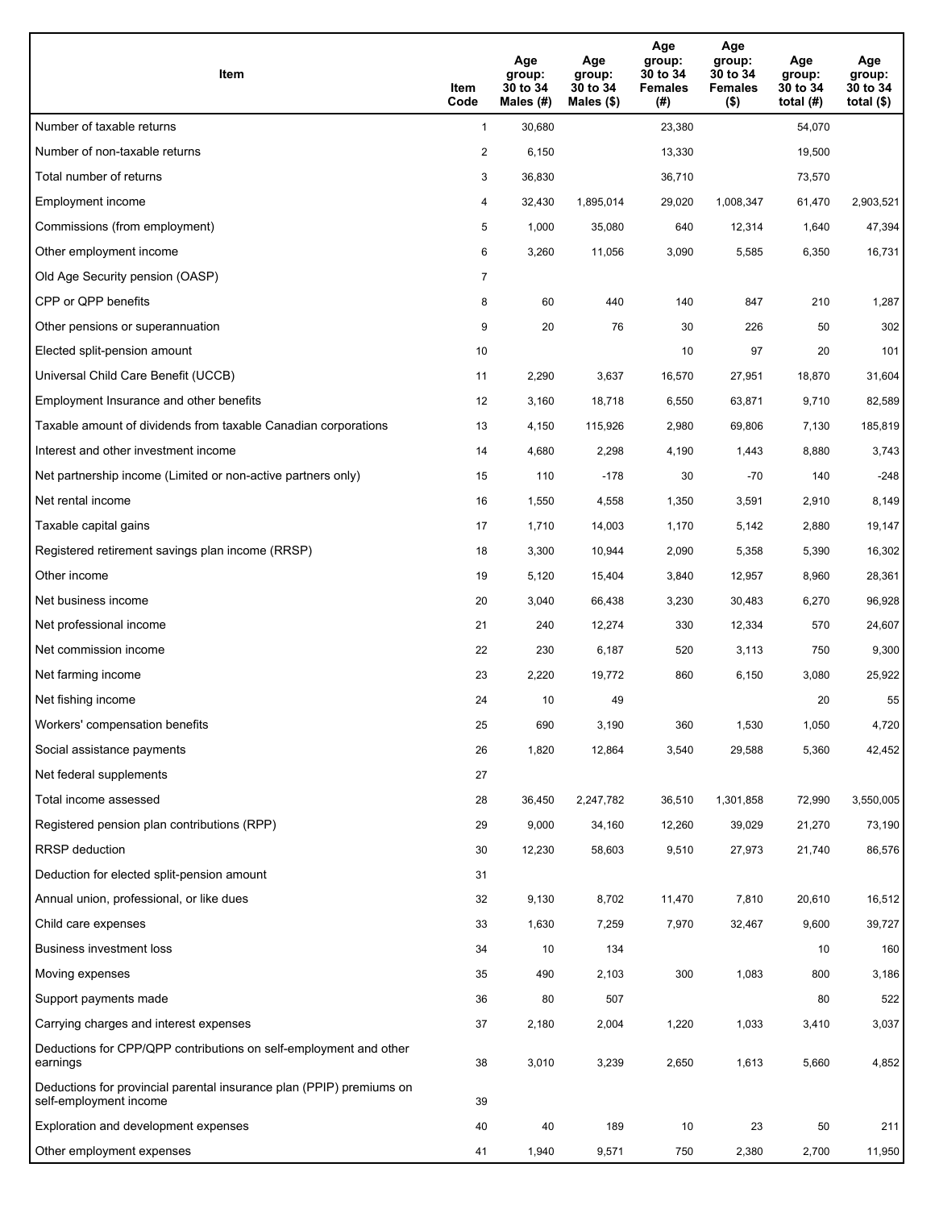| Item | Item Code | Age group: 30 to 34 Males (#) | Age group: 30 to 34 Males ($) | Age group: 30 to 34 Females (#) | Age group: 30 to 34 Females ($) | Age group: 30 to 34 total (#) | Age group: 30 to 34 total ($) |
|---|---|---|---|---|---|---|---|
| Number of taxable returns | 1 | 30,680 | | 23,380 | | 54,070 | |
| Number of non-taxable returns | 2 | 6,150 | | 13,330 | | 19,500 | |
| Total number of returns | 3 | 36,830 | | 36,710 | | 73,570 | |
| Employment income | 4 | 32,430 | 1,895,014 | 29,020 | 1,008,347 | 61,470 | 2,903,521 |
| Commissions (from employment) | 5 | 1,000 | 35,080 | 640 | 12,314 | 1,640 | 47,394 |
| Other employment income | 6 | 3,260 | 11,056 | 3,090 | 5,585 | 6,350 | 16,731 |
| Old Age Security pension (OASP) | 7 | | | | | | |
| CPP or QPP benefits | 8 | 60 | 440 | 140 | 847 | 210 | 1,287 |
| Other pensions or superannuation | 9 | 20 | 76 | 30 | 226 | 50 | 302 |
| Elected split-pension amount | 10 | | | 10 | 97 | 20 | 101 |
| Universal Child Care Benefit (UCCB) | 11 | 2,290 | 3,637 | 16,570 | 27,951 | 18,870 | 31,604 |
| Employment Insurance and other benefits | 12 | 3,160 | 18,718 | 6,550 | 63,871 | 9,710 | 82,589 |
| Taxable amount of dividends from taxable Canadian corporations | 13 | 4,150 | 115,926 | 2,980 | 69,806 | 7,130 | 185,819 |
| Interest and other investment income | 14 | 4,680 | 2,298 | 4,190 | 1,443 | 8,880 | 3,743 |
| Net partnership income (Limited or non-active partners only) | 15 | 110 | -178 | 30 | -70 | 140 | -248 |
| Net rental income | 16 | 1,550 | 4,558 | 1,350 | 3,591 | 2,910 | 8,149 |
| Taxable capital gains | 17 | 1,710 | 14,003 | 1,170 | 5,142 | 2,880 | 19,147 |
| Registered retirement savings plan income (RRSP) | 18 | 3,300 | 10,944 | 2,090 | 5,358 | 5,390 | 16,302 |
| Other income | 19 | 5,120 | 15,404 | 3,840 | 12,957 | 8,960 | 28,361 |
| Net business income | 20 | 3,040 | 66,438 | 3,230 | 30,483 | 6,270 | 96,928 |
| Net professional income | 21 | 240 | 12,274 | 330 | 12,334 | 570 | 24,607 |
| Net commission income | 22 | 230 | 6,187 | 520 | 3,113 | 750 | 9,300 |
| Net farming income | 23 | 2,220 | 19,772 | 860 | 6,150 | 3,080 | 25,922 |
| Net fishing income | 24 | 10 | 49 | | | 20 | 55 |
| Workers' compensation benefits | 25 | 690 | 3,190 | 360 | 1,530 | 1,050 | 4,720 |
| Social assistance payments | 26 | 1,820 | 12,864 | 3,540 | 29,588 | 5,360 | 42,452 |
| Net federal supplements | 27 | | | | | | |
| Total income assessed | 28 | 36,450 | 2,247,782 | 36,510 | 1,301,858 | 72,990 | 3,550,005 |
| Registered pension plan contributions (RPP) | 29 | 9,000 | 34,160 | 12,260 | 39,029 | 21,270 | 73,190 |
| RRSP deduction | 30 | 12,230 | 58,603 | 9,510 | 27,973 | 21,740 | 86,576 |
| Deduction for elected split-pension amount | 31 | | | | | | |
| Annual union, professional, or like dues | 32 | 9,130 | 8,702 | 11,470 | 7,810 | 20,610 | 16,512 |
| Child care expenses | 33 | 1,630 | 7,259 | 7,970 | 32,467 | 9,600 | 39,727 |
| Business investment loss | 34 | 10 | 134 | | | 10 | 160 |
| Moving expenses | 35 | 490 | 2,103 | 300 | 1,083 | 800 | 3,186 |
| Support payments made | 36 | 80 | 507 | | | 80 | 522 |
| Carrying charges and interest expenses | 37 | 2,180 | 2,004 | 1,220 | 1,033 | 3,410 | 3,037 |
| Deductions for CPP/QPP contributions on self-employment and other earnings | 38 | 3,010 | 3,239 | 2,650 | 1,613 | 5,660 | 4,852 |
| Deductions for provincial parental insurance plan (PPIP) premiums on self-employment income | 39 | | | | | | |
| Exploration and development expenses | 40 | 40 | 189 | 10 | 23 | 50 | 211 |
| Other employment expenses | 41 | 1,940 | 9,571 | 750 | 2,380 | 2,700 | 11,950 |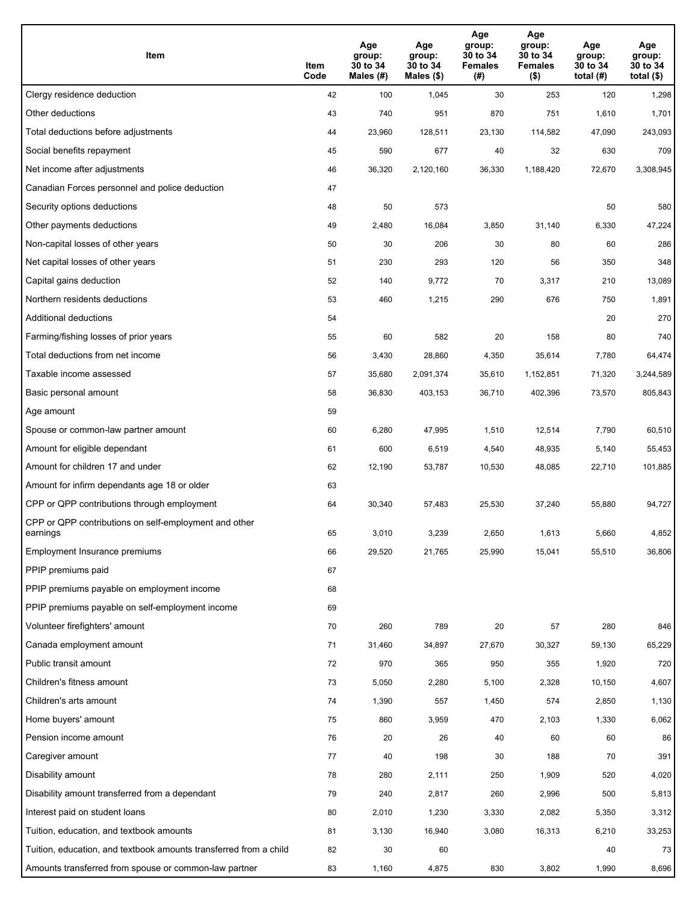| Item | Item Code | Age group: 30 to 34 Males (#) | Age group: 30 to 34 Males ($) | Age group: 30 to 34 Females (#) | Age group: 30 to 34 Females ($) | Age group: 30 to 34 total (#) | Age group: 30 to 34 total ($) |
|---|---|---|---|---|---|---|---|
| Clergy residence deduction | 42 | 100 | 1,045 | 30 | 253 | 120 | 1,298 |
| Other deductions | 43 | 740 | 951 | 870 | 751 | 1,610 | 1,701 |
| Total deductions before adjustments | 44 | 23,960 | 128,511 | 23,130 | 114,582 | 47,090 | 243,093 |
| Social benefits repayment | 45 | 590 | 677 | 40 | 32 | 630 | 709 |
| Net income after adjustments | 46 | 36,320 | 2,120,160 | 36,330 | 1,188,420 | 72,670 | 3,308,945 |
| Canadian Forces personnel and police deduction | 47 | | | | | | |
| Security options deductions | 48 | 50 | 573 | | | 50 | 580 |
| Other payments deductions | 49 | 2,480 | 16,084 | 3,850 | 31,140 | 6,330 | 47,224 |
| Non-capital losses of other years | 50 | 30 | 206 | 30 | 80 | 60 | 286 |
| Net capital losses of other years | 51 | 230 | 293 | 120 | 56 | 350 | 348 |
| Capital gains deduction | 52 | 140 | 9,772 | 70 | 3,317 | 210 | 13,089 |
| Northern residents deductions | 53 | 460 | 1,215 | 290 | 676 | 750 | 1,891 |
| Additional deductions | 54 | | | | | 20 | 270 |
| Farming/fishing losses of prior years | 55 | 60 | 582 | 20 | 158 | 80 | 740 |
| Total deductions from net income | 56 | 3,430 | 28,860 | 4,350 | 35,614 | 7,780 | 64,474 |
| Taxable income assessed | 57 | 35,680 | 2,091,374 | 35,610 | 1,152,851 | 71,320 | 3,244,589 |
| Basic personal amount | 58 | 36,830 | 403,153 | 36,710 | 402,396 | 73,570 | 805,843 |
| Age amount | 59 | | | | | | |
| Spouse or common-law partner amount | 60 | 6,280 | 47,995 | 1,510 | 12,514 | 7,790 | 60,510 |
| Amount for eligible dependant | 61 | 600 | 6,519 | 4,540 | 48,935 | 5,140 | 55,453 |
| Amount for children 17 and under | 62 | 12,190 | 53,787 | 10,530 | 48,085 | 22,710 | 101,885 |
| Amount for infirm dependants age 18 or older | 63 | | | | | | |
| CPP or QPP contributions through employment | 64 | 30,340 | 57,483 | 25,530 | 37,240 | 55,880 | 94,727 |
| CPP or QPP contributions on self-employment and other earnings | 65 | 3,010 | 3,239 | 2,650 | 1,613 | 5,660 | 4,852 |
| Employment Insurance premiums | 66 | 29,520 | 21,765 | 25,990 | 15,041 | 55,510 | 36,806 |
| PPIP premiums paid | 67 | | | | | | |
| PPIP premiums payable on employment income | 68 | | | | | | |
| PPIP premiums payable on self-employment income | 69 | | | | | | |
| Volunteer firefighters' amount | 70 | 260 | 789 | 20 | 57 | 280 | 846 |
| Canada employment amount | 71 | 31,460 | 34,897 | 27,670 | 30,327 | 59,130 | 65,229 |
| Public transit amount | 72 | 970 | 365 | 950 | 355 | 1,920 | 720 |
| Children's fitness amount | 73 | 5,050 | 2,280 | 5,100 | 2,328 | 10,150 | 4,607 |
| Children's arts amount | 74 | 1,390 | 557 | 1,450 | 574 | 2,850 | 1,130 |
| Home buyers' amount | 75 | 860 | 3,959 | 470 | 2,103 | 1,330 | 6,062 |
| Pension income amount | 76 | 20 | 26 | 40 | 60 | 60 | 86 |
| Caregiver amount | 77 | 40 | 198 | 30 | 188 | 70 | 391 |
| Disability amount | 78 | 280 | 2,111 | 250 | 1,909 | 520 | 4,020 |
| Disability amount transferred from a dependant | 79 | 240 | 2,817 | 260 | 2,996 | 500 | 5,813 |
| Interest paid on student loans | 80 | 2,010 | 1,230 | 3,330 | 2,082 | 5,350 | 3,312 |
| Tuition, education, and textbook amounts | 81 | 3,130 | 16,940 | 3,080 | 16,313 | 6,210 | 33,253 |
| Tuition, education, and textbook amounts transferred from a child | 82 | 30 | 60 | | | 40 | 73 |
| Amounts transferred from spouse or common-law partner | 83 | 1,160 | 4,875 | 830 | 3,802 | 1,990 | 8,696 |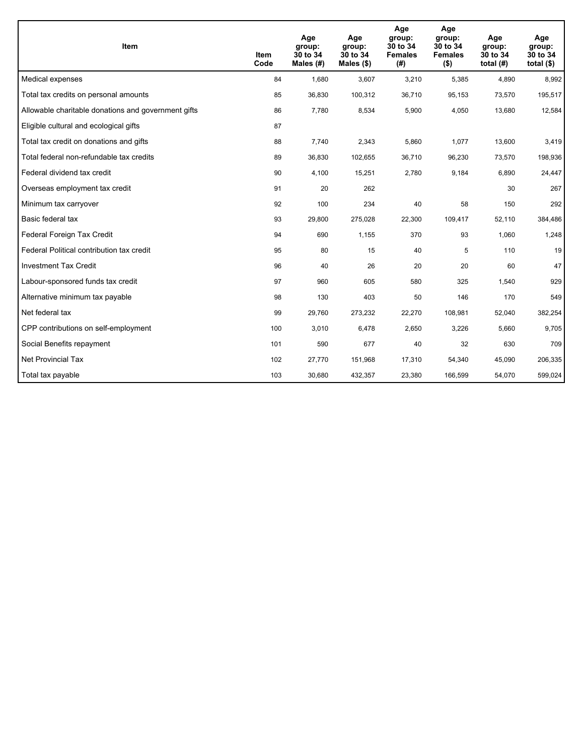| Item | Item Code | Age group: 30 to 34 Males (#) | Age group: 30 to 34 Males ($) | Age group: 30 to 34 Females (#) | Age group: 30 to 34 Females ($) | Age group: 30 to 34 total (#) | Age group: 30 to 34 total ($) |
|---|---|---|---|---|---|---|---|
| Medical expenses | 84 | 1,680 | 3,607 | 3,210 | 5,385 | 4,890 | 8,992 |
| Total tax credits on personal amounts | 85 | 36,830 | 100,312 | 36,710 | 95,153 | 73,570 | 195,517 |
| Allowable charitable donations and government gifts | 86 | 7,780 | 8,534 | 5,900 | 4,050 | 13,680 | 12,584 |
| Eligible cultural and ecological gifts | 87 | | | | | | |
| Total tax credit on donations and gifts | 88 | 7,740 | 2,343 | 5,860 | 1,077 | 13,600 | 3,419 |
| Total federal non-refundable tax credits | 89 | 36,830 | 102,655 | 36,710 | 96,230 | 73,570 | 198,936 |
| Federal dividend tax credit | 90 | 4,100 | 15,251 | 2,780 | 9,184 | 6,890 | 24,447 |
| Overseas employment tax credit | 91 | 20 | 262 | | | 30 | 267 |
| Minimum tax carryover | 92 | 100 | 234 | 40 | 58 | 150 | 292 |
| Basic federal tax | 93 | 29,800 | 275,028 | 22,300 | 109,417 | 52,110 | 384,486 |
| Federal Foreign Tax Credit | 94 | 690 | 1,155 | 370 | 93 | 1,060 | 1,248 |
| Federal Political contribution tax credit | 95 | 80 | 15 | 40 | 5 | 110 | 19 |
| Investment Tax Credit | 96 | 40 | 26 | 20 | 20 | 60 | 47 |
| Labour-sponsored funds tax credit | 97 | 960 | 605 | 580 | 325 | 1,540 | 929 |
| Alternative minimum tax payable | 98 | 130 | 403 | 50 | 146 | 170 | 549 |
| Net federal tax | 99 | 29,760 | 273,232 | 22,270 | 108,981 | 52,040 | 382,254 |
| CPP contributions on self-employment | 100 | 3,010 | 6,478 | 2,650 | 3,226 | 5,660 | 9,705 |
| Social Benefits repayment | 101 | 590 | 677 | 40 | 32 | 630 | 709 |
| Net Provincial Tax | 102 | 27,770 | 151,968 | 17,310 | 54,340 | 45,090 | 206,335 |
| Total tax payable | 103 | 30,680 | 432,357 | 23,380 | 166,599 | 54,070 | 599,024 |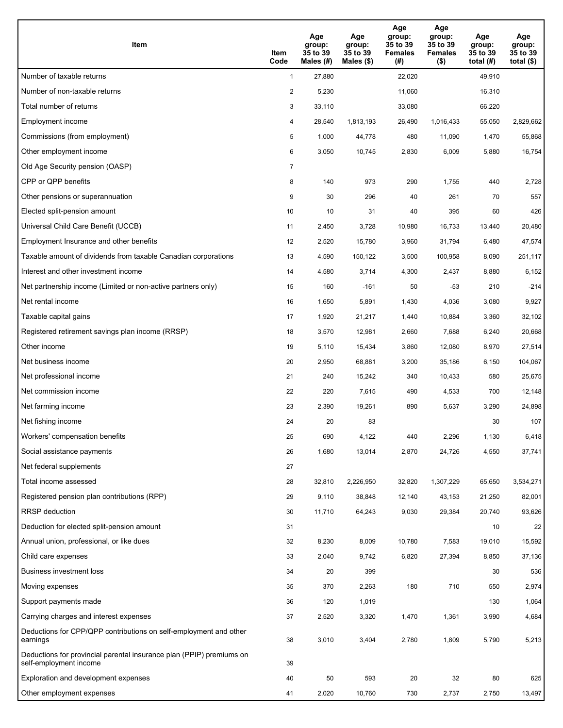| Item | Item Code | Age group: 35 to 39 Males (#) | Age group: 35 to 39 Males ($) | Age group: 35 to 39 Females (#) | Age group: 35 to 39 Females ($) | Age group: 35 to 39 total (#) | Age group: 35 to 39 total ($) |
|---|---|---|---|---|---|---|---|
| Number of taxable returns | 1 | 27,880 | | 22,020 | | 49,910 | |
| Number of non-taxable returns | 2 | 5,230 | | 11,060 | | 16,310 | |
| Total number of returns | 3 | 33,110 | | 33,080 | | 66,220 | |
| Employment income | 4 | 28,540 | 1,813,193 | 26,490 | 1,016,433 | 55,050 | 2,829,662 |
| Commissions (from employment) | 5 | 1,000 | 44,778 | 480 | 11,090 | 1,470 | 55,868 |
| Other employment income | 6 | 3,050 | 10,745 | 2,830 | 6,009 | 5,880 | 16,754 |
| Old Age Security pension (OASP) | 7 | | | | | | |
| CPP or QPP benefits | 8 | 140 | 973 | 290 | 1,755 | 440 | 2,728 |
| Other pensions or superannuation | 9 | 30 | 296 | 40 | 261 | 70 | 557 |
| Elected split-pension amount | 10 | 10 | 31 | 40 | 395 | 60 | 426 |
| Universal Child Care Benefit (UCCB) | 11 | 2,450 | 3,728 | 10,980 | 16,733 | 13,440 | 20,480 |
| Employment Insurance and other benefits | 12 | 2,520 | 15,780 | 3,960 | 31,794 | 6,480 | 47,574 |
| Taxable amount of dividends from taxable Canadian corporations | 13 | 4,590 | 150,122 | 3,500 | 100,958 | 8,090 | 251,117 |
| Interest and other investment income | 14 | 4,580 | 3,714 | 4,300 | 2,437 | 8,880 | 6,152 |
| Net partnership income (Limited or non-active partners only) | 15 | 160 | -161 | 50 | -53 | 210 | -214 |
| Net rental income | 16 | 1,650 | 5,891 | 1,430 | 4,036 | 3,080 | 9,927 |
| Taxable capital gains | 17 | 1,920 | 21,217 | 1,440 | 10,884 | 3,360 | 32,102 |
| Registered retirement savings plan income (RRSP) | 18 | 3,570 | 12,981 | 2,660 | 7,688 | 6,240 | 20,668 |
| Other income | 19 | 5,110 | 15,434 | 3,860 | 12,080 | 8,970 | 27,514 |
| Net business income | 20 | 2,950 | 68,881 | 3,200 | 35,186 | 6,150 | 104,067 |
| Net professional income | 21 | 240 | 15,242 | 340 | 10,433 | 580 | 25,675 |
| Net commission income | 22 | 220 | 7,615 | 490 | 4,533 | 700 | 12,148 |
| Net farming income | 23 | 2,390 | 19,261 | 890 | 5,637 | 3,290 | 24,898 |
| Net fishing income | 24 | 20 | 83 | | | 30 | 107 |
| Workers' compensation benefits | 25 | 690 | 4,122 | 440 | 2,296 | 1,130 | 6,418 |
| Social assistance payments | 26 | 1,680 | 13,014 | 2,870 | 24,726 | 4,550 | 37,741 |
| Net federal supplements | 27 | | | | | | |
| Total income assessed | 28 | 32,810 | 2,226,950 | 32,820 | 1,307,229 | 65,650 | 3,534,271 |
| Registered pension plan contributions (RPP) | 29 | 9,110 | 38,848 | 12,140 | 43,153 | 21,250 | 82,001 |
| RRSP deduction | 30 | 11,710 | 64,243 | 9,030 | 29,384 | 20,740 | 93,626 |
| Deduction for elected split-pension amount | 31 | | | | | 10 | 22 |
| Annual union, professional, or like dues | 32 | 8,230 | 8,009 | 10,780 | 7,583 | 19,010 | 15,592 |
| Child care expenses | 33 | 2,040 | 9,742 | 6,820 | 27,394 | 8,850 | 37,136 |
| Business investment loss | 34 | 20 | 399 | | | 30 | 536 |
| Moving expenses | 35 | 370 | 2,263 | 180 | 710 | 550 | 2,974 |
| Support payments made | 36 | 120 | 1,019 | | | 130 | 1,064 |
| Carrying charges and interest expenses | 37 | 2,520 | 3,320 | 1,470 | 1,361 | 3,990 | 4,684 |
| Deductions for CPP/QPP contributions on self-employment and other earnings | 38 | 3,010 | 3,404 | 2,780 | 1,809 | 5,790 | 5,213 |
| Deductions for provincial parental insurance plan (PPIP) premiums on self-employment income | 39 | | | | | | |
| Exploration and development expenses | 40 | 50 | 593 | 20 | 32 | 80 | 625 |
| Other employment expenses | 41 | 2,020 | 10,760 | 730 | 2,737 | 2,750 | 13,497 |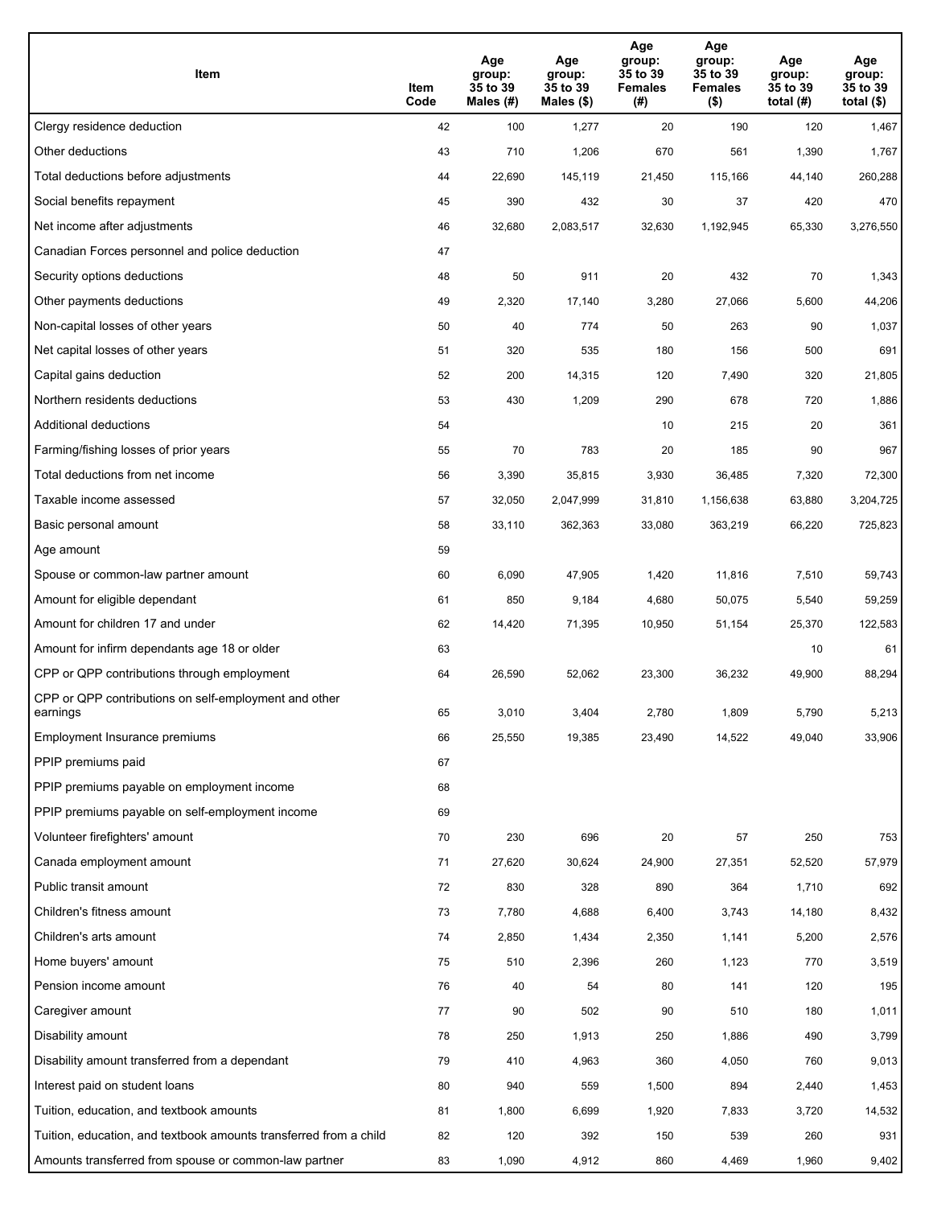| Item | Item Code | Age group: 35 to 39 Males (#) | Age group: 35 to 39 Males ($) | Age group: 35 to 39 Females (#) | Age group: 35 to 39 Females ($) | Age group: 35 to 39 total (#) | Age group: 35 to 39 total ($) |
|---|---|---|---|---|---|---|---|
| Clergy residence deduction | 42 | 100 | 1,277 | 20 | 190 | 120 | 1,467 |
| Other deductions | 43 | 710 | 1,206 | 670 | 561 | 1,390 | 1,767 |
| Total deductions before adjustments | 44 | 22,690 | 145,119 | 21,450 | 115,166 | 44,140 | 260,288 |
| Social benefits repayment | 45 | 390 | 432 | 30 | 37 | 420 | 470 |
| Net income after adjustments | 46 | 32,680 | 2,083,517 | 32,630 | 1,192,945 | 65,330 | 3,276,550 |
| Canadian Forces personnel and police deduction | 47 | | | | | | |
| Security options deductions | 48 | 50 | 911 | 20 | 432 | 70 | 1,343 |
| Other payments deductions | 49 | 2,320 | 17,140 | 3,280 | 27,066 | 5,600 | 44,206 |
| Non-capital losses of other years | 50 | 40 | 774 | 50 | 263 | 90 | 1,037 |
| Net capital losses of other years | 51 | 320 | 535 | 180 | 156 | 500 | 691 |
| Capital gains deduction | 52 | 200 | 14,315 | 120 | 7,490 | 320 | 21,805 |
| Northern residents deductions | 53 | 430 | 1,209 | 290 | 678 | 720 | 1,886 |
| Additional deductions | 54 | | | 10 | 215 | 20 | 361 |
| Farming/fishing losses of prior years | 55 | 70 | 783 | 20 | 185 | 90 | 967 |
| Total deductions from net income | 56 | 3,390 | 35,815 | 3,930 | 36,485 | 7,320 | 72,300 |
| Taxable income assessed | 57 | 32,050 | 2,047,999 | 31,810 | 1,156,638 | 63,880 | 3,204,725 |
| Basic personal amount | 58 | 33,110 | 362,363 | 33,080 | 363,219 | 66,220 | 725,823 |
| Age amount | 59 | | | | | | |
| Spouse or common-law partner amount | 60 | 6,090 | 47,905 | 1,420 | 11,816 | 7,510 | 59,743 |
| Amount for eligible dependant | 61 | 850 | 9,184 | 4,680 | 50,075 | 5,540 | 59,259 |
| Amount for children 17 and under | 62 | 14,420 | 71,395 | 10,950 | 51,154 | 25,370 | 122,583 |
| Amount for infirm dependants age 18 or older | 63 | | | | | 10 | 61 |
| CPP or QPP contributions through employment | 64 | 26,590 | 52,062 | 23,300 | 36,232 | 49,900 | 88,294 |
| CPP or QPP contributions on self-employment and other earnings | 65 | 3,010 | 3,404 | 2,780 | 1,809 | 5,790 | 5,213 |
| Employment Insurance premiums | 66 | 25,550 | 19,385 | 23,490 | 14,522 | 49,040 | 33,906 |
| PPIP premiums paid | 67 | | | | | | |
| PPIP premiums payable on employment income | 68 | | | | | | |
| PPIP premiums payable on self-employment income | 69 | | | | | | |
| Volunteer firefighters' amount | 70 | 230 | 696 | 20 | 57 | 250 | 753 |
| Canada employment amount | 71 | 27,620 | 30,624 | 24,900 | 27,351 | 52,520 | 57,979 |
| Public transit amount | 72 | 830 | 328 | 890 | 364 | 1,710 | 692 |
| Children's fitness amount | 73 | 7,780 | 4,688 | 6,400 | 3,743 | 14,180 | 8,432 |
| Children's arts amount | 74 | 2,850 | 1,434 | 2,350 | 1,141 | 5,200 | 2,576 |
| Home buyers' amount | 75 | 510 | 2,396 | 260 | 1,123 | 770 | 3,519 |
| Pension income amount | 76 | 40 | 54 | 80 | 141 | 120 | 195 |
| Caregiver amount | 77 | 90 | 502 | 90 | 510 | 180 | 1,011 |
| Disability amount | 78 | 250 | 1,913 | 250 | 1,886 | 490 | 3,799 |
| Disability amount transferred from a dependant | 79 | 410 | 4,963 | 360 | 4,050 | 760 | 9,013 |
| Interest paid on student loans | 80 | 940 | 559 | 1,500 | 894 | 2,440 | 1,453 |
| Tuition, education, and textbook amounts | 81 | 1,800 | 6,699 | 1,920 | 7,833 | 3,720 | 14,532 |
| Tuition, education, and textbook amounts transferred from a child | 82 | 120 | 392 | 150 | 539 | 260 | 931 |
| Amounts transferred from spouse or common-law partner | 83 | 1,090 | 4,912 | 860 | 4,469 | 1,960 | 9,402 |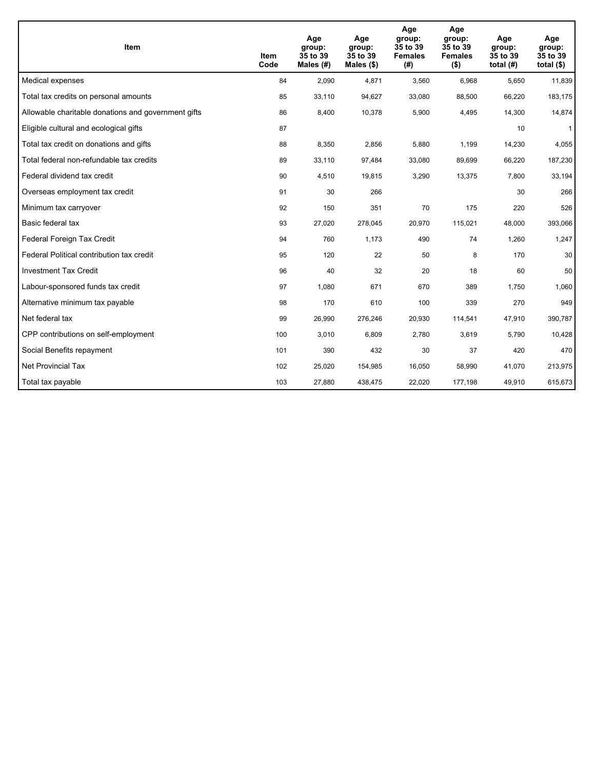| Item | Item Code | Age group: 35 to 39 Males (#) | Age group: 35 to 39 Males ($) | Age group: 35 to 39 Females (#) | Age group: 35 to 39 Females ($) | Age group: 35 to 39 total (#) | Age group: 35 to 39 total ($) |
| --- | --- | --- | --- | --- | --- | --- | --- |
| Medical expenses | 84 | 2,090 | 4,871 | 3,560 | 6,968 | 5,650 | 11,839 |
| Total tax credits on personal amounts | 85 | 33,110 | 94,627 | 33,080 | 88,500 | 66,220 | 183,175 |
| Allowable charitable donations and government gifts | 86 | 8,400 | 10,378 | 5,900 | 4,495 | 14,300 | 14,874 |
| Eligible cultural and ecological gifts | 87 | | | | | 10 | 1 |
| Total tax credit on donations and gifts | 88 | 8,350 | 2,856 | 5,880 | 1,199 | 14,230 | 4,055 |
| Total federal non-refundable tax credits | 89 | 33,110 | 97,484 | 33,080 | 89,699 | 66,220 | 187,230 |
| Federal dividend tax credit | 90 | 4,510 | 19,815 | 3,290 | 13,375 | 7,800 | 33,194 |
| Overseas employment tax credit | 91 | 30 | 266 | | | 30 | 266 |
| Minimum tax carryover | 92 | 150 | 351 | 70 | 175 | 220 | 526 |
| Basic federal tax | 93 | 27,020 | 278,045 | 20,970 | 115,021 | 48,000 | 393,066 |
| Federal Foreign Tax Credit | 94 | 760 | 1,173 | 490 | 74 | 1,260 | 1,247 |
| Federal Political contribution tax credit | 95 | 120 | 22 | 50 | 8 | 170 | 30 |
| Investment Tax Credit | 96 | 40 | 32 | 20 | 18 | 60 | 50 |
| Labour-sponsored funds tax credit | 97 | 1,080 | 671 | 670 | 389 | 1,750 | 1,060 |
| Alternative minimum tax payable | 98 | 170 | 610 | 100 | 339 | 270 | 949 |
| Net federal tax | 99 | 26,990 | 276,246 | 20,930 | 114,541 | 47,910 | 390,787 |
| CPP contributions on self-employment | 100 | 3,010 | 6,809 | 2,780 | 3,619 | 5,790 | 10,428 |
| Social Benefits repayment | 101 | 390 | 432 | 30 | 37 | 420 | 470 |
| Net Provincial Tax | 102 | 25,020 | 154,985 | 16,050 | 58,990 | 41,070 | 213,975 |
| Total tax payable | 103 | 27,880 | 438,475 | 22,020 | 177,198 | 49,910 | 615,673 |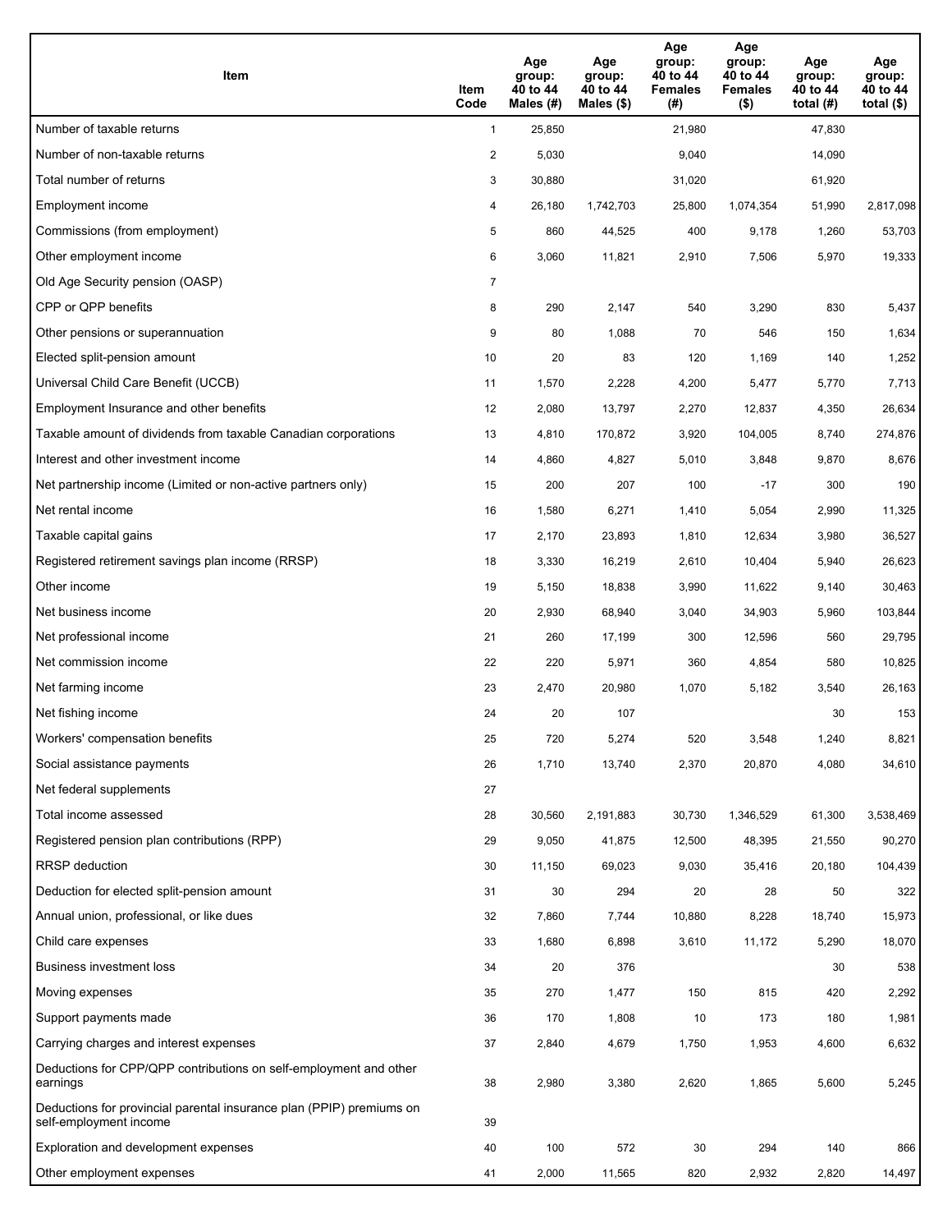| Item | Item Code | Age group: 40 to 44 Males (#) | Age group: 40 to 44 Males ($) | Age group: 40 to 44 Females (#) | Age group: 40 to 44 Females ($) | Age group: 40 to 44 total (#) | Age group: 40 to 44 total ($) |
|---|---|---|---|---|---|---|---|
| Number of taxable returns | 1 | 25,850 | | 21,980 | | 47,830 | |
| Number of non-taxable returns | 2 | 5,030 | | 9,040 | | 14,090 | |
| Total number of returns | 3 | 30,880 | | 31,020 | | 61,920 | |
| Employment income | 4 | 26,180 | 1,742,703 | 25,800 | 1,074,354 | 51,990 | 2,817,098 |
| Commissions (from employment) | 5 | 860 | 44,525 | 400 | 9,178 | 1,260 | 53,703 |
| Other employment income | 6 | 3,060 | 11,821 | 2,910 | 7,506 | 5,970 | 19,333 |
| Old Age Security pension (OASP) | 7 | | | | | | |
| CPP or QPP benefits | 8 | 290 | 2,147 | 540 | 3,290 | 830 | 5,437 |
| Other pensions or superannuation | 9 | 80 | 1,088 | 70 | 546 | 150 | 1,634 |
| Elected split-pension amount | 10 | 20 | 83 | 120 | 1,169 | 140 | 1,252 |
| Universal Child Care Benefit (UCCB) | 11 | 1,570 | 2,228 | 4,200 | 5,477 | 5,770 | 7,713 |
| Employment Insurance and other benefits | 12 | 2,080 | 13,797 | 2,270 | 12,837 | 4,350 | 26,634 |
| Taxable amount of dividends from taxable Canadian corporations | 13 | 4,810 | 170,872 | 3,920 | 104,005 | 8,740 | 274,876 |
| Interest and other investment income | 14 | 4,860 | 4,827 | 5,010 | 3,848 | 9,870 | 8,676 |
| Net partnership income (Limited or non-active partners only) | 15 | 200 | 207 | 100 | -17 | 300 | 190 |
| Net rental income | 16 | 1,580 | 6,271 | 1,410 | 5,054 | 2,990 | 11,325 |
| Taxable capital gains | 17 | 2,170 | 23,893 | 1,810 | 12,634 | 3,980 | 36,527 |
| Registered retirement savings plan income (RRSP) | 18 | 3,330 | 16,219 | 2,610 | 10,404 | 5,940 | 26,623 |
| Other income | 19 | 5,150 | 18,838 | 3,990 | 11,622 | 9,140 | 30,463 |
| Net business income | 20 | 2,930 | 68,940 | 3,040 | 34,903 | 5,960 | 103,844 |
| Net professional income | 21 | 260 | 17,199 | 300 | 12,596 | 560 | 29,795 |
| Net commission income | 22 | 220 | 5,971 | 360 | 4,854 | 580 | 10,825 |
| Net farming income | 23 | 2,470 | 20,980 | 1,070 | 5,182 | 3,540 | 26,163 |
| Net fishing income | 24 | 20 | 107 | | | 30 | 153 |
| Workers' compensation benefits | 25 | 720 | 5,274 | 520 | 3,548 | 1,240 | 8,821 |
| Social assistance payments | 26 | 1,710 | 13,740 | 2,370 | 20,870 | 4,080 | 34,610 |
| Net federal supplements | 27 | | | | | | |
| Total income assessed | 28 | 30,560 | 2,191,883 | 30,730 | 1,346,529 | 61,300 | 3,538,469 |
| Registered pension plan contributions (RPP) | 29 | 9,050 | 41,875 | 12,500 | 48,395 | 21,550 | 90,270 |
| RRSP deduction | 30 | 11,150 | 69,023 | 9,030 | 35,416 | 20,180 | 104,439 |
| Deduction for elected split-pension amount | 31 | 30 | 294 | 20 | 28 | 50 | 322 |
| Annual union, professional, or like dues | 32 | 7,860 | 7,744 | 10,880 | 8,228 | 18,740 | 15,973 |
| Child care expenses | 33 | 1,680 | 6,898 | 3,610 | 11,172 | 5,290 | 18,070 |
| Business investment loss | 34 | 20 | 376 | | | 30 | 538 |
| Moving expenses | 35 | 270 | 1,477 | 150 | 815 | 420 | 2,292 |
| Support payments made | 36 | 170 | 1,808 | 10 | 173 | 180 | 1,981 |
| Carrying charges and interest expenses | 37 | 2,840 | 4,679 | 1,750 | 1,953 | 4,600 | 6,632 |
| Deductions for CPP/QPP contributions on self-employment and other earnings | 38 | 2,980 | 3,380 | 2,620 | 1,865 | 5,600 | 5,245 |
| Deductions for provincial parental insurance plan (PPIP) premiums on self-employment income | 39 | | | | | | |
| Exploration and development expenses | 40 | 100 | 572 | 30 | 294 | 140 | 866 |
| Other employment expenses | 41 | 2,000 | 11,565 | 820 | 2,932 | 2,820 | 14,497 |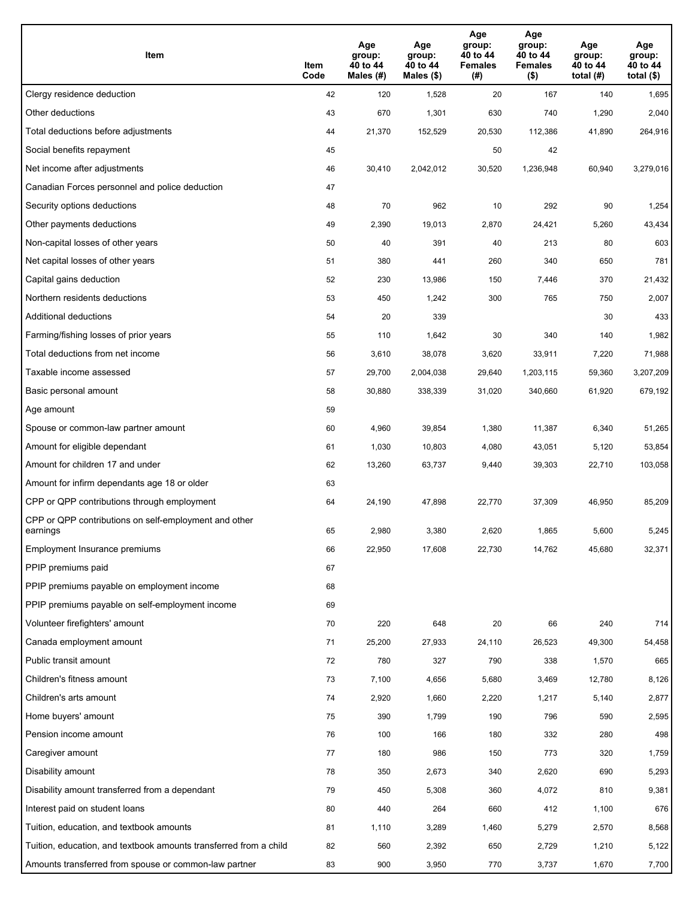| Item | Item Code | Age group: 40 to 44 Males (#) | Age group: 40 to 44 Males ($) | Age group: 40 to 44 Females (#) | Age group: 40 to 44 Females ($) | Age group: 40 to 44 total (#) | Age group: 40 to 44 total ($) |
|---|---|---|---|---|---|---|---|
| Clergy residence deduction | 42 | 120 | 1,528 | 20 | 167 | 140 | 1,695 |
| Other deductions | 43 | 670 | 1,301 | 630 | 740 | 1,290 | 2,040 |
| Total deductions before adjustments | 44 | 21,370 | 152,529 | 20,530 | 112,386 | 41,890 | 264,916 |
| Social benefits repayment | 45 | | | 50 | 42 | | |
| Net income after adjustments | 46 | 30,410 | 2,042,012 | 30,520 | 1,236,948 | 60,940 | 3,279,016 |
| Canadian Forces personnel and police deduction | 47 | | | | | | |
| Security options deductions | 48 | 70 | 962 | 10 | 292 | 90 | 1,254 |
| Other payments deductions | 49 | 2,390 | 19,013 | 2,870 | 24,421 | 5,260 | 43,434 |
| Non-capital losses of other years | 50 | 40 | 391 | 40 | 213 | 80 | 603 |
| Net capital losses of other years | 51 | 380 | 441 | 260 | 340 | 650 | 781 |
| Capital gains deduction | 52 | 230 | 13,986 | 150 | 7,446 | 370 | 21,432 |
| Northern residents deductions | 53 | 450 | 1,242 | 300 | 765 | 750 | 2,007 |
| Additional deductions | 54 | 20 | 339 | | | 30 | 433 |
| Farming/fishing losses of prior years | 55 | 110 | 1,642 | 30 | 340 | 140 | 1,982 |
| Total deductions from net income | 56 | 3,610 | 38,078 | 3,620 | 33,911 | 7,220 | 71,988 |
| Taxable income assessed | 57 | 29,700 | 2,004,038 | 29,640 | 1,203,115 | 59,360 | 3,207,209 |
| Basic personal amount | 58 | 30,880 | 338,339 | 31,020 | 340,660 | 61,920 | 679,192 |
| Age amount | 59 | | | | | | |
| Spouse or common-law partner amount | 60 | 4,960 | 39,854 | 1,380 | 11,387 | 6,340 | 51,265 |
| Amount for eligible dependant | 61 | 1,030 | 10,803 | 4,080 | 43,051 | 5,120 | 53,854 |
| Amount for children 17 and under | 62 | 13,260 | 63,737 | 9,440 | 39,303 | 22,710 | 103,058 |
| Amount for infirm dependants age 18 or older | 63 | | | | | | |
| CPP or QPP contributions through employment | 64 | 24,190 | 47,898 | 22,770 | 37,309 | 46,950 | 85,209 |
| CPP or QPP contributions on self-employment and other earnings | 65 | 2,980 | 3,380 | 2,620 | 1,865 | 5,600 | 5,245 |
| Employment Insurance premiums | 66 | 22,950 | 17,608 | 22,730 | 14,762 | 45,680 | 32,371 |
| PPIP premiums paid | 67 | | | | | | |
| PPIP premiums payable on employment income | 68 | | | | | | |
| PPIP premiums payable on self-employment income | 69 | | | | | | |
| Volunteer firefighters' amount | 70 | 220 | 648 | 20 | 66 | 240 | 714 |
| Canada employment amount | 71 | 25,200 | 27,933 | 24,110 | 26,523 | 49,300 | 54,458 |
| Public transit amount | 72 | 780 | 327 | 790 | 338 | 1,570 | 665 |
| Children's fitness amount | 73 | 7,100 | 4,656 | 5,680 | 3,469 | 12,780 | 8,126 |
| Children's arts amount | 74 | 2,920 | 1,660 | 2,220 | 1,217 | 5,140 | 2,877 |
| Home buyers' amount | 75 | 390 | 1,799 | 190 | 796 | 590 | 2,595 |
| Pension income amount | 76 | 100 | 166 | 180 | 332 | 280 | 498 |
| Caregiver amount | 77 | 180 | 986 | 150 | 773 | 320 | 1,759 |
| Disability amount | 78 | 350 | 2,673 | 340 | 2,620 | 690 | 5,293 |
| Disability amount transferred from a dependant | 79 | 450 | 5,308 | 360 | 4,072 | 810 | 9,381 |
| Interest paid on student loans | 80 | 440 | 264 | 660 | 412 | 1,100 | 676 |
| Tuition, education, and textbook amounts | 81 | 1,110 | 3,289 | 1,460 | 5,279 | 2,570 | 8,568 |
| Tuition, education, and textbook amounts transferred from a child | 82 | 560 | 2,392 | 650 | 2,729 | 1,210 | 5,122 |
| Amounts transferred from spouse or common-law partner | 83 | 900 | 3,950 | 770 | 3,737 | 1,670 | 7,700 |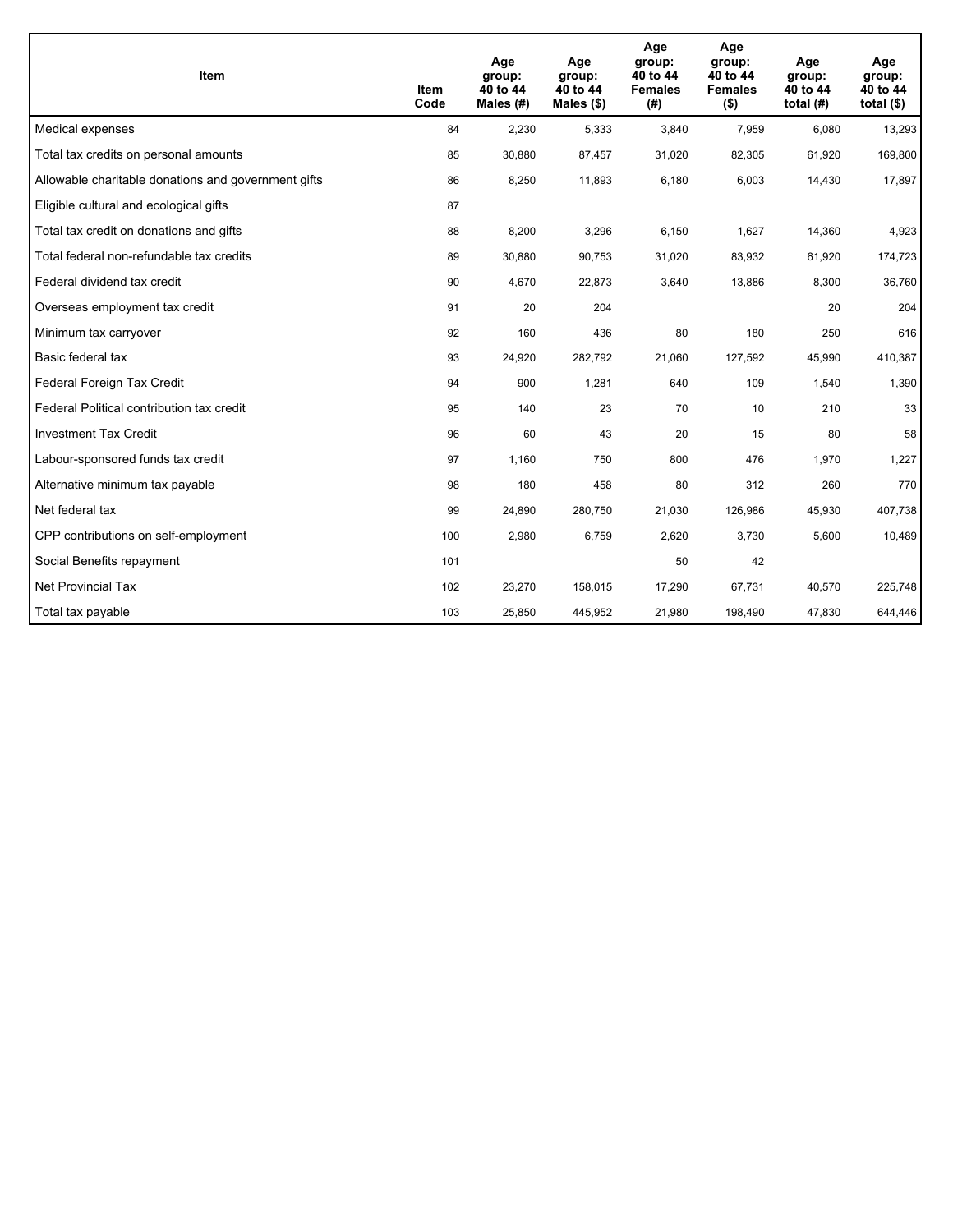| Item | Item Code | Age group: 40 to 44 Males (#) | Age group: 40 to 44 Males ($) | Age group: 40 to 44 Females (#) | Age group: 40 to 44 Females ($) | Age group: 40 to 44 total (#) | Age group: 40 to 44 total ($) |
|---|---|---|---|---|---|---|---|
| Medical expenses | 84 | 2,230 | 5,333 | 3,840 | 7,959 | 6,080 | 13,293 |
| Total tax credits on personal amounts | 85 | 30,880 | 87,457 | 31,020 | 82,305 | 61,920 | 169,800 |
| Allowable charitable donations and government gifts | 86 | 8,250 | 11,893 | 6,180 | 6,003 | 14,430 | 17,897 |
| Eligible cultural and ecological gifts | 87 | | | | | | |
| Total tax credit on donations and gifts | 88 | 8,200 | 3,296 | 6,150 | 1,627 | 14,360 | 4,923 |
| Total federal non-refundable tax credits | 89 | 30,880 | 90,753 | 31,020 | 83,932 | 61,920 | 174,723 |
| Federal dividend tax credit | 90 | 4,670 | 22,873 | 3,640 | 13,886 | 8,300 | 36,760 |
| Overseas employment tax credit | 91 | 20 | 204 | | | 20 | 204 |
| Minimum tax carryover | 92 | 160 | 436 | 80 | 180 | 250 | 616 |
| Basic federal tax | 93 | 24,920 | 282,792 | 21,060 | 127,592 | 45,990 | 410,387 |
| Federal Foreign Tax Credit | 94 | 900 | 1,281 | 640 | 109 | 1,540 | 1,390 |
| Federal Political contribution tax credit | 95 | 140 | 23 | 70 | 10 | 210 | 33 |
| Investment Tax Credit | 96 | 60 | 43 | 20 | 15 | 80 | 58 |
| Labour-sponsored funds tax credit | 97 | 1,160 | 750 | 800 | 476 | 1,970 | 1,227 |
| Alternative minimum tax payable | 98 | 180 | 458 | 80 | 312 | 260 | 770 |
| Net federal tax | 99 | 24,890 | 280,750 | 21,030 | 126,986 | 45,930 | 407,738 |
| CPP contributions on self-employment | 100 | 2,980 | 6,759 | 2,620 | 3,730 | 5,600 | 10,489 |
| Social Benefits repayment | 101 | | | 50 | 42 | | |
| Net Provincial Tax | 102 | 23,270 | 158,015 | 17,290 | 67,731 | 40,570 | 225,748 |
| Total tax payable | 103 | 25,850 | 445,952 | 21,980 | 198,490 | 47,830 | 644,446 |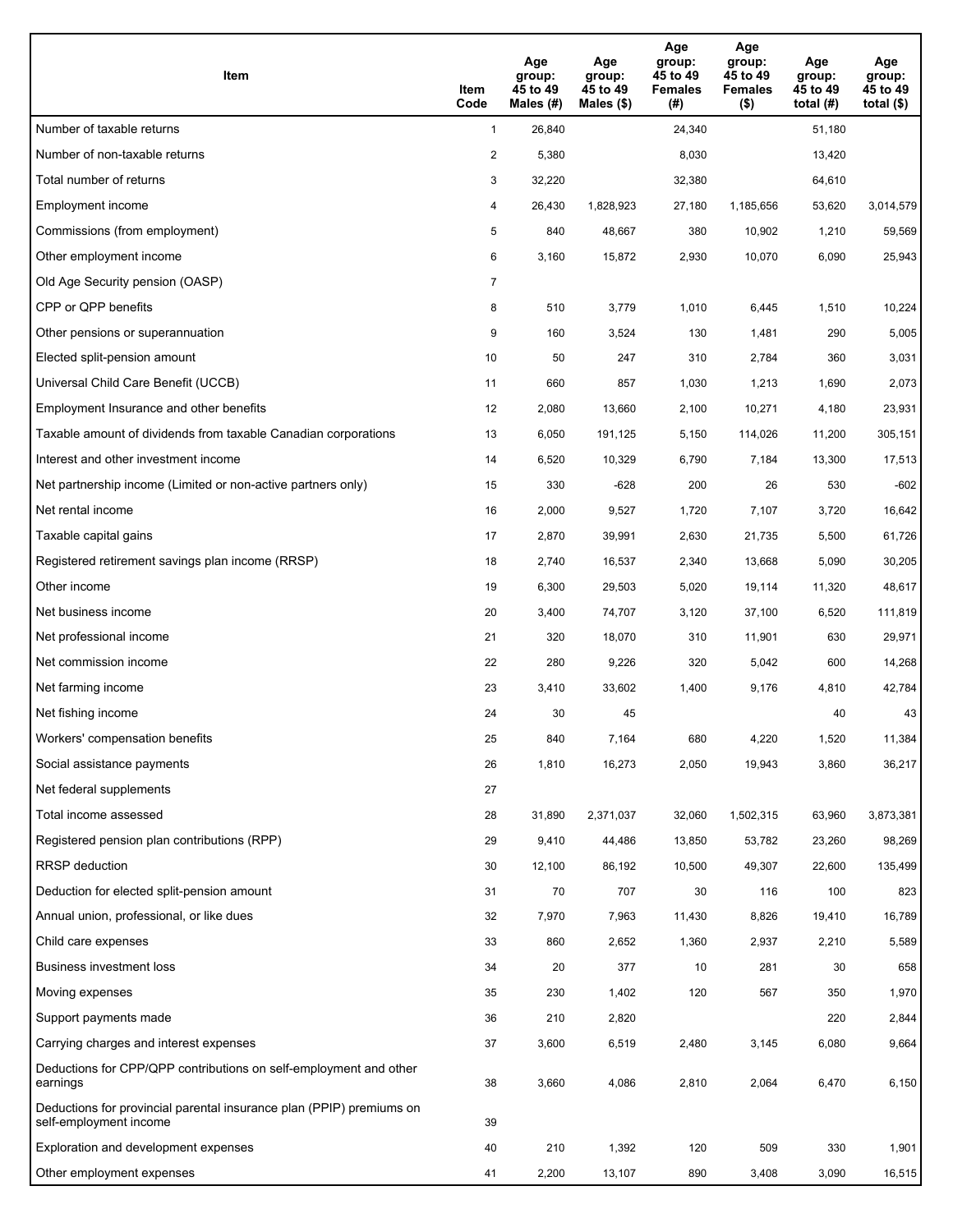| Item | Item Code | Age group: 45 to 49 Males (#) | Age group: 45 to 49 Males ($) | Age group: 45 to 49 Females (#) | Age group: 45 to 49 Females ($) | Age group: 45 to 49 total (#) | Age group: 45 to 49 total ($) |
|---|---|---|---|---|---|---|---|
| Number of taxable returns | 1 | 26,840 | | 24,340 | | 51,180 | |
| Number of non-taxable returns | 2 | 5,380 | | 8,030 | | 13,420 | |
| Total number of returns | 3 | 32,220 | | 32,380 | | 64,610 | |
| Employment income | 4 | 26,430 | 1,828,923 | 27,180 | 1,185,656 | 53,620 | 3,014,579 |
| Commissions (from employment) | 5 | 840 | 48,667 | 380 | 10,902 | 1,210 | 59,569 |
| Other employment income | 6 | 3,160 | 15,872 | 2,930 | 10,070 | 6,090 | 25,943 |
| Old Age Security pension (OASP) | 7 | | | | | | |
| CPP or QPP benefits | 8 | 510 | 3,779 | 1,010 | 6,445 | 1,510 | 10,224 |
| Other pensions or superannuation | 9 | 160 | 3,524 | 130 | 1,481 | 290 | 5,005 |
| Elected split-pension amount | 10 | 50 | 247 | 310 | 2,784 | 360 | 3,031 |
| Universal Child Care Benefit (UCCB) | 11 | 660 | 857 | 1,030 | 1,213 | 1,690 | 2,073 |
| Employment Insurance and other benefits | 12 | 2,080 | 13,660 | 2,100 | 10,271 | 4,180 | 23,931 |
| Taxable amount of dividends from taxable Canadian corporations | 13 | 6,050 | 191,125 | 5,150 | 114,026 | 11,200 | 305,151 |
| Interest and other investment income | 14 | 6,520 | 10,329 | 6,790 | 7,184 | 13,300 | 17,513 |
| Net partnership income (Limited or non-active partners only) | 15 | 330 | -628 | 200 | 26 | 530 | -602 |
| Net rental income | 16 | 2,000 | 9,527 | 1,720 | 7,107 | 3,720 | 16,642 |
| Taxable capital gains | 17 | 2,870 | 39,991 | 2,630 | 21,735 | 5,500 | 61,726 |
| Registered retirement savings plan income (RRSP) | 18 | 2,740 | 16,537 | 2,340 | 13,668 | 5,090 | 30,205 |
| Other income | 19 | 6,300 | 29,503 | 5,020 | 19,114 | 11,320 | 48,617 |
| Net business income | 20 | 3,400 | 74,707 | 3,120 | 37,100 | 6,520 | 111,819 |
| Net professional income | 21 | 320 | 18,070 | 310 | 11,901 | 630 | 29,971 |
| Net commission income | 22 | 280 | 9,226 | 320 | 5,042 | 600 | 14,268 |
| Net farming income | 23 | 3,410 | 33,602 | 1,400 | 9,176 | 4,810 | 42,784 |
| Net fishing income | 24 | 30 | 45 | | | 40 | 43 |
| Workers' compensation benefits | 25 | 840 | 7,164 | 680 | 4,220 | 1,520 | 11,384 |
| Social assistance payments | 26 | 1,810 | 16,273 | 2,050 | 19,943 | 3,860 | 36,217 |
| Net federal supplements | 27 | | | | | | |
| Total income assessed | 28 | 31,890 | 2,371,037 | 32,060 | 1,502,315 | 63,960 | 3,873,381 |
| Registered pension plan contributions (RPP) | 29 | 9,410 | 44,486 | 13,850 | 53,782 | 23,260 | 98,269 |
| RRSP deduction | 30 | 12,100 | 86,192 | 10,500 | 49,307 | 22,600 | 135,499 |
| Deduction for elected split-pension amount | 31 | 70 | 707 | 30 | 116 | 100 | 823 |
| Annual union, professional, or like dues | 32 | 7,970 | 7,963 | 11,430 | 8,826 | 19,410 | 16,789 |
| Child care expenses | 33 | 860 | 2,652 | 1,360 | 2,937 | 2,210 | 5,589 |
| Business investment loss | 34 | 20 | 377 | 10 | 281 | 30 | 658 |
| Moving expenses | 35 | 230 | 1,402 | 120 | 567 | 350 | 1,970 |
| Support payments made | 36 | 210 | 2,820 | | | 220 | 2,844 |
| Carrying charges and interest expenses | 37 | 3,600 | 6,519 | 2,480 | 3,145 | 6,080 | 9,664 |
| Deductions for CPP/QPP contributions on self-employment and other earnings | 38 | 3,660 | 4,086 | 2,810 | 2,064 | 6,470 | 6,150 |
| Deductions for provincial parental insurance plan (PPIP) premiums on self-employment income | 39 | | | | | | |
| Exploration and development expenses | 40 | 210 | 1,392 | 120 | 509 | 330 | 1,901 |
| Other employment expenses | 41 | 2,200 | 13,107 | 890 | 3,408 | 3,090 | 16,515 |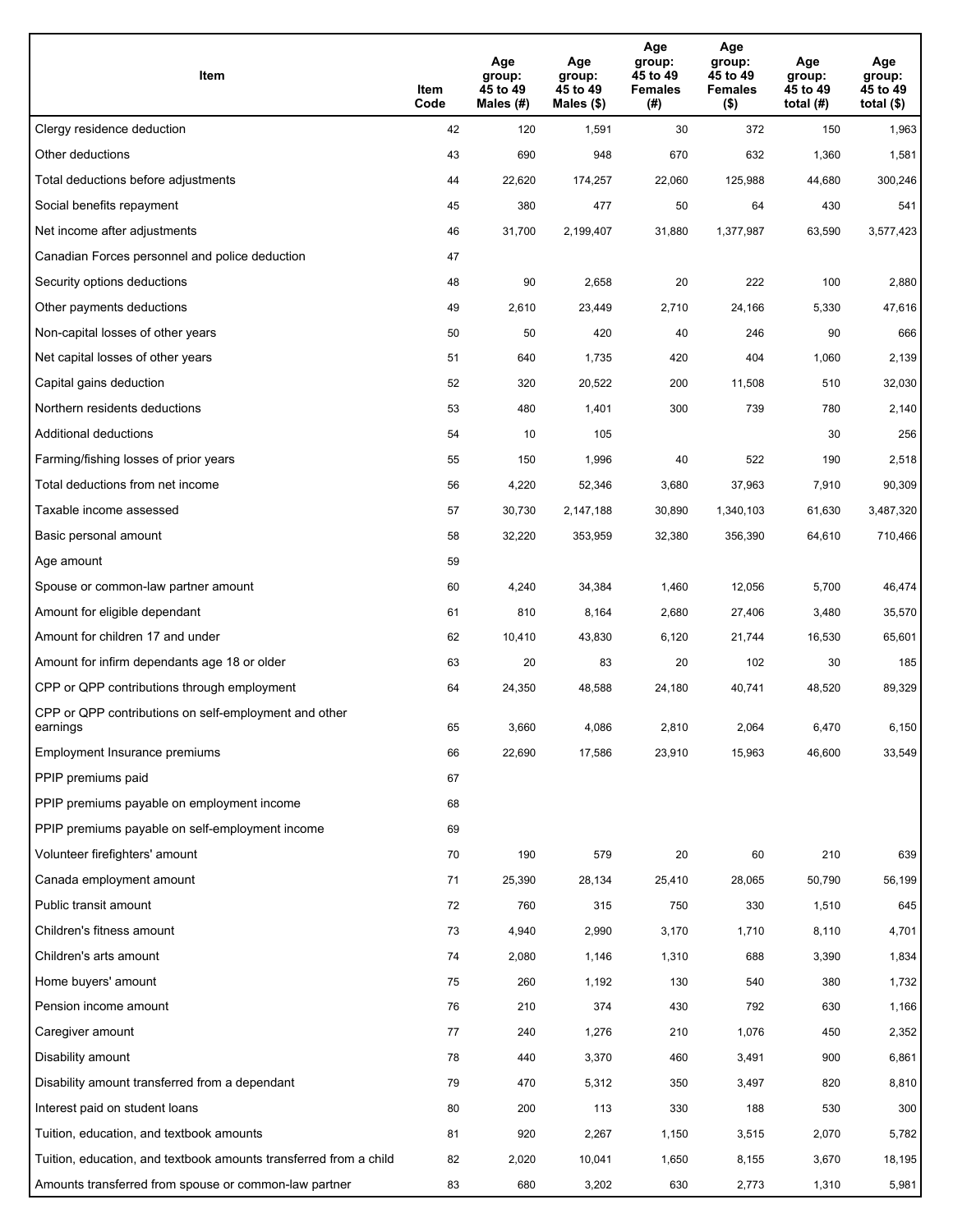| Item | Item Code | Age group: 45 to 49 Males (#) | Age group: 45 to 49 Males ($) | Age group: 45 to 49 Females (#) | Age group: 45 to 49 Females ($) | Age group: 45 to 49 total (#) | Age group: 45 to 49 total ($) |
|---|---|---|---|---|---|---|---|
| Clergy residence deduction | 42 | 120 | 1,591 | 30 | 372 | 150 | 1,963 |
| Other deductions | 43 | 690 | 948 | 670 | 632 | 1,360 | 1,581 |
| Total deductions before adjustments | 44 | 22,620 | 174,257 | 22,060 | 125,988 | 44,680 | 300,246 |
| Social benefits repayment | 45 | 380 | 477 | 50 | 64 | 430 | 541 |
| Net income after adjustments | 46 | 31,700 | 2,199,407 | 31,880 | 1,377,987 | 63,590 | 3,577,423 |
| Canadian Forces personnel and police deduction | 47 | | | | | | |
| Security options deductions | 48 | 90 | 2,658 | 20 | 222 | 100 | 2,880 |
| Other payments deductions | 49 | 2,610 | 23,449 | 2,710 | 24,166 | 5,330 | 47,616 |
| Non-capital losses of other years | 50 | 50 | 420 | 40 | 246 | 90 | 666 |
| Net capital losses of other years | 51 | 640 | 1,735 | 420 | 404 | 1,060 | 2,139 |
| Capital gains deduction | 52 | 320 | 20,522 | 200 | 11,508 | 510 | 32,030 |
| Northern residents deductions | 53 | 480 | 1,401 | 300 | 739 | 780 | 2,140 |
| Additional deductions | 54 | 10 | 105 | | | 30 | 256 |
| Farming/fishing losses of prior years | 55 | 150 | 1,996 | 40 | 522 | 190 | 2,518 |
| Total deductions from net income | 56 | 4,220 | 52,346 | 3,680 | 37,963 | 7,910 | 90,309 |
| Taxable income assessed | 57 | 30,730 | 2,147,188 | 30,890 | 1,340,103 | 61,630 | 3,487,320 |
| Basic personal amount | 58 | 32,220 | 353,959 | 32,380 | 356,390 | 64,610 | 710,466 |
| Age amount | 59 | | | | | | |
| Spouse or common-law partner amount | 60 | 4,240 | 34,384 | 1,460 | 12,056 | 5,700 | 46,474 |
| Amount for eligible dependant | 61 | 810 | 8,164 | 2,680 | 27,406 | 3,480 | 35,570 |
| Amount for children 17 and under | 62 | 10,410 | 43,830 | 6,120 | 21,744 | 16,530 | 65,601 |
| Amount for infirm dependants age 18 or older | 63 | 20 | 83 | 20 | 102 | 30 | 185 |
| CPP or QPP contributions through employment | 64 | 24,350 | 48,588 | 24,180 | 40,741 | 48,520 | 89,329 |
| CPP or QPP contributions on self-employment and other earnings | 65 | 3,660 | 4,086 | 2,810 | 2,064 | 6,470 | 6,150 |
| Employment Insurance premiums | 66 | 22,690 | 17,586 | 23,910 | 15,963 | 46,600 | 33,549 |
| PPIP premiums paid | 67 | | | | | | |
| PPIP premiums payable on employment income | 68 | | | | | | |
| PPIP premiums payable on self-employment income | 69 | | | | | | |
| Volunteer firefighters' amount | 70 | 190 | 579 | 20 | 60 | 210 | 639 |
| Canada employment amount | 71 | 25,390 | 28,134 | 25,410 | 28,065 | 50,790 | 56,199 |
| Public transit amount | 72 | 760 | 315 | 750 | 330 | 1,510 | 645 |
| Children's fitness amount | 73 | 4,940 | 2,990 | 3,170 | 1,710 | 8,110 | 4,701 |
| Children's arts amount | 74 | 2,080 | 1,146 | 1,310 | 688 | 3,390 | 1,834 |
| Home buyers' amount | 75 | 260 | 1,192 | 130 | 540 | 380 | 1,732 |
| Pension income amount | 76 | 210 | 374 | 430 | 792 | 630 | 1,166 |
| Caregiver amount | 77 | 240 | 1,276 | 210 | 1,076 | 450 | 2,352 |
| Disability amount | 78 | 440 | 3,370 | 460 | 3,491 | 900 | 6,861 |
| Disability amount transferred from a dependant | 79 | 470 | 5,312 | 350 | 3,497 | 820 | 8,810 |
| Interest paid on student loans | 80 | 200 | 113 | 330 | 188 | 530 | 300 |
| Tuition, education, and textbook amounts | 81 | 920 | 2,267 | 1,150 | 3,515 | 2,070 | 5,782 |
| Tuition, education, and textbook amounts transferred from a child | 82 | 2,020 | 10,041 | 1,650 | 8,155 | 3,670 | 18,195 |
| Amounts transferred from spouse or common-law partner | 83 | 680 | 3,202 | 630 | 2,773 | 1,310 | 5,981 |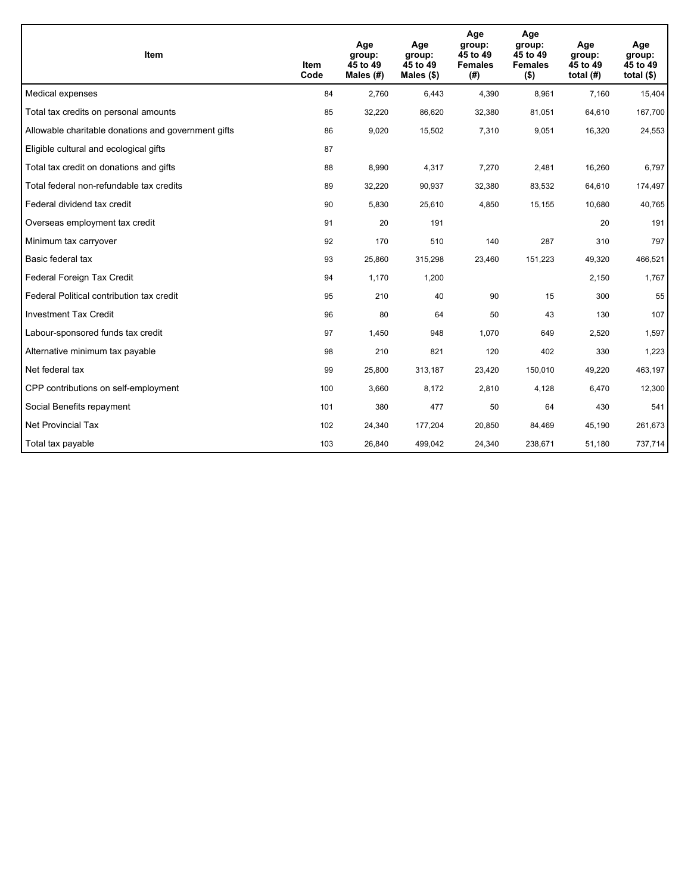| Item | Item Code | Age group: 45 to 49 Males (#) | Age group: 45 to 49 Males ($) | Age group: 45 to 49 Females (#) | Age group: 45 to 49 Females ($) | Age group: 45 to 49 total (#) | Age group: 45 to 49 total ($) |
|---|---|---|---|---|---|---|---|
| Medical expenses | 84 | 2,760 | 6,443 | 4,390 | 8,961 | 7,160 | 15,404 |
| Total tax credits on personal amounts | 85 | 32,220 | 86,620 | 32,380 | 81,051 | 64,610 | 167,700 |
| Allowable charitable donations and government gifts | 86 | 9,020 | 15,502 | 7,310 | 9,051 | 16,320 | 24,553 |
| Eligible cultural and ecological gifts | 87 | | | | | | |
| Total tax credit on donations and gifts | 88 | 8,990 | 4,317 | 7,270 | 2,481 | 16,260 | 6,797 |
| Total federal non-refundable tax credits | 89 | 32,220 | 90,937 | 32,380 | 83,532 | 64,610 | 174,497 |
| Federal dividend tax credit | 90 | 5,830 | 25,610 | 4,850 | 15,155 | 10,680 | 40,765 |
| Overseas employment tax credit | 91 | 20 | 191 | | | 20 | 191 |
| Minimum tax carryover | 92 | 170 | 510 | 140 | 287 | 310 | 797 |
| Basic federal tax | 93 | 25,860 | 315,298 | 23,460 | 151,223 | 49,320 | 466,521 |
| Federal Foreign Tax Credit | 94 | 1,170 | 1,200 | | | 2,150 | 1,767 |
| Federal Political contribution tax credit | 95 | 210 | 40 | 90 | 15 | 300 | 55 |
| Investment Tax Credit | 96 | 80 | 64 | 50 | 43 | 130 | 107 |
| Labour-sponsored funds tax credit | 97 | 1,450 | 948 | 1,070 | 649 | 2,520 | 1,597 |
| Alternative minimum tax payable | 98 | 210 | 821 | 120 | 402 | 330 | 1,223 |
| Net federal tax | 99 | 25,800 | 313,187 | 23,420 | 150,010 | 49,220 | 463,197 |
| CPP contributions on self-employment | 100 | 3,660 | 8,172 | 2,810 | 4,128 | 6,470 | 12,300 |
| Social Benefits repayment | 101 | 380 | 477 | 50 | 64 | 430 | 541 |
| Net Provincial Tax | 102 | 24,340 | 177,204 | 20,850 | 84,469 | 45,190 | 261,673 |
| Total tax payable | 103 | 26,840 | 499,042 | 24,340 | 238,671 | 51,180 | 737,714 |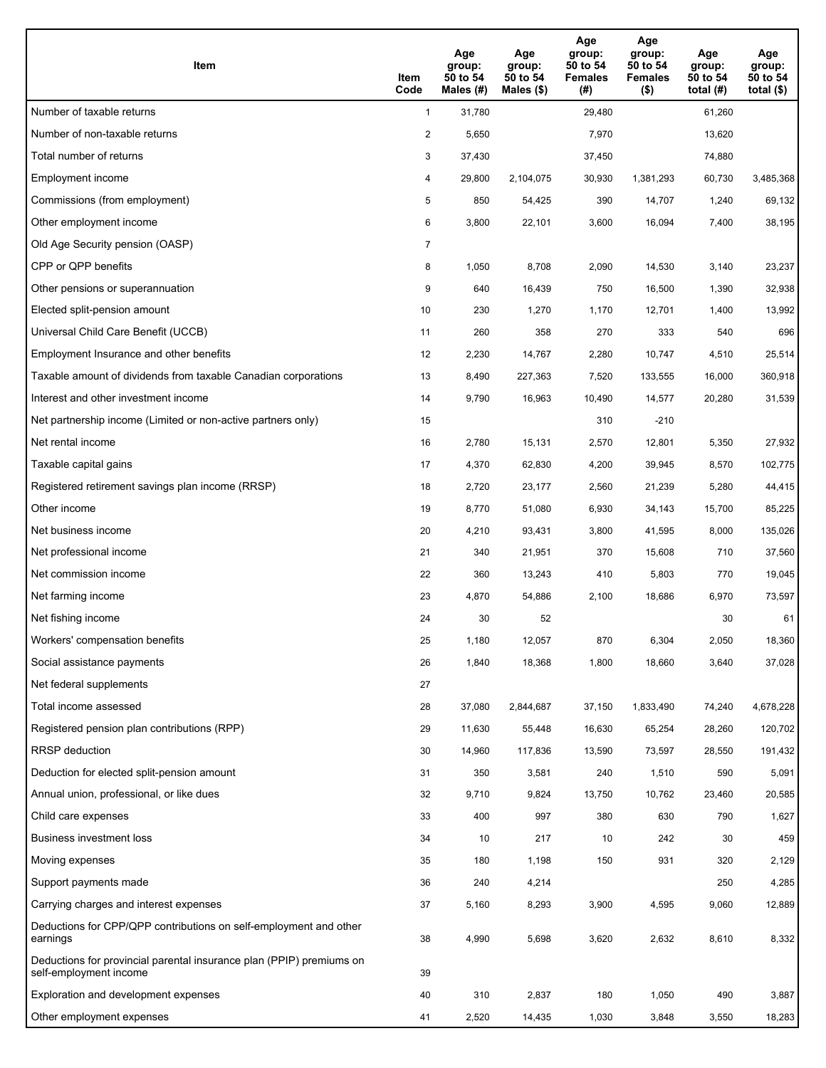| Item | Item Code | Age group: 50 to 54 Males (#) | Age group: 50 to 54 Males ($) | Age group: 50 to 54 Females (#) | Age group: 50 to 54 Females ($) | Age group: 50 to 54 total (#) | Age group: 50 to 54 total ($) |
|---|---|---|---|---|---|---|---|
| Number of taxable returns | 1 | 31,780 | | 29,480 | | 61,260 | |
| Number of non-taxable returns | 2 | 5,650 | | 7,970 | | 13,620 | |
| Total number of returns | 3 | 37,430 | | 37,450 | | 74,880 | |
| Employment income | 4 | 29,800 | 2,104,075 | 30,930 | 1,381,293 | 60,730 | 3,485,368 |
| Commissions (from employment) | 5 | 850 | 54,425 | 390 | 14,707 | 1,240 | 69,132 |
| Other employment income | 6 | 3,800 | 22,101 | 3,600 | 16,094 | 7,400 | 38,195 |
| Old Age Security pension (OASP) | 7 | | | | | | |
| CPP or QPP benefits | 8 | 1,050 | 8,708 | 2,090 | 14,530 | 3,140 | 23,237 |
| Other pensions or superannuation | 9 | 640 | 16,439 | 750 | 16,500 | 1,390 | 32,938 |
| Elected split-pension amount | 10 | 230 | 1,270 | 1,170 | 12,701 | 1,400 | 13,992 |
| Universal Child Care Benefit (UCCB) | 11 | 260 | 358 | 270 | 333 | 540 | 696 |
| Employment Insurance and other benefits | 12 | 2,230 | 14,767 | 2,280 | 10,747 | 4,510 | 25,514 |
| Taxable amount of dividends from taxable Canadian corporations | 13 | 8,490 | 227,363 | 7,520 | 133,555 | 16,000 | 360,918 |
| Interest and other investment income | 14 | 9,790 | 16,963 | 10,490 | 14,577 | 20,280 | 31,539 |
| Net partnership income (Limited or non-active partners only) | 15 | | | 310 | -210 | | |
| Net rental income | 16 | 2,780 | 15,131 | 2,570 | 12,801 | 5,350 | 27,932 |
| Taxable capital gains | 17 | 4,370 | 62,830 | 4,200 | 39,945 | 8,570 | 102,775 |
| Registered retirement savings plan income (RRSP) | 18 | 2,720 | 23,177 | 2,560 | 21,239 | 5,280 | 44,415 |
| Other income | 19 | 8,770 | 51,080 | 6,930 | 34,143 | 15,700 | 85,225 |
| Net business income | 20 | 4,210 | 93,431 | 3,800 | 41,595 | 8,000 | 135,026 |
| Net professional income | 21 | 340 | 21,951 | 370 | 15,608 | 710 | 37,560 |
| Net commission income | 22 | 360 | 13,243 | 410 | 5,803 | 770 | 19,045 |
| Net farming income | 23 | 4,870 | 54,886 | 2,100 | 18,686 | 6,970 | 73,597 |
| Net fishing income | 24 | 30 | 52 | | | 30 | 61 |
| Workers' compensation benefits | 25 | 1,180 | 12,057 | 870 | 6,304 | 2,050 | 18,360 |
| Social assistance payments | 26 | 1,840 | 18,368 | 1,800 | 18,660 | 3,640 | 37,028 |
| Net federal supplements | 27 | | | | | | |
| Total income assessed | 28 | 37,080 | 2,844,687 | 37,150 | 1,833,490 | 74,240 | 4,678,228 |
| Registered pension plan contributions (RPP) | 29 | 11,630 | 55,448 | 16,630 | 65,254 | 28,260 | 120,702 |
| RRSP deduction | 30 | 14,960 | 117,836 | 13,590 | 73,597 | 28,550 | 191,432 |
| Deduction for elected split-pension amount | 31 | 350 | 3,581 | 240 | 1,510 | 590 | 5,091 |
| Annual union, professional, or like dues | 32 | 9,710 | 9,824 | 13,750 | 10,762 | 23,460 | 20,585 |
| Child care expenses | 33 | 400 | 997 | 380 | 630 | 790 | 1,627 |
| Business investment loss | 34 | 10 | 217 | 10 | 242 | 30 | 459 |
| Moving expenses | 35 | 180 | 1,198 | 150 | 931 | 320 | 2,129 |
| Support payments made | 36 | 240 | 4,214 | | | 250 | 4,285 |
| Carrying charges and interest expenses | 37 | 5,160 | 8,293 | 3,900 | 4,595 | 9,060 | 12,889 |
| Deductions for CPP/QPP contributions on self-employment and other earnings | 38 | 4,990 | 5,698 | 3,620 | 2,632 | 8,610 | 8,332 |
| Deductions for provincial parental insurance plan (PPIP) premiums on self-employment income | 39 | | | | | | |
| Exploration and development expenses | 40 | 310 | 2,837 | 180 | 1,050 | 490 | 3,887 |
| Other employment expenses | 41 | 2,520 | 14,435 | 1,030 | 3,848 | 3,550 | 18,283 |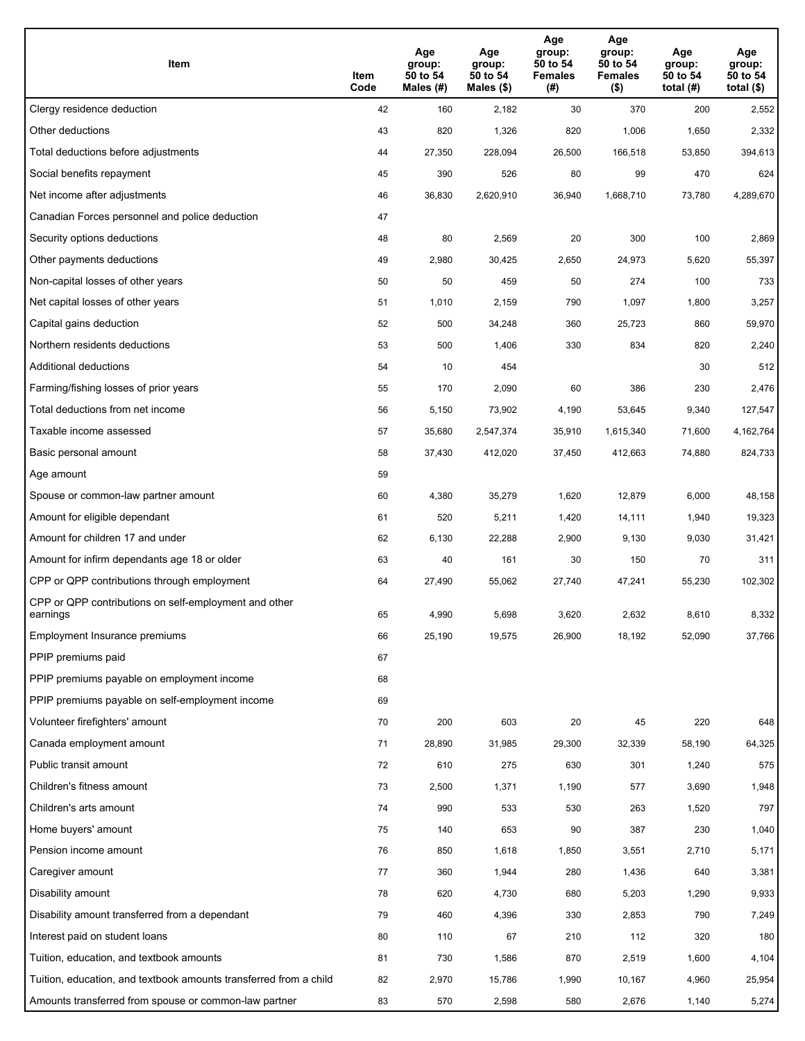| Item | Item Code | Age group: 50 to 54 Males (#) | Age group: 50 to 54 Males ($) | Age group: 50 to 54 Females (#) | Age group: 50 to 54 Females ($) | Age group: 50 to 54 total (#) | Age group: 50 to 54 total ($) |
|---|---|---|---|---|---|---|---|
| Clergy residence deduction | 42 | 160 | 2,182 | 30 | 370 | 200 | 2,552 |
| Other deductions | 43 | 820 | 1,326 | 820 | 1,006 | 1,650 | 2,332 |
| Total deductions before adjustments | 44 | 27,350 | 228,094 | 26,500 | 166,518 | 53,850 | 394,613 |
| Social benefits repayment | 45 | 390 | 526 | 80 | 99 | 470 | 624 |
| Net income after adjustments | 46 | 36,830 | 2,620,910 | 36,940 | 1,668,710 | 73,780 | 4,289,670 |
| Canadian Forces personnel and police deduction | 47 | | | | | | |
| Security options deductions | 48 | 80 | 2,569 | 20 | 300 | 100 | 2,869 |
| Other payments deductions | 49 | 2,980 | 30,425 | 2,650 | 24,973 | 5,620 | 55,397 |
| Non-capital losses of other years | 50 | 50 | 459 | 50 | 274 | 100 | 733 |
| Net capital losses of other years | 51 | 1,010 | 2,159 | 790 | 1,097 | 1,800 | 3,257 |
| Capital gains deduction | 52 | 500 | 34,248 | 360 | 25,723 | 860 | 59,970 |
| Northern residents deductions | 53 | 500 | 1,406 | 330 | 834 | 820 | 2,240 |
| Additional deductions | 54 | 10 | 454 | | | 30 | 512 |
| Farming/fishing losses of prior years | 55 | 170 | 2,090 | 60 | 386 | 230 | 2,476 |
| Total deductions from net income | 56 | 5,150 | 73,902 | 4,190 | 53,645 | 9,340 | 127,547 |
| Taxable income assessed | 57 | 35,680 | 2,547,374 | 35,910 | 1,615,340 | 71,600 | 4,162,764 |
| Basic personal amount | 58 | 37,430 | 412,020 | 37,450 | 412,663 | 74,880 | 824,733 |
| Age amount | 59 | | | | | | |
| Spouse or common-law partner amount | 60 | 4,380 | 35,279 | 1,620 | 12,879 | 6,000 | 48,158 |
| Amount for eligible dependant | 61 | 520 | 5,211 | 1,420 | 14,111 | 1,940 | 19,323 |
| Amount for children 17 and under | 62 | 6,130 | 22,288 | 2,900 | 9,130 | 9,030 | 31,421 |
| Amount for infirm dependants age 18 or older | 63 | 40 | 161 | 30 | 150 | 70 | 311 |
| CPP or QPP contributions through employment | 64 | 27,490 | 55,062 | 27,740 | 47,241 | 55,230 | 102,302 |
| CPP or QPP contributions on self-employment and other earnings | 65 | 4,990 | 5,698 | 3,620 | 2,632 | 8,610 | 8,332 |
| Employment Insurance premiums | 66 | 25,190 | 19,575 | 26,900 | 18,192 | 52,090 | 37,766 |
| PPIP premiums paid | 67 | | | | | | |
| PPIP premiums payable on employment income | 68 | | | | | | |
| PPIP premiums payable on self-employment income | 69 | | | | | | |
| Volunteer firefighters' amount | 70 | 200 | 603 | 20 | 45 | 220 | 648 |
| Canada employment amount | 71 | 28,890 | 31,985 | 29,300 | 32,339 | 58,190 | 64,325 |
| Public transit amount | 72 | 610 | 275 | 630 | 301 | 1,240 | 575 |
| Children's fitness amount | 73 | 2,500 | 1,371 | 1,190 | 577 | 3,690 | 1,948 |
| Children's arts amount | 74 | 990 | 533 | 530 | 263 | 1,520 | 797 |
| Home buyers' amount | 75 | 140 | 653 | 90 | 387 | 230 | 1,040 |
| Pension income amount | 76 | 850 | 1,618 | 1,850 | 3,551 | 2,710 | 5,171 |
| Caregiver amount | 77 | 360 | 1,944 | 280 | 1,436 | 640 | 3,381 |
| Disability amount | 78 | 620 | 4,730 | 680 | 5,203 | 1,290 | 9,933 |
| Disability amount transferred from a dependant | 79 | 460 | 4,396 | 330 | 2,853 | 790 | 7,249 |
| Interest paid on student loans | 80 | 110 | 67 | 210 | 112 | 320 | 180 |
| Tuition, education, and textbook amounts | 81 | 730 | 1,586 | 870 | 2,519 | 1,600 | 4,104 |
| Tuition, education, and textbook amounts transferred from a child | 82 | 2,970 | 15,786 | 1,990 | 10,167 | 4,960 | 25,954 |
| Amounts transferred from spouse or common-law partner | 83 | 570 | 2,598 | 580 | 2,676 | 1,140 | 5,274 |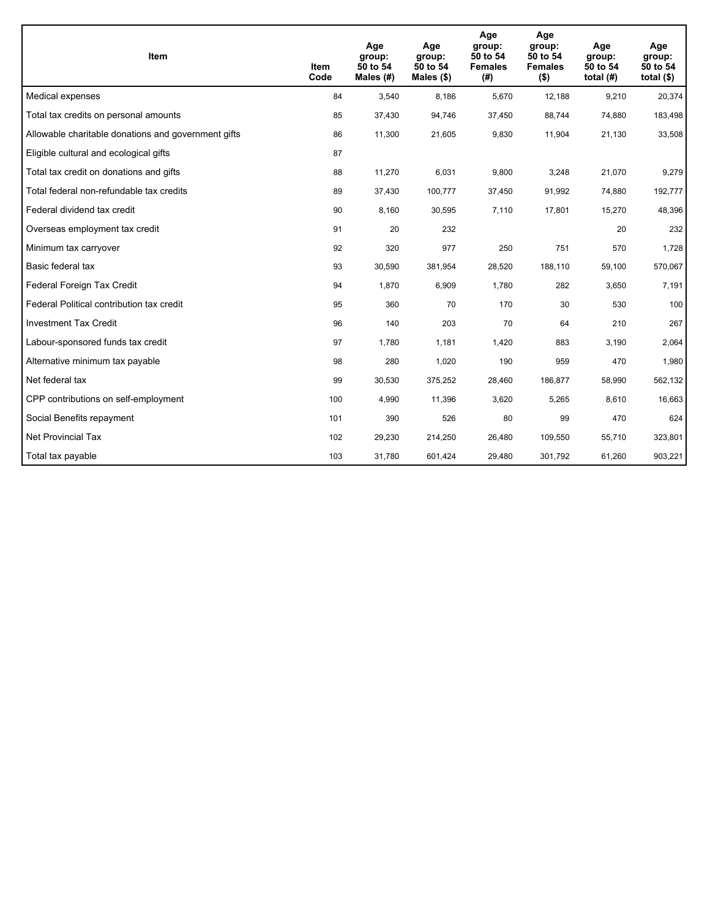| Item | Item Code | Age group: 50 to 54 Males (#) | Age group: 50 to 54 Males ($) | Age group: 50 to 54 Females (#) | Age group: 50 to 54 Females ($) | Age group: 50 to 54 total (#) | Age group: 50 to 54 total ($) |
|---|---|---|---|---|---|---|---|
| Medical expenses | 84 | 3,540 | 8,186 | 5,670 | 12,188 | 9,210 | 20,374 |
| Total tax credits on personal amounts | 85 | 37,430 | 94,746 | 37,450 | 88,744 | 74,880 | 183,498 |
| Allowable charitable donations and government gifts | 86 | 11,300 | 21,605 | 9,830 | 11,904 | 21,130 | 33,508 |
| Eligible cultural and ecological gifts | 87 | | | | | | |
| Total tax credit on donations and gifts | 88 | 11,270 | 6,031 | 9,800 | 3,248 | 21,070 | 9,279 |
| Total federal non-refundable tax credits | 89 | 37,430 | 100,777 | 37,450 | 91,992 | 74,880 | 192,777 |
| Federal dividend tax credit | 90 | 8,160 | 30,595 | 7,110 | 17,801 | 15,270 | 48,396 |
| Overseas employment tax credit | 91 | 20 | 232 | | | 20 | 232 |
| Minimum tax carryover | 92 | 320 | 977 | 250 | 751 | 570 | 1,728 |
| Basic federal tax | 93 | 30,590 | 381,954 | 28,520 | 188,110 | 59,100 | 570,067 |
| Federal Foreign Tax Credit | 94 | 1,870 | 6,909 | 1,780 | 282 | 3,650 | 7,191 |
| Federal Political contribution tax credit | 95 | 360 | 70 | 170 | 30 | 530 | 100 |
| Investment Tax Credit | 96 | 140 | 203 | 70 | 64 | 210 | 267 |
| Labour-sponsored funds tax credit | 97 | 1,780 | 1,181 | 1,420 | 883 | 3,190 | 2,064 |
| Alternative minimum tax payable | 98 | 280 | 1,020 | 190 | 959 | 470 | 1,980 |
| Net federal tax | 99 | 30,530 | 375,252 | 28,460 | 186,877 | 58,990 | 562,132 |
| CPP contributions on self-employment | 100 | 4,990 | 11,396 | 3,620 | 5,265 | 8,610 | 16,663 |
| Social Benefits repayment | 101 | 390 | 526 | 80 | 99 | 470 | 624 |
| Net Provincial Tax | 102 | 29,230 | 214,250 | 26,480 | 109,550 | 55,710 | 323,801 |
| Total tax payable | 103 | 31,780 | 601,424 | 29,480 | 301,792 | 61,260 | 903,221 |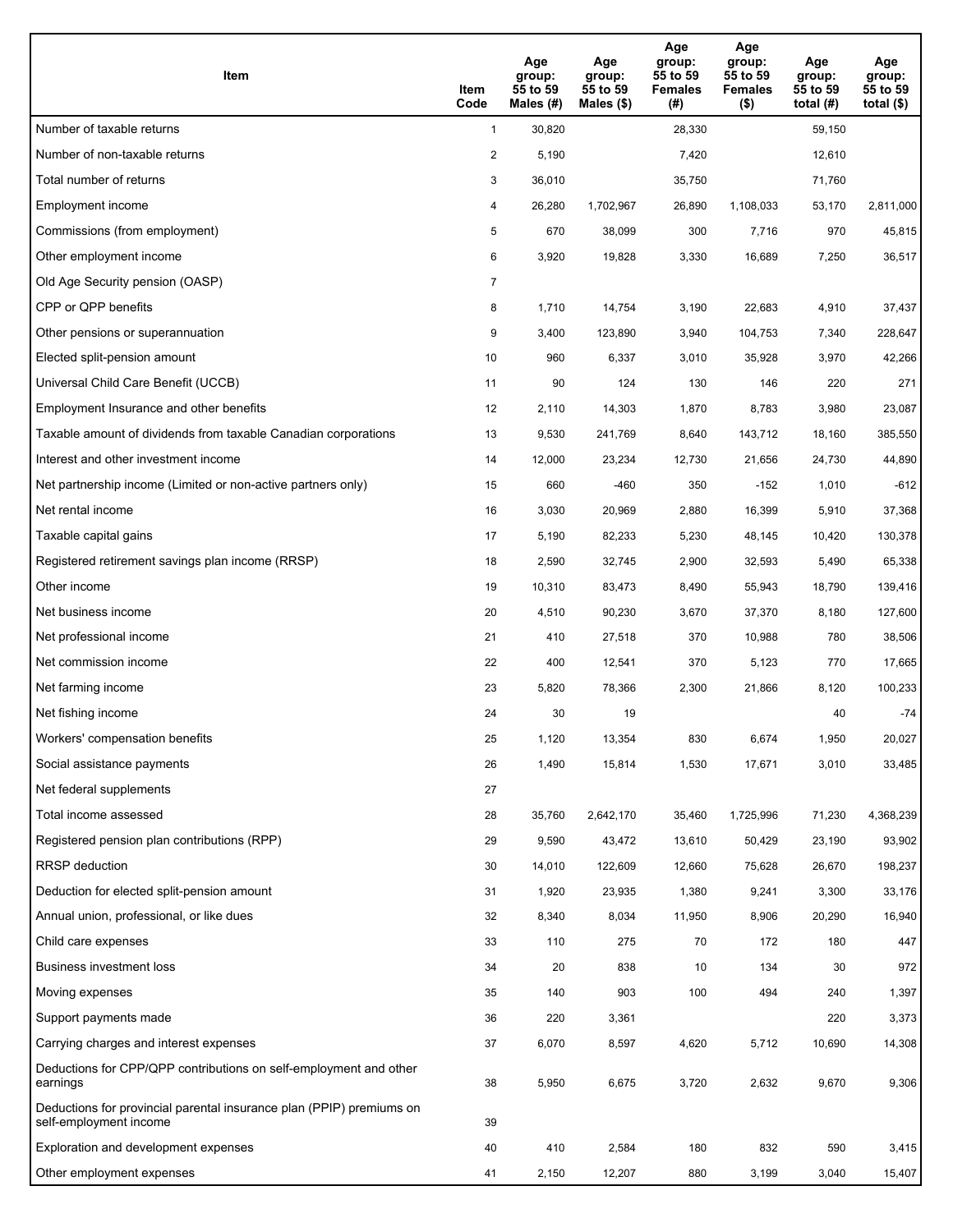| Item | Item Code | Age group: 55 to 59 Males (#) | Age group: 55 to 59 Males ($) | Age group: 55 to 59 Females (#) | Age group: 55 to 59 Females ($) | Age group: 55 to 59 total (#) | Age group: 55 to 59 total ($) |
|---|---|---|---|---|---|---|---|
| Number of taxable returns | 1 | 30,820 | | 28,330 | | 59,150 | |
| Number of non-taxable returns | 2 | 5,190 | | 7,420 | | 12,610 | |
| Total number of returns | 3 | 36,010 | | 35,750 | | 71,760 | |
| Employment income | 4 | 26,280 | 1,702,967 | 26,890 | 1,108,033 | 53,170 | 2,811,000 |
| Commissions (from employment) | 5 | 670 | 38,099 | 300 | 7,716 | 970 | 45,815 |
| Other employment income | 6 | 3,920 | 19,828 | 3,330 | 16,689 | 7,250 | 36,517 |
| Old Age Security pension (OASP) | 7 | | | | | | |
| CPP or QPP benefits | 8 | 1,710 | 14,754 | 3,190 | 22,683 | 4,910 | 37,437 |
| Other pensions or superannuation | 9 | 3,400 | 123,890 | 3,940 | 104,753 | 7,340 | 228,647 |
| Elected split-pension amount | 10 | 960 | 6,337 | 3,010 | 35,928 | 3,970 | 42,266 |
| Universal Child Care Benefit (UCCB) | 11 | 90 | 124 | 130 | 146 | 220 | 271 |
| Employment Insurance and other benefits | 12 | 2,110 | 14,303 | 1,870 | 8,783 | 3,980 | 23,087 |
| Taxable amount of dividends from taxable Canadian corporations | 13 | 9,530 | 241,769 | 8,640 | 143,712 | 18,160 | 385,550 |
| Interest and other investment income | 14 | 12,000 | 23,234 | 12,730 | 21,656 | 24,730 | 44,890 |
| Net partnership income (Limited or non-active partners only) | 15 | 660 | -460 | 350 | -152 | 1,010 | -612 |
| Net rental income | 16 | 3,030 | 20,969 | 2,880 | 16,399 | 5,910 | 37,368 |
| Taxable capital gains | 17 | 5,190 | 82,233 | 5,230 | 48,145 | 10,420 | 130,378 |
| Registered retirement savings plan income (RRSP) | 18 | 2,590 | 32,745 | 2,900 | 32,593 | 5,490 | 65,338 |
| Other income | 19 | 10,310 | 83,473 | 8,490 | 55,943 | 18,790 | 139,416 |
| Net business income | 20 | 4,510 | 90,230 | 3,670 | 37,370 | 8,180 | 127,600 |
| Net professional income | 21 | 410 | 27,518 | 370 | 10,988 | 780 | 38,506 |
| Net commission income | 22 | 400 | 12,541 | 370 | 5,123 | 770 | 17,665 |
| Net farming income | 23 | 5,820 | 78,366 | 2,300 | 21,866 | 8,120 | 100,233 |
| Net fishing income | 24 | 30 | 19 | | | 40 | -74 |
| Workers' compensation benefits | 25 | 1,120 | 13,354 | 830 | 6,674 | 1,950 | 20,027 |
| Social assistance payments | 26 | 1,490 | 15,814 | 1,530 | 17,671 | 3,010 | 33,485 |
| Net federal supplements | 27 | | | | | | |
| Total income assessed | 28 | 35,760 | 2,642,170 | 35,460 | 1,725,996 | 71,230 | 4,368,239 |
| Registered pension plan contributions (RPP) | 29 | 9,590 | 43,472 | 13,610 | 50,429 | 23,190 | 93,902 |
| RRSP deduction | 30 | 14,010 | 122,609 | 12,660 | 75,628 | 26,670 | 198,237 |
| Deduction for elected split-pension amount | 31 | 1,920 | 23,935 | 1,380 | 9,241 | 3,300 | 33,176 |
| Annual union, professional, or like dues | 32 | 8,340 | 8,034 | 11,950 | 8,906 | 20,290 | 16,940 |
| Child care expenses | 33 | 110 | 275 | 70 | 172 | 180 | 447 |
| Business investment loss | 34 | 20 | 838 | 10 | 134 | 30 | 972 |
| Moving expenses | 35 | 140 | 903 | 100 | 494 | 240 | 1,397 |
| Support payments made | 36 | 220 | 3,361 | | | 220 | 3,373 |
| Carrying charges and interest expenses | 37 | 6,070 | 8,597 | 4,620 | 5,712 | 10,690 | 14,308 |
| Deductions for CPP/QPP contributions on self-employment and other earnings | 38 | 5,950 | 6,675 | 3,720 | 2,632 | 9,670 | 9,306 |
| Deductions for provincial parental insurance plan (PPIP) premiums on self-employment income | 39 | | | | | | |
| Exploration and development expenses | 40 | 410 | 2,584 | 180 | 832 | 590 | 3,415 |
| Other employment expenses | 41 | 2,150 | 12,207 | 880 | 3,199 | 3,040 | 15,407 |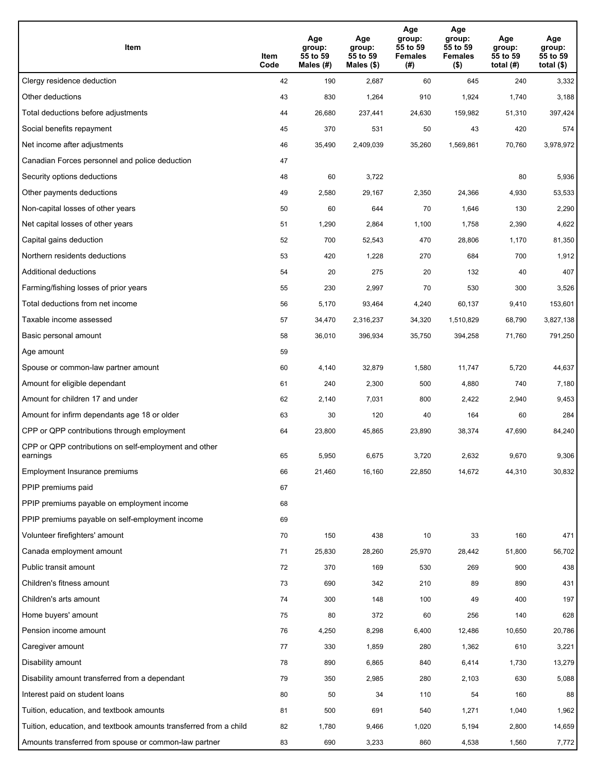| Item | Item Code | Age group: 55 to 59 Males (#) | Age group: 55 to 59 Males ($) | Age group: 55 to 59 Females (#) | Age group: 55 to 59 Females ($) | Age group: 55 to 59 total (#) | Age group: 55 to 59 total ($) |
|---|---|---|---|---|---|---|---|
| Clergy residence deduction | 42 | 190 | 2,687 | 60 | 645 | 240 | 3,332 |
| Other deductions | 43 | 830 | 1,264 | 910 | 1,924 | 1,740 | 3,188 |
| Total deductions before adjustments | 44 | 26,680 | 237,441 | 24,630 | 159,982 | 51,310 | 397,424 |
| Social benefits repayment | 45 | 370 | 531 | 50 | 43 | 420 | 574 |
| Net income after adjustments | 46 | 35,490 | 2,409,039 | 35,260 | 1,569,861 | 70,760 | 3,978,972 |
| Canadian Forces personnel and police deduction | 47 | | | | | | |
| Security options deductions | 48 | 60 | 3,722 | | | 80 | 5,936 |
| Other payments deductions | 49 | 2,580 | 29,167 | 2,350 | 24,366 | 4,930 | 53,533 |
| Non-capital losses of other years | 50 | 60 | 644 | 70 | 1,646 | 130 | 2,290 |
| Net capital losses of other years | 51 | 1,290 | 2,864 | 1,100 | 1,758 | 2,390 | 4,622 |
| Capital gains deduction | 52 | 700 | 52,543 | 470 | 28,806 | 1,170 | 81,350 |
| Northern residents deductions | 53 | 420 | 1,228 | 270 | 684 | 700 | 1,912 |
| Additional deductions | 54 | 20 | 275 | 20 | 132 | 40 | 407 |
| Farming/fishing losses of prior years | 55 | 230 | 2,997 | 70 | 530 | 300 | 3,526 |
| Total deductions from net income | 56 | 5,170 | 93,464 | 4,240 | 60,137 | 9,410 | 153,601 |
| Taxable income assessed | 57 | 34,470 | 2,316,237 | 34,320 | 1,510,829 | 68,790 | 3,827,138 |
| Basic personal amount | 58 | 36,010 | 396,934 | 35,750 | 394,258 | 71,760 | 791,250 |
| Age amount | 59 | | | | | | |
| Spouse or common-law partner amount | 60 | 4,140 | 32,879 | 1,580 | 11,747 | 5,720 | 44,637 |
| Amount for eligible dependant | 61 | 240 | 2,300 | 500 | 4,880 | 740 | 7,180 |
| Amount for children 17 and under | 62 | 2,140 | 7,031 | 800 | 2,422 | 2,940 | 9,453 |
| Amount for infirm dependants age 18 or older | 63 | 30 | 120 | 40 | 164 | 60 | 284 |
| CPP or QPP contributions through employment | 64 | 23,800 | 45,865 | 23,890 | 38,374 | 47,690 | 84,240 |
| CPP or QPP contributions on self-employment and other earnings | 65 | 5,950 | 6,675 | 3,720 | 2,632 | 9,670 | 9,306 |
| Employment Insurance premiums | 66 | 21,460 | 16,160 | 22,850 | 14,672 | 44,310 | 30,832 |
| PPIP premiums paid | 67 | | | | | | |
| PPIP premiums payable on employment income | 68 | | | | | | |
| PPIP premiums payable on self-employment income | 69 | | | | | | |
| Volunteer firefighters' amount | 70 | 150 | 438 | 10 | 33 | 160 | 471 |
| Canada employment amount | 71 | 25,830 | 28,260 | 25,970 | 28,442 | 51,800 | 56,702 |
| Public transit amount | 72 | 370 | 169 | 530 | 269 | 900 | 438 |
| Children's fitness amount | 73 | 690 | 342 | 210 | 89 | 890 | 431 |
| Children's arts amount | 74 | 300 | 148 | 100 | 49 | 400 | 197 |
| Home buyers' amount | 75 | 80 | 372 | 60 | 256 | 140 | 628 |
| Pension income amount | 76 | 4,250 | 8,298 | 6,400 | 12,486 | 10,650 | 20,786 |
| Caregiver amount | 77 | 330 | 1,859 | 280 | 1,362 | 610 | 3,221 |
| Disability amount | 78 | 890 | 6,865 | 840 | 6,414 | 1,730 | 13,279 |
| Disability amount transferred from a dependant | 79 | 350 | 2,985 | 280 | 2,103 | 630 | 5,088 |
| Interest paid on student loans | 80 | 50 | 34 | 110 | 54 | 160 | 88 |
| Tuition, education, and textbook amounts | 81 | 500 | 691 | 540 | 1,271 | 1,040 | 1,962 |
| Tuition, education, and textbook amounts transferred from a child | 82 | 1,780 | 9,466 | 1,020 | 5,194 | 2,800 | 14,659 |
| Amounts transferred from spouse or common-law partner | 83 | 690 | 3,233 | 860 | 4,538 | 1,560 | 7,772 |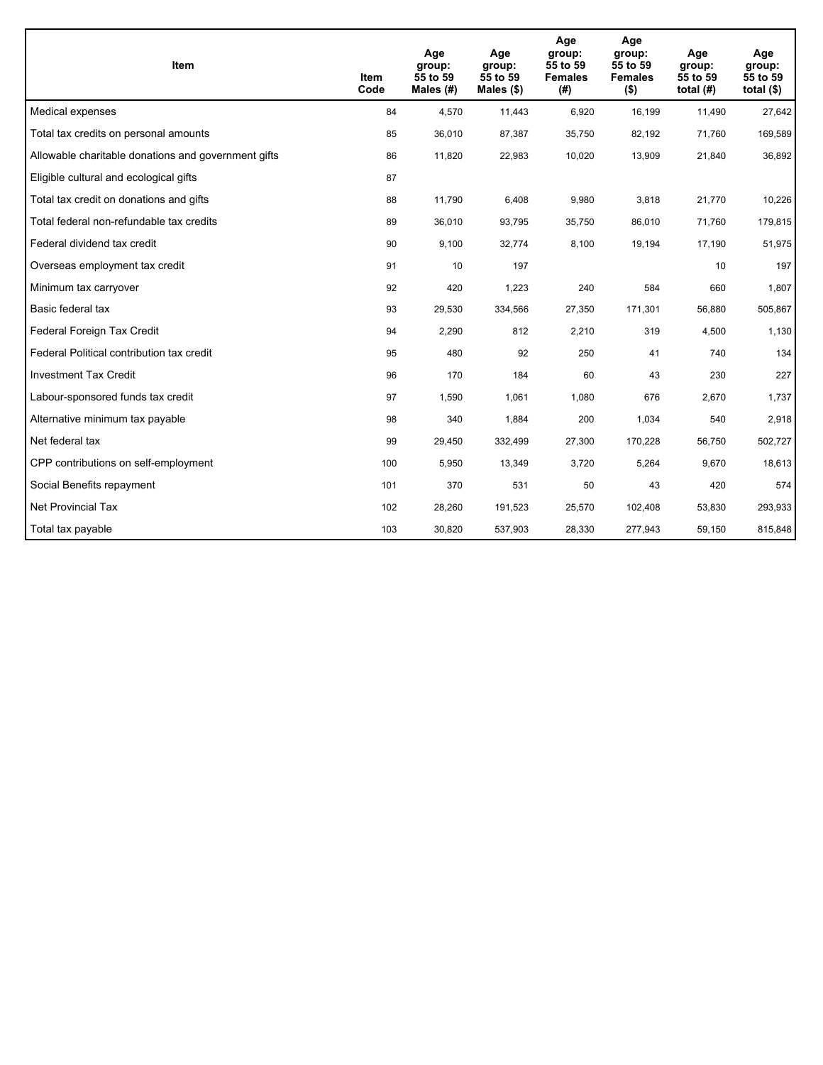| Item | Item Code | Age group: 55 to 59 Males (#) | Age group: 55 to 59 Males ($) | Age group: 55 to 59 Females (#) | Age group: 55 to 59 Females ($) | Age group: 55 to 59 total (#) | Age group: 55 to 59 total ($) |
|---|---|---|---|---|---|---|---|
| Medical expenses | 84 | 4,570 | 11,443 | 6,920 | 16,199 | 11,490 | 27,642 |
| Total tax credits on personal amounts | 85 | 36,010 | 87,387 | 35,750 | 82,192 | 71,760 | 169,589 |
| Allowable charitable donations and government gifts | 86 | 11,820 | 22,983 | 10,020 | 13,909 | 21,840 | 36,892 |
| Eligible cultural and ecological gifts | 87 | | | | | | |
| Total tax credit on donations and gifts | 88 | 11,790 | 6,408 | 9,980 | 3,818 | 21,770 | 10,226 |
| Total federal non-refundable tax credits | 89 | 36,010 | 93,795 | 35,750 | 86,010 | 71,760 | 179,815 |
| Federal dividend tax credit | 90 | 9,100 | 32,774 | 8,100 | 19,194 | 17,190 | 51,975 |
| Overseas employment tax credit | 91 | 10 | 197 | | | 10 | 197 |
| Minimum tax carryover | 92 | 420 | 1,223 | 240 | 584 | 660 | 1,807 |
| Basic federal tax | 93 | 29,530 | 334,566 | 27,350 | 171,301 | 56,880 | 505,867 |
| Federal Foreign Tax Credit | 94 | 2,290 | 812 | 2,210 | 319 | 4,500 | 1,130 |
| Federal Political contribution tax credit | 95 | 480 | 92 | 250 | 41 | 740 | 134 |
| Investment Tax Credit | 96 | 170 | 184 | 60 | 43 | 230 | 227 |
| Labour-sponsored funds tax credit | 97 | 1,590 | 1,061 | 1,080 | 676 | 2,670 | 1,737 |
| Alternative minimum tax payable | 98 | 340 | 1,884 | 200 | 1,034 | 540 | 2,918 |
| Net federal tax | 99 | 29,450 | 332,499 | 27,300 | 170,228 | 56,750 | 502,727 |
| CPP contributions on self-employment | 100 | 5,950 | 13,349 | 3,720 | 5,264 | 9,670 | 18,613 |
| Social Benefits repayment | 101 | 370 | 531 | 50 | 43 | 420 | 574 |
| Net Provincial Tax | 102 | 28,260 | 191,523 | 25,570 | 102,408 | 53,830 | 293,933 |
| Total tax payable | 103 | 30,820 | 537,903 | 28,330 | 277,943 | 59,150 | 815,848 |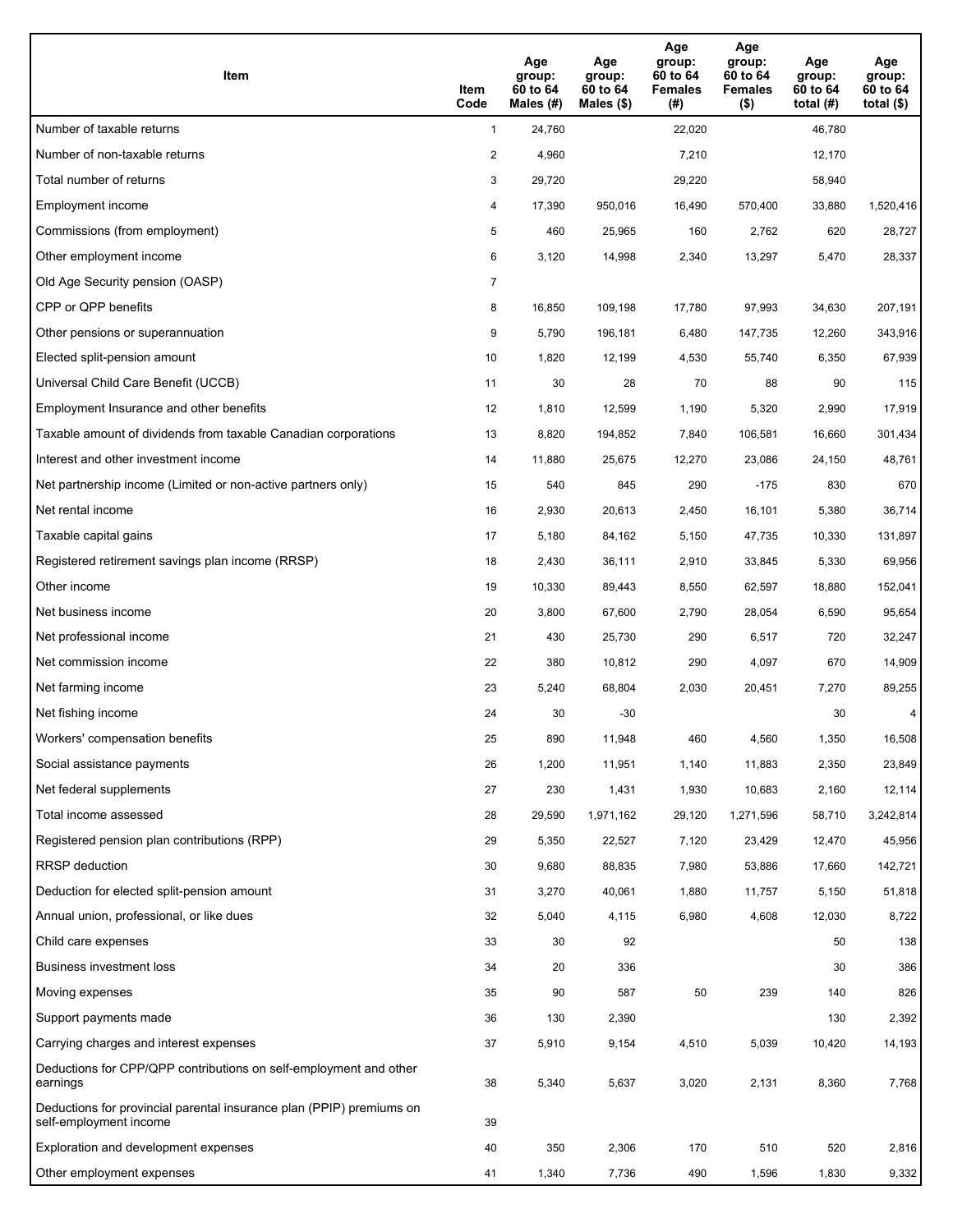| Item | Item Code | Age group: 60 to 64 Males (#) | Age group: 60 to 64 Males ($) | Age group: 60 to 64 Females (#) | Age group: 60 to 64 Females ($) | Age group: 60 to 64 total (#) | Age group: 60 to 64 total ($) |
|---|---|---|---|---|---|---|---|
| Number of taxable returns | 1 | 24,760 | | 22,020 | | 46,780 | |
| Number of non-taxable returns | 2 | 4,960 | | 7,210 | | 12,170 | |
| Total number of returns | 3 | 29,720 | | 29,220 | | 58,940 | |
| Employment income | 4 | 17,390 | 950,016 | 16,490 | 570,400 | 33,880 | 1,520,416 |
| Commissions (from employment) | 5 | 460 | 25,965 | 160 | 2,762 | 620 | 28,727 |
| Other employment income | 6 | 3,120 | 14,998 | 2,340 | 13,297 | 5,470 | 28,337 |
| Old Age Security pension (OASP) | 7 | | | | | | |
| CPP or QPP benefits | 8 | 16,850 | 109,198 | 17,780 | 97,993 | 34,630 | 207,191 |
| Other pensions or superannuation | 9 | 5,790 | 196,181 | 6,480 | 147,735 | 12,260 | 343,916 |
| Elected split-pension amount | 10 | 1,820 | 12,199 | 4,530 | 55,740 | 6,350 | 67,939 |
| Universal Child Care Benefit (UCCB) | 11 | 30 | 28 | 70 | 88 | 90 | 115 |
| Employment Insurance and other benefits | 12 | 1,810 | 12,599 | 1,190 | 5,320 | 2,990 | 17,919 |
| Taxable amount of dividends from taxable Canadian corporations | 13 | 8,820 | 194,852 | 7,840 | 106,581 | 16,660 | 301,434 |
| Interest and other investment income | 14 | 11,880 | 25,675 | 12,270 | 23,086 | 24,150 | 48,761 |
| Net partnership income (Limited or non-active partners only) | 15 | 540 | 845 | 290 | -175 | 830 | 670 |
| Net rental income | 16 | 2,930 | 20,613 | 2,450 | 16,101 | 5,380 | 36,714 |
| Taxable capital gains | 17 | 5,180 | 84,162 | 5,150 | 47,735 | 10,330 | 131,897 |
| Registered retirement savings plan income (RRSP) | 18 | 2,430 | 36,111 | 2,910 | 33,845 | 5,330 | 69,956 |
| Other income | 19 | 10,330 | 89,443 | 8,550 | 62,597 | 18,880 | 152,041 |
| Net business income | 20 | 3,800 | 67,600 | 2,790 | 28,054 | 6,590 | 95,654 |
| Net professional income | 21 | 430 | 25,730 | 290 | 6,517 | 720 | 32,247 |
| Net commission income | 22 | 380 | 10,812 | 290 | 4,097 | 670 | 14,909 |
| Net farming income | 23 | 5,240 | 68,804 | 2,030 | 20,451 | 7,270 | 89,255 |
| Net fishing income | 24 | 30 | -30 | | | 30 | 4 |
| Workers' compensation benefits | 25 | 890 | 11,948 | 460 | 4,560 | 1,350 | 16,508 |
| Social assistance payments | 26 | 1,200 | 11,951 | 1,140 | 11,883 | 2,350 | 23,849 |
| Net federal supplements | 27 | 230 | 1,431 | 1,930 | 10,683 | 2,160 | 12,114 |
| Total income assessed | 28 | 29,590 | 1,971,162 | 29,120 | 1,271,596 | 58,710 | 3,242,814 |
| Registered pension plan contributions (RPP) | 29 | 5,350 | 22,527 | 7,120 | 23,429 | 12,470 | 45,956 |
| RRSP deduction | 30 | 9,680 | 88,835 | 7,980 | 53,886 | 17,660 | 142,721 |
| Deduction for elected split-pension amount | 31 | 3,270 | 40,061 | 1,880 | 11,757 | 5,150 | 51,818 |
| Annual union, professional, or like dues | 32 | 5,040 | 4,115 | 6,980 | 4,608 | 12,030 | 8,722 |
| Child care expenses | 33 | 30 | 92 | | | 50 | 138 |
| Business investment loss | 34 | 20 | 336 | | | 30 | 386 |
| Moving expenses | 35 | 90 | 587 | 50 | 239 | 140 | 826 |
| Support payments made | 36 | 130 | 2,390 | | | 130 | 2,392 |
| Carrying charges and interest expenses | 37 | 5,910 | 9,154 | 4,510 | 5,039 | 10,420 | 14,193 |
| Deductions for CPP/QPP contributions on self-employment and other earnings | 38 | 5,340 | 5,637 | 3,020 | 2,131 | 8,360 | 7,768 |
| Deductions for provincial parental insurance plan (PPIP) premiums on self-employment income | 39 | | | | | | |
| Exploration and development expenses | 40 | 350 | 2,306 | 170 | 510 | 520 | 2,816 |
| Other employment expenses | 41 | 1,340 | 7,736 | 490 | 1,596 | 1,830 | 9,332 |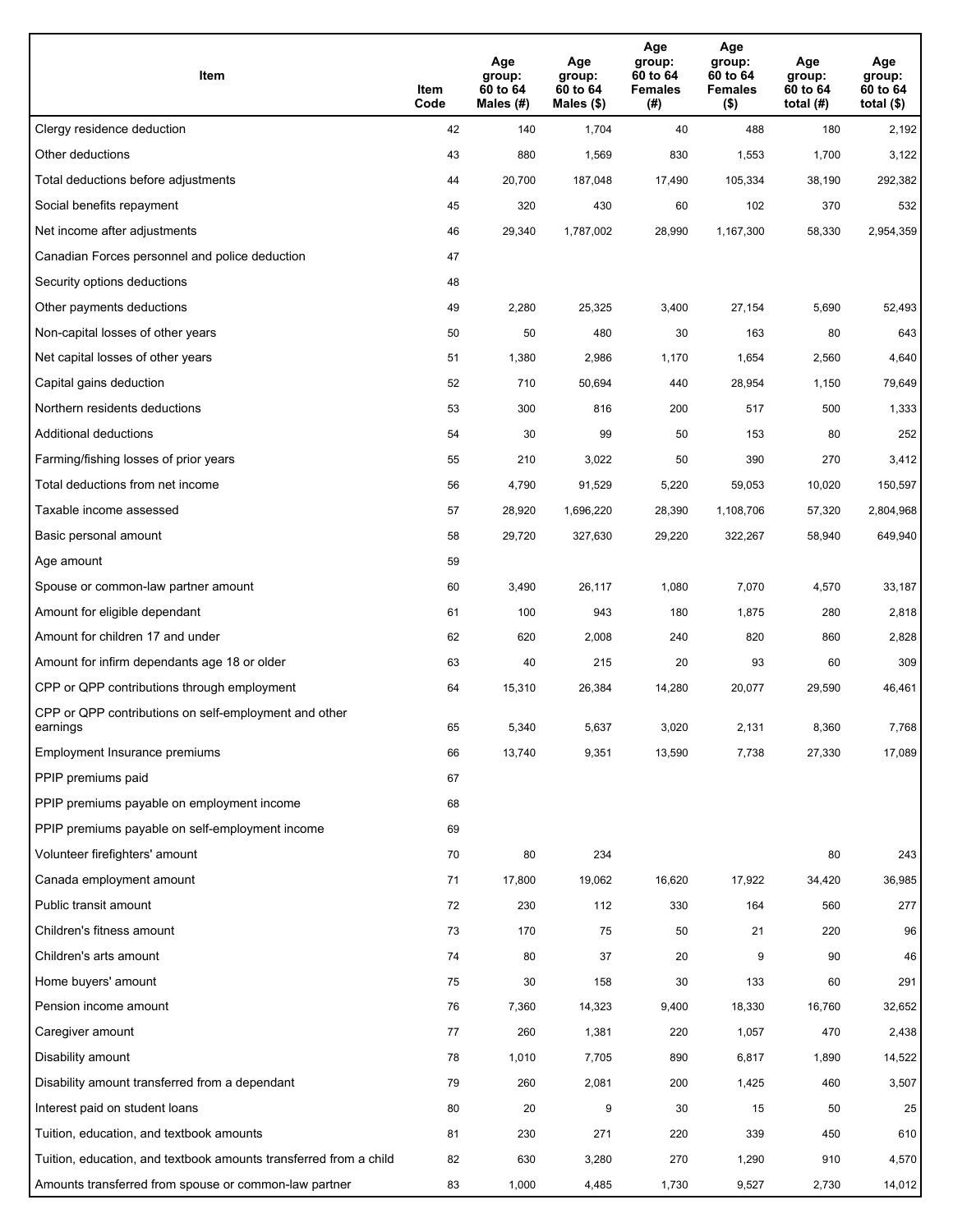| Item | Item Code | Age group: 60 to 64 Males (#) | Age group: 60 to 64 Males ($) | Age group: 60 to 64 Females (#) | Age group: 60 to 64 Females ($) | Age group: 60 to 64 total (#) | Age group: 60 to 64 total ($) |
|---|---|---|---|---|---|---|---|
| Clergy residence deduction | 42 | 140 | 1,704 | 40 | 488 | 180 | 2,192 |
| Other deductions | 43 | 880 | 1,569 | 830 | 1,553 | 1,700 | 3,122 |
| Total deductions before adjustments | 44 | 20,700 | 187,048 | 17,490 | 105,334 | 38,190 | 292,382 |
| Social benefits repayment | 45 | 320 | 430 | 60 | 102 | 370 | 532 |
| Net income after adjustments | 46 | 29,340 | 1,787,002 | 28,990 | 1,167,300 | 58,330 | 2,954,359 |
| Canadian Forces personnel and police deduction | 47 | | | | | | |
| Security options deductions | 48 | | | | | | |
| Other payments deductions | 49 | 2,280 | 25,325 | 3,400 | 27,154 | 5,690 | 52,493 |
| Non-capital losses of other years | 50 | 50 | 480 | 30 | 163 | 80 | 643 |
| Net capital losses of other years | 51 | 1,380 | 2,986 | 1,170 | 1,654 | 2,560 | 4,640 |
| Capital gains deduction | 52 | 710 | 50,694 | 440 | 28,954 | 1,150 | 79,649 |
| Northern residents deductions | 53 | 300 | 816 | 200 | 517 | 500 | 1,333 |
| Additional deductions | 54 | 30 | 99 | 50 | 153 | 80 | 252 |
| Farming/fishing losses of prior years | 55 | 210 | 3,022 | 50 | 390 | 270 | 3,412 |
| Total deductions from net income | 56 | 4,790 | 91,529 | 5,220 | 59,053 | 10,020 | 150,597 |
| Taxable income assessed | 57 | 28,920 | 1,696,220 | 28,390 | 1,108,706 | 57,320 | 2,804,968 |
| Basic personal amount | 58 | 29,720 | 327,630 | 29,220 | 322,267 | 58,940 | 649,940 |
| Age amount | 59 | | | | | | |
| Spouse or common-law partner amount | 60 | 3,490 | 26,117 | 1,080 | 7,070 | 4,570 | 33,187 |
| Amount for eligible dependant | 61 | 100 | 943 | 180 | 1,875 | 280 | 2,818 |
| Amount for children 17 and under | 62 | 620 | 2,008 | 240 | 820 | 860 | 2,828 |
| Amount for infirm dependants age 18 or older | 63 | 40 | 215 | 20 | 93 | 60 | 309 |
| CPP or QPP contributions through employment | 64 | 15,310 | 26,384 | 14,280 | 20,077 | 29,590 | 46,461 |
| CPP or QPP contributions on self-employment and other earnings | 65 | 5,340 | 5,637 | 3,020 | 2,131 | 8,360 | 7,768 |
| Employment Insurance premiums | 66 | 13,740 | 9,351 | 13,590 | 7,738 | 27,330 | 17,089 |
| PPIP premiums paid | 67 | | | | | | |
| PPIP premiums payable on employment income | 68 | | | | | | |
| PPIP premiums payable on self-employment income | 69 | | | | | | |
| Volunteer firefighters' amount | 70 | 80 | 234 | | | 80 | 243 |
| Canada employment amount | 71 | 17,800 | 19,062 | 16,620 | 17,922 | 34,420 | 36,985 |
| Public transit amount | 72 | 230 | 112 | 330 | 164 | 560 | 277 |
| Children's fitness amount | 73 | 170 | 75 | 50 | 21 | 220 | 96 |
| Children's arts amount | 74 | 80 | 37 | 20 | 9 | 90 | 46 |
| Home buyers' amount | 75 | 30 | 158 | 30 | 133 | 60 | 291 |
| Pension income amount | 76 | 7,360 | 14,323 | 9,400 | 18,330 | 16,760 | 32,652 |
| Caregiver amount | 77 | 260 | 1,381 | 220 | 1,057 | 470 | 2,438 |
| Disability amount | 78 | 1,010 | 7,705 | 890 | 6,817 | 1,890 | 14,522 |
| Disability amount transferred from a dependant | 79 | 260 | 2,081 | 200 | 1,425 | 460 | 3,507 |
| Interest paid on student loans | 80 | 20 | 9 | 30 | 15 | 50 | 25 |
| Tuition, education, and textbook amounts | 81 | 230 | 271 | 220 | 339 | 450 | 610 |
| Tuition, education, and textbook amounts transferred from a child | 82 | 630 | 3,280 | 270 | 1,290 | 910 | 4,570 |
| Amounts transferred from spouse or common-law partner | 83 | 1,000 | 4,485 | 1,730 | 9,527 | 2,730 | 14,012 |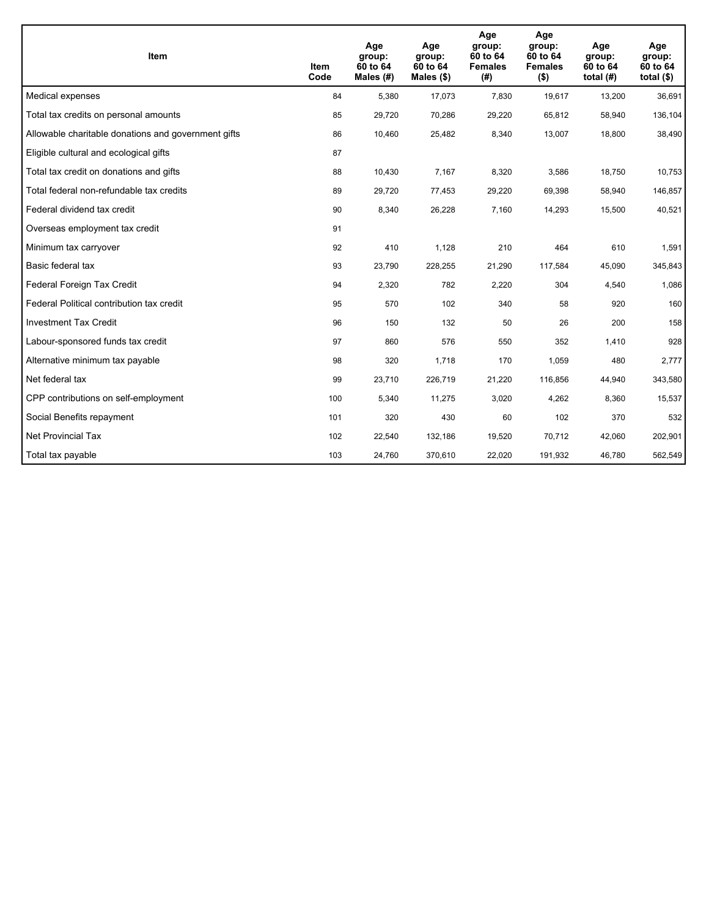| Item | Item Code | Age group: 60 to 64 Males (#) | Age group: 60 to 64 Males ($) | Age group: 60 to 64 Females (#) | Age group: 60 to 64 Females ($) | Age group: 60 to 64 total (#) | Age group: 60 to 64 total ($) |
|---|---|---|---|---|---|---|---|
| Medical expenses | 84 | 5,380 | 17,073 | 7,830 | 19,617 | 13,200 | 36,691 |
| Total tax credits on personal amounts | 85 | 29,720 | 70,286 | 29,220 | 65,812 | 58,940 | 136,104 |
| Allowable charitable donations and government gifts | 86 | 10,460 | 25,482 | 8,340 | 13,007 | 18,800 | 38,490 |
| Eligible cultural and ecological gifts | 87 | | | | | | |
| Total tax credit on donations and gifts | 88 | 10,430 | 7,167 | 8,320 | 3,586 | 18,750 | 10,753 |
| Total federal non-refundable tax credits | 89 | 29,720 | 77,453 | 29,220 | 69,398 | 58,940 | 146,857 |
| Federal dividend tax credit | 90 | 8,340 | 26,228 | 7,160 | 14,293 | 15,500 | 40,521 |
| Overseas employment tax credit | 91 | | | | | | |
| Minimum tax carryover | 92 | 410 | 1,128 | 210 | 464 | 610 | 1,591 |
| Basic federal tax | 93 | 23,790 | 228,255 | 21,290 | 117,584 | 45,090 | 345,843 |
| Federal Foreign Tax Credit | 94 | 2,320 | 782 | 2,220 | 304 | 4,540 | 1,086 |
| Federal Political contribution tax credit | 95 | 570 | 102 | 340 | 58 | 920 | 160 |
| Investment Tax Credit | 96 | 150 | 132 | 50 | 26 | 200 | 158 |
| Labour-sponsored funds tax credit | 97 | 860 | 576 | 550 | 352 | 1,410 | 928 |
| Alternative minimum tax payable | 98 | 320 | 1,718 | 170 | 1,059 | 480 | 2,777 |
| Net federal tax | 99 | 23,710 | 226,719 | 21,220 | 116,856 | 44,940 | 343,580 |
| CPP contributions on self-employment | 100 | 5,340 | 11,275 | 3,020 | 4,262 | 8,360 | 15,537 |
| Social Benefits repayment | 101 | 320 | 430 | 60 | 102 | 370 | 532 |
| Net Provincial Tax | 102 | 22,540 | 132,186 | 19,520 | 70,712 | 42,060 | 202,901 |
| Total tax payable | 103 | 24,760 | 370,610 | 22,020 | 191,932 | 46,780 | 562,549 |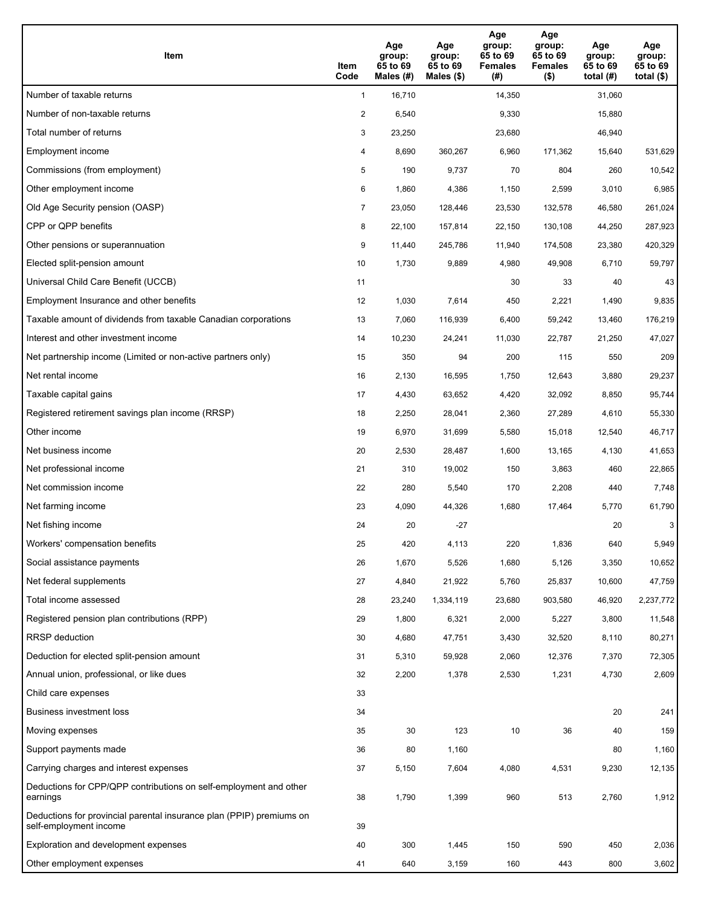| Item | Item Code | Age group: 65 to 69 Males (#) | Age group: 65 to 69 Males ($) | Age group: 65 to 69 Females (#) | Age group: 65 to 69 Females ($) | Age group: 65 to 69 total (#) | Age group: 65 to 69 total ($) |
|---|---|---|---|---|---|---|---|
| Number of taxable returns | 1 | 16,710 | | 14,350 | | 31,060 | |
| Number of non-taxable returns | 2 | 6,540 | | 9,330 | | 15,880 | |
| Total number of returns | 3 | 23,250 | | 23,680 | | 46,940 | |
| Employment income | 4 | 8,690 | 360,267 | 6,960 | 171,362 | 15,640 | 531,629 |
| Commissions (from employment) | 5 | 190 | 9,737 | 70 | 804 | 260 | 10,542 |
| Other employment income | 6 | 1,860 | 4,386 | 1,150 | 2,599 | 3,010 | 6,985 |
| Old Age Security pension (OASP) | 7 | 23,050 | 128,446 | 23,530 | 132,578 | 46,580 | 261,024 |
| CPP or QPP benefits | 8 | 22,100 | 157,814 | 22,150 | 130,108 | 44,250 | 287,923 |
| Other pensions or superannuation | 9 | 11,440 | 245,786 | 11,940 | 174,508 | 23,380 | 420,329 |
| Elected split-pension amount | 10 | 1,730 | 9,889 | 4,980 | 49,908 | 6,710 | 59,797 |
| Universal Child Care Benefit (UCCB) | 11 | | | 30 | 33 | 40 | 43 |
| Employment Insurance and other benefits | 12 | 1,030 | 7,614 | 450 | 2,221 | 1,490 | 9,835 |
| Taxable amount of dividends from taxable Canadian corporations | 13 | 7,060 | 116,939 | 6,400 | 59,242 | 13,460 | 176,219 |
| Interest and other investment income | 14 | 10,230 | 24,241 | 11,030 | 22,787 | 21,250 | 47,027 |
| Net partnership income (Limited or non-active partners only) | 15 | 350 | 94 | 200 | 115 | 550 | 209 |
| Net rental income | 16 | 2,130 | 16,595 | 1,750 | 12,643 | 3,880 | 29,237 |
| Taxable capital gains | 17 | 4,430 | 63,652 | 4,420 | 32,092 | 8,850 | 95,744 |
| Registered retirement savings plan income (RRSP) | 18 | 2,250 | 28,041 | 2,360 | 27,289 | 4,610 | 55,330 |
| Other income | 19 | 6,970 | 31,699 | 5,580 | 15,018 | 12,540 | 46,717 |
| Net business income | 20 | 2,530 | 28,487 | 1,600 | 13,165 | 4,130 | 41,653 |
| Net professional income | 21 | 310 | 19,002 | 150 | 3,863 | 460 | 22,865 |
| Net commission income | 22 | 280 | 5,540 | 170 | 2,208 | 440 | 7,748 |
| Net farming income | 23 | 4,090 | 44,326 | 1,680 | 17,464 | 5,770 | 61,790 |
| Net fishing income | 24 | 20 | -27 | | | 20 | 3 |
| Workers' compensation benefits | 25 | 420 | 4,113 | 220 | 1,836 | 640 | 5,949 |
| Social assistance payments | 26 | 1,670 | 5,526 | 1,680 | 5,126 | 3,350 | 10,652 |
| Net federal supplements | 27 | 4,840 | 21,922 | 5,760 | 25,837 | 10,600 | 47,759 |
| Total income assessed | 28 | 23,240 | 1,334,119 | 23,680 | 903,580 | 46,920 | 2,237,772 |
| Registered pension plan contributions (RPP) | 29 | 1,800 | 6,321 | 2,000 | 5,227 | 3,800 | 11,548 |
| RRSP deduction | 30 | 4,680 | 47,751 | 3,430 | 32,520 | 8,110 | 80,271 |
| Deduction for elected split-pension amount | 31 | 5,310 | 59,928 | 2,060 | 12,376 | 7,370 | 72,305 |
| Annual union, professional, or like dues | 32 | 2,200 | 1,378 | 2,530 | 1,231 | 4,730 | 2,609 |
| Child care expenses | 33 | | | | | | |
| Business investment loss | 34 | | | | | 20 | 241 |
| Moving expenses | 35 | 30 | 123 | 10 | 36 | 40 | 159 |
| Support payments made | 36 | 80 | 1,160 | | | 80 | 1,160 |
| Carrying charges and interest expenses | 37 | 5,150 | 7,604 | 4,080 | 4,531 | 9,230 | 12,135 |
| Deductions for CPP/QPP contributions on self-employment and other earnings | 38 | 1,790 | 1,399 | 960 | 513 | 2,760 | 1,912 |
| Deductions for provincial parental insurance plan (PPIP) premiums on self-employment income | 39 | | | | | | |
| Exploration and development expenses | 40 | 300 | 1,445 | 150 | 590 | 450 | 2,036 |
| Other employment expenses | 41 | 640 | 3,159 | 160 | 443 | 800 | 3,602 |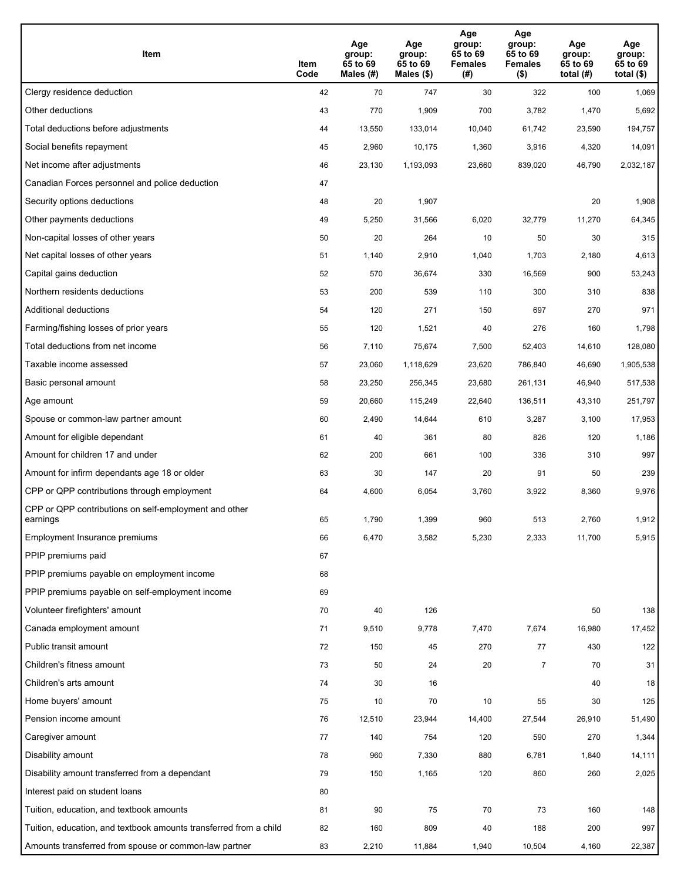| Item | Item Code | Age group: 65 to 69 Males (#) | Age group: 65 to 69 Males ($) | Age group: 65 to 69 Females (#) | Age group: 65 to 69 Females ($) | Age group: 65 to 69 total (#) | Age group: 65 to 69 total ($) |
|---|---|---|---|---|---|---|---|
| Clergy residence deduction | 42 | 70 | 747 | 30 | 322 | 100 | 1,069 |
| Other deductions | 43 | 770 | 1,909 | 700 | 3,782 | 1,470 | 5,692 |
| Total deductions before adjustments | 44 | 13,550 | 133,014 | 10,040 | 61,742 | 23,590 | 194,757 |
| Social benefits repayment | 45 | 2,960 | 10,175 | 1,360 | 3,916 | 4,320 | 14,091 |
| Net income after adjustments | 46 | 23,130 | 1,193,093 | 23,660 | 839,020 | 46,790 | 2,032,187 |
| Canadian Forces personnel and police deduction | 47 | | | | | | |
| Security options deductions | 48 | 20 | 1,907 | | | 20 | 1,908 |
| Other payments deductions | 49 | 5,250 | 31,566 | 6,020 | 32,779 | 11,270 | 64,345 |
| Non-capital losses of other years | 50 | 20 | 264 | 10 | 50 | 30 | 315 |
| Net capital losses of other years | 51 | 1,140 | 2,910 | 1,040 | 1,703 | 2,180 | 4,613 |
| Capital gains deduction | 52 | 570 | 36,674 | 330 | 16,569 | 900 | 53,243 |
| Northern residents deductions | 53 | 200 | 539 | 110 | 300 | 310 | 838 |
| Additional deductions | 54 | 120 | 271 | 150 | 697 | 270 | 971 |
| Farming/fishing losses of prior years | 55 | 120 | 1,521 | 40 | 276 | 160 | 1,798 |
| Total deductions from net income | 56 | 7,110 | 75,674 | 7,500 | 52,403 | 14,610 | 128,080 |
| Taxable income assessed | 57 | 23,060 | 1,118,629 | 23,620 | 786,840 | 46,690 | 1,905,538 |
| Basic personal amount | 58 | 23,250 | 256,345 | 23,680 | 261,131 | 46,940 | 517,538 |
| Age amount | 59 | 20,660 | 115,249 | 22,640 | 136,511 | 43,310 | 251,797 |
| Spouse or common-law partner amount | 60 | 2,490 | 14,644 | 610 | 3,287 | 3,100 | 17,953 |
| Amount for eligible dependant | 61 | 40 | 361 | 80 | 826 | 120 | 1,186 |
| Amount for children 17 and under | 62 | 200 | 661 | 100 | 336 | 310 | 997 |
| Amount for infirm dependants age 18 or older | 63 | 30 | 147 | 20 | 91 | 50 | 239 |
| CPP or QPP contributions through employment | 64 | 4,600 | 6,054 | 3,760 | 3,922 | 8,360 | 9,976 |
| CPP or QPP contributions on self-employment and other earnings | 65 | 1,790 | 1,399 | 960 | 513 | 2,760 | 1,912 |
| Employment Insurance premiums | 66 | 6,470 | 3,582 | 5,230 | 2,333 | 11,700 | 5,915 |
| PPIP premiums paid | 67 | | | | | | |
| PPIP premiums payable on employment income | 68 | | | | | | |
| PPIP premiums payable on self-employment income | 69 | | | | | | |
| Volunteer firefighters' amount | 70 | 40 | 126 | | | 50 | 138 |
| Canada employment amount | 71 | 9,510 | 9,778 | 7,470 | 7,674 | 16,980 | 17,452 |
| Public transit amount | 72 | 150 | 45 | 270 | 77 | 430 | 122 |
| Children's fitness amount | 73 | 50 | 24 | 20 | 7 | 70 | 31 |
| Children's arts amount | 74 | 30 | 16 | | | 40 | 18 |
| Home buyers' amount | 75 | 10 | 70 | 10 | 55 | 30 | 125 |
| Pension income amount | 76 | 12,510 | 23,944 | 14,400 | 27,544 | 26,910 | 51,490 |
| Caregiver amount | 77 | 140 | 754 | 120 | 590 | 270 | 1,344 |
| Disability amount | 78 | 960 | 7,330 | 880 | 6,781 | 1,840 | 14,111 |
| Disability amount transferred from a dependant | 79 | 150 | 1,165 | 120 | 860 | 260 | 2,025 |
| Interest paid on student loans | 80 | | | | | | |
| Tuition, education, and textbook amounts | 81 | 90 | 75 | 70 | 73 | 160 | 148 |
| Tuition, education, and textbook amounts transferred from a child | 82 | 160 | 809 | 40 | 188 | 200 | 997 |
| Amounts transferred from spouse or common-law partner | 83 | 2,210 | 11,884 | 1,940 | 10,504 | 4,160 | 22,387 |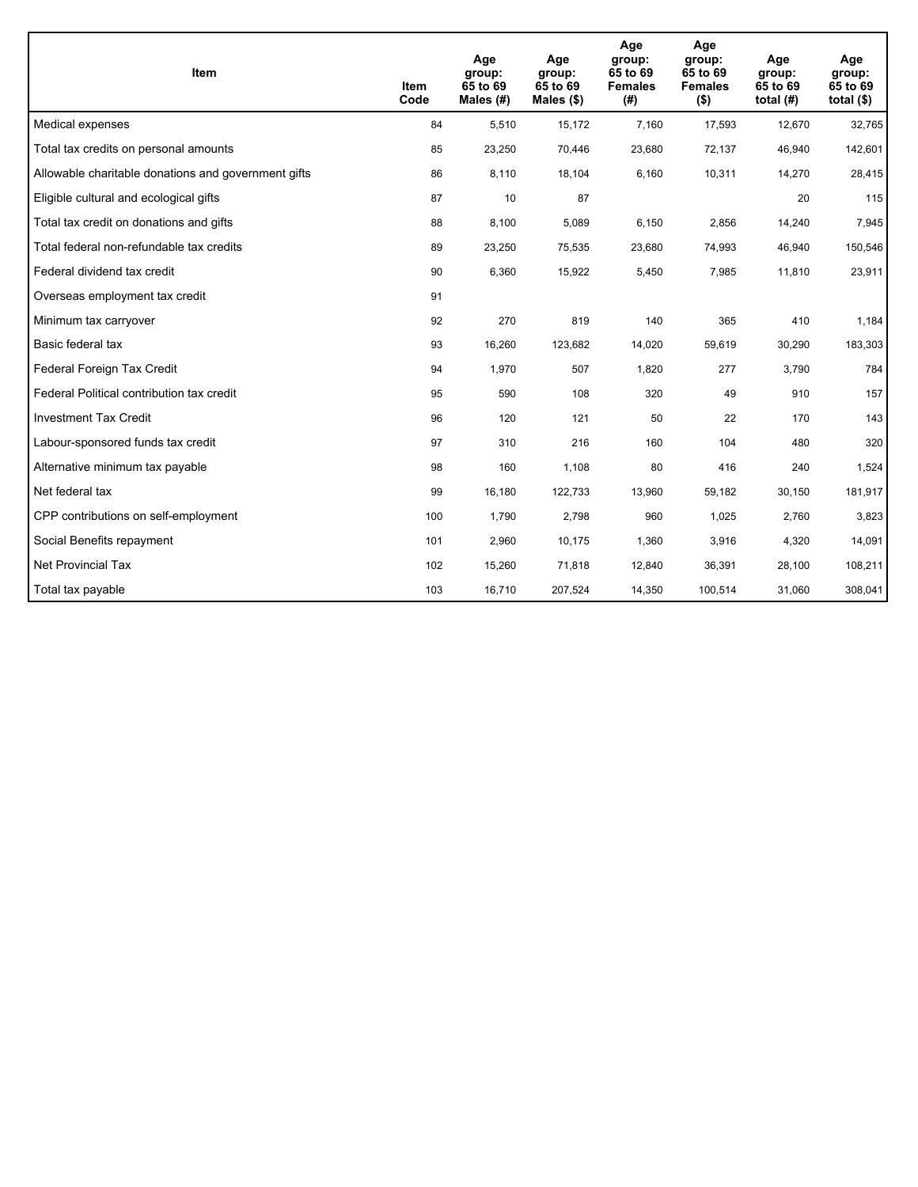| Item | Item Code | Age group: 65 to 69 Males (#) | Age group: 65 to 69 Males ($) | Age group: 65 to 69 Females (#) | Age group: 65 to 69 Females ($) | Age group: 65 to 69 total (#) | Age group: 65 to 69 total ($) |
| --- | --- | --- | --- | --- | --- | --- | --- |
| Medical expenses | 84 | 5,510 | 15,172 | 7,160 | 17,593 | 12,670 | 32,765 |
| Total tax credits on personal amounts | 85 | 23,250 | 70,446 | 23,680 | 72,137 | 46,940 | 142,601 |
| Allowable charitable donations and government gifts | 86 | 8,110 | 18,104 | 6,160 | 10,311 | 14,270 | 28,415 |
| Eligible cultural and ecological gifts | 87 | 10 | 87 | | | 20 | 115 |
| Total tax credit on donations and gifts | 88 | 8,100 | 5,089 | 6,150 | 2,856 | 14,240 | 7,945 |
| Total federal non-refundable tax credits | 89 | 23,250 | 75,535 | 23,680 | 74,993 | 46,940 | 150,546 |
| Federal dividend tax credit | 90 | 6,360 | 15,922 | 5,450 | 7,985 | 11,810 | 23,911 |
| Overseas employment tax credit | 91 | | | | | | |
| Minimum tax carryover | 92 | 270 | 819 | 140 | 365 | 410 | 1,184 |
| Basic federal tax | 93 | 16,260 | 123,682 | 14,020 | 59,619 | 30,290 | 183,303 |
| Federal Foreign Tax Credit | 94 | 1,970 | 507 | 1,820 | 277 | 3,790 | 784 |
| Federal Political contribution tax credit | 95 | 590 | 108 | 320 | 49 | 910 | 157 |
| Investment Tax Credit | 96 | 120 | 121 | 50 | 22 | 170 | 143 |
| Labour-sponsored funds tax credit | 97 | 310 | 216 | 160 | 104 | 480 | 320 |
| Alternative minimum tax payable | 98 | 160 | 1,108 | 80 | 416 | 240 | 1,524 |
| Net federal tax | 99 | 16,180 | 122,733 | 13,960 | 59,182 | 30,150 | 181,917 |
| CPP contributions on self-employment | 100 | 1,790 | 2,798 | 960 | 1,025 | 2,760 | 3,823 |
| Social Benefits repayment | 101 | 2,960 | 10,175 | 1,360 | 3,916 | 4,320 | 14,091 |
| Net Provincial Tax | 102 | 15,260 | 71,818 | 12,840 | 36,391 | 28,100 | 108,211 |
| Total tax payable | 103 | 16,710 | 207,524 | 14,350 | 100,514 | 31,060 | 308,041 |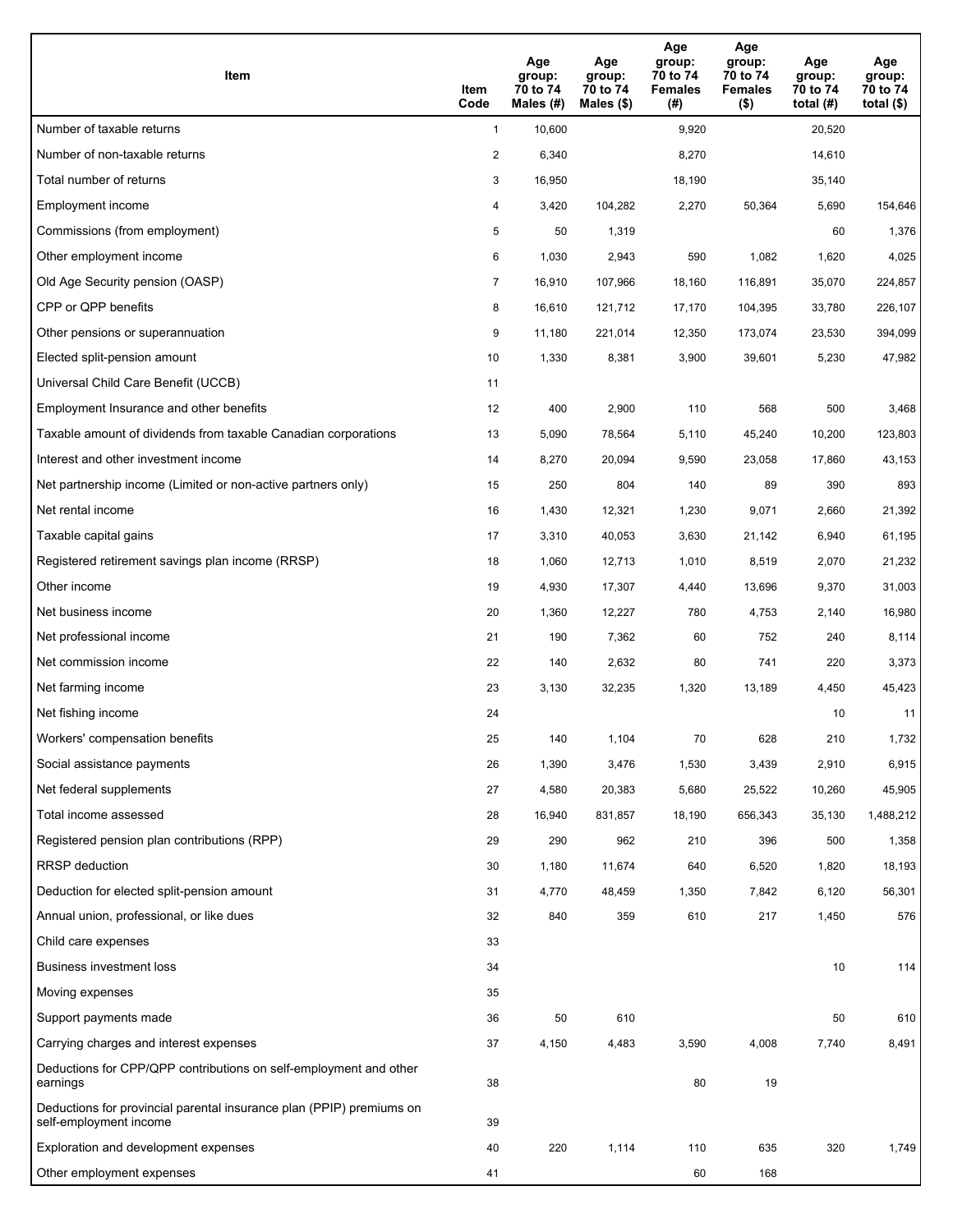| Item | Item Code | Age group: 70 to 74 Males (#) | Age group: 70 to 74 Males ($) | Age group: 70 to 74 Females (#) | Age group: 70 to 74 Females ($) | Age group: 70 to 74 total (#) | Age group: 70 to 74 total ($) |
|---|---|---|---|---|---|---|---|
| Number of taxable returns | 1 | 10,600 | | 9,920 | | 20,520 | |
| Number of non-taxable returns | 2 | 6,340 | | 8,270 | | 14,610 | |
| Total number of returns | 3 | 16,950 | | 18,190 | | 35,140 | |
| Employment income | 4 | 3,420 | 104,282 | 2,270 | 50,364 | 5,690 | 154,646 |
| Commissions (from employment) | 5 | 50 | 1,319 | | | 60 | 1,376 |
| Other employment income | 6 | 1,030 | 2,943 | 590 | 1,082 | 1,620 | 4,025 |
| Old Age Security pension (OASP) | 7 | 16,910 | 107,966 | 18,160 | 116,891 | 35,070 | 224,857 |
| CPP or QPP benefits | 8 | 16,610 | 121,712 | 17,170 | 104,395 | 33,780 | 226,107 |
| Other pensions or superannuation | 9 | 11,180 | 221,014 | 12,350 | 173,074 | 23,530 | 394,099 |
| Elected split-pension amount | 10 | 1,330 | 8,381 | 3,900 | 39,601 | 5,230 | 47,982 |
| Universal Child Care Benefit (UCCB) | 11 | | | | | | |
| Employment Insurance and other benefits | 12 | 400 | 2,900 | 110 | 568 | 500 | 3,468 |
| Taxable amount of dividends from taxable Canadian corporations | 13 | 5,090 | 78,564 | 5,110 | 45,240 | 10,200 | 123,803 |
| Interest and other investment income | 14 | 8,270 | 20,094 | 9,590 | 23,058 | 17,860 | 43,153 |
| Net partnership income (Limited or non-active partners only) | 15 | 250 | 804 | 140 | 89 | 390 | 893 |
| Net rental income | 16 | 1,430 | 12,321 | 1,230 | 9,071 | 2,660 | 21,392 |
| Taxable capital gains | 17 | 3,310 | 40,053 | 3,630 | 21,142 | 6,940 | 61,195 |
| Registered retirement savings plan income (RRSP) | 18 | 1,060 | 12,713 | 1,010 | 8,519 | 2,070 | 21,232 |
| Other income | 19 | 4,930 | 17,307 | 4,440 | 13,696 | 9,370 | 31,003 |
| Net business income | 20 | 1,360 | 12,227 | 780 | 4,753 | 2,140 | 16,980 |
| Net professional income | 21 | 190 | 7,362 | 60 | 752 | 240 | 8,114 |
| Net commission income | 22 | 140 | 2,632 | 80 | 741 | 220 | 3,373 |
| Net farming income | 23 | 3,130 | 32,235 | 1,320 | 13,189 | 4,450 | 45,423 |
| Net fishing income | 24 | | | | | 10 | 11 |
| Workers' compensation benefits | 25 | 140 | 1,104 | 70 | 628 | 210 | 1,732 |
| Social assistance payments | 26 | 1,390 | 3,476 | 1,530 | 3,439 | 2,910 | 6,915 |
| Net federal supplements | 27 | 4,580 | 20,383 | 5,680 | 25,522 | 10,260 | 45,905 |
| Total income assessed | 28 | 16,940 | 831,857 | 18,190 | 656,343 | 35,130 | 1,488,212 |
| Registered pension plan contributions (RPP) | 29 | 290 | 962 | 210 | 396 | 500 | 1,358 |
| RRSP deduction | 30 | 1,180 | 11,674 | 640 | 6,520 | 1,820 | 18,193 |
| Deduction for elected split-pension amount | 31 | 4,770 | 48,459 | 1,350 | 7,842 | 6,120 | 56,301 |
| Annual union, professional, or like dues | 32 | 840 | 359 | 610 | 217 | 1,450 | 576 |
| Child care expenses | 33 | | | | | | |
| Business investment loss | 34 | | | | | 10 | 114 |
| Moving expenses | 35 | | | | | | |
| Support payments made | 36 | 50 | 610 | | | 50 | 610 |
| Carrying charges and interest expenses | 37 | 4,150 | 4,483 | 3,590 | 4,008 | 7,740 | 8,491 |
| Deductions for CPP/QPP contributions on self-employment and other earnings | 38 | | | 80 | 19 | | |
| Deductions for provincial parental insurance plan (PPIP) premiums on self-employment income | 39 | | | | | | |
| Exploration and development expenses | 40 | 220 | 1,114 | 110 | 635 | 320 | 1,749 |
| Other employment expenses | 41 | | | 60 | 168 | | |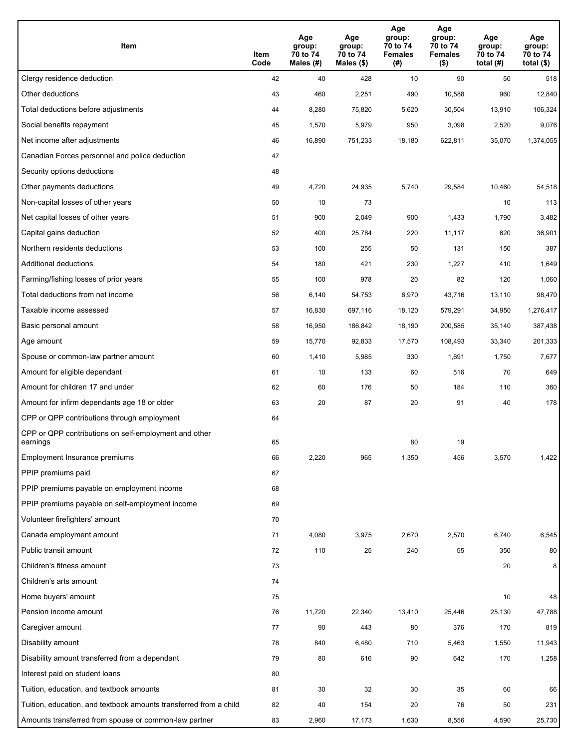| Item | Item Code | Age group: 70 to 74 Males (#) | Age group: 70 to 74 Males ($) | Age group: 70 to 74 Females (#) | Age group: 70 to 74 Females ($) | Age group: 70 to 74 total (#) | Age group: 70 to 74 total ($) |
|---|---|---|---|---|---|---|---|
| Clergy residence deduction | 42 | 40 | 428 | 10 | 90 | 50 | 518 |
| Other deductions | 43 | 460 | 2,251 | 490 | 10,588 | 960 | 12,840 |
| Total deductions before adjustments | 44 | 8,280 | 75,820 | 5,620 | 30,504 | 13,910 | 106,324 |
| Social benefits repayment | 45 | 1,570 | 5,979 | 950 | 3,098 | 2,520 | 9,076 |
| Net income after adjustments | 46 | 16,890 | 751,233 | 18,180 | 622,811 | 35,070 | 1,374,055 |
| Canadian Forces personnel and police deduction | 47 | | | | | | |
| Security options deductions | 48 | | | | | | |
| Other payments deductions | 49 | 4,720 | 24,935 | 5,740 | 29,584 | 10,460 | 54,518 |
| Non-capital losses of other years | 50 | 10 | 73 | | | 10 | 113 |
| Net capital losses of other years | 51 | 900 | 2,049 | 900 | 1,433 | 1,790 | 3,482 |
| Capital gains deduction | 52 | 400 | 25,784 | 220 | 11,117 | 620 | 36,901 |
| Northern residents deductions | 53 | 100 | 255 | 50 | 131 | 150 | 387 |
| Additional deductions | 54 | 180 | 421 | 230 | 1,227 | 410 | 1,649 |
| Farming/fishing losses of prior years | 55 | 100 | 978 | 20 | 82 | 120 | 1,060 |
| Total deductions from net income | 56 | 6,140 | 54,753 | 6,970 | 43,716 | 13,110 | 98,470 |
| Taxable income assessed | 57 | 16,830 | 697,116 | 18,120 | 579,291 | 34,950 | 1,276,417 |
| Basic personal amount | 58 | 16,950 | 186,842 | 18,190 | 200,585 | 35,140 | 387,438 |
| Age amount | 59 | 15,770 | 92,833 | 17,570 | 108,493 | 33,340 | 201,333 |
| Spouse or common-law partner amount | 60 | 1,410 | 5,985 | 330 | 1,691 | 1,750 | 7,677 |
| Amount for eligible dependant | 61 | 10 | 133 | 60 | 516 | 70 | 649 |
| Amount for children 17 and under | 62 | 60 | 176 | 50 | 184 | 110 | 360 |
| Amount for infirm dependants age 18 or older | 63 | 20 | 87 | 20 | 91 | 40 | 178 |
| CPP or QPP contributions through employment | 64 | | | | | | |
| CPP or QPP contributions on self-employment and other earnings | 65 | | | 80 | 19 | | |
| Employment Insurance premiums | 66 | 2,220 | 965 | 1,350 | 456 | 3,570 | 1,422 |
| PPIP premiums paid | 67 | | | | | | |
| PPIP premiums payable on employment income | 68 | | | | | | |
| PPIP premiums payable on self-employment income | 69 | | | | | | |
| Volunteer firefighters' amount | 70 | | | | | | |
| Canada employment amount | 71 | 4,080 | 3,975 | 2,670 | 2,570 | 6,740 | 6,545 |
| Public transit amount | 72 | 110 | 25 | 240 | 55 | 350 | 80 |
| Children's fitness amount | 73 | | | | | 20 | 8 |
| Children's arts amount | 74 | | | | | | |
| Home buyers' amount | 75 | | | | | 10 | 48 |
| Pension income amount | 76 | 11,720 | 22,340 | 13,410 | 25,446 | 25,130 | 47,788 |
| Caregiver amount | 77 | 90 | 443 | 80 | 376 | 170 | 819 |
| Disability amount | 78 | 840 | 6,480 | 710 | 5,463 | 1,550 | 11,943 |
| Disability amount transferred from a dependant | 79 | 80 | 616 | 90 | 642 | 170 | 1,258 |
| Interest paid on student loans | 80 | | | | | | |
| Tuition, education, and textbook amounts | 81 | 30 | 32 | 30 | 35 | 60 | 66 |
| Tuition, education, and textbook amounts transferred from a child | 82 | 40 | 154 | 20 | 76 | 50 | 231 |
| Amounts transferred from spouse or common-law partner | 83 | 2,960 | 17,173 | 1,630 | 8,556 | 4,590 | 25,730 |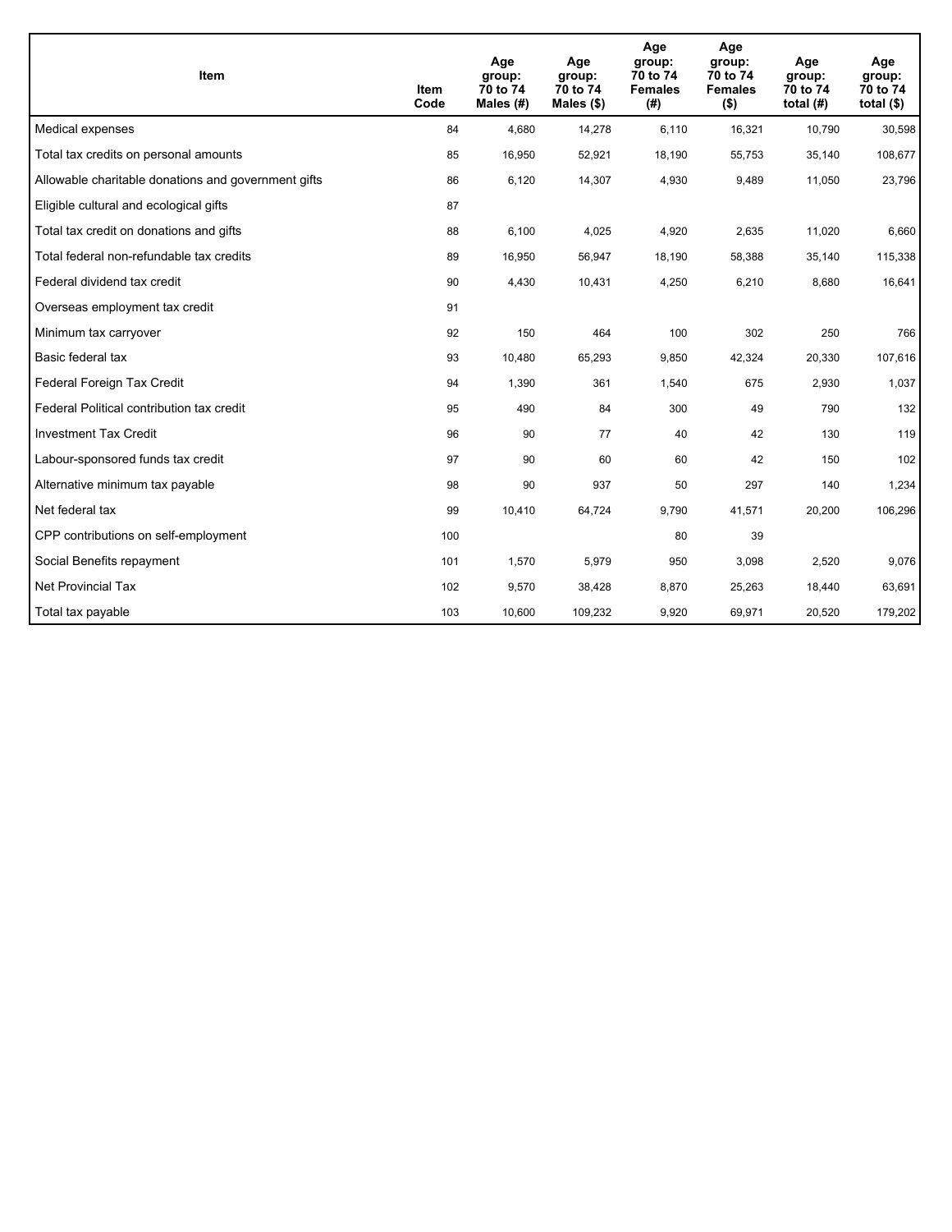| Item | Item Code | Age group: 70 to 74 Males (#) | Age group: 70 to 74 Males ($) | Age group: 70 to 74 Females (#) | Age group: 70 to 74 Females ($) | Age group: 70 to 74 total (#) | Age group: 70 to 74 total ($) |
|---|---|---|---|---|---|---|---|
| Medical expenses | 84 | 4,680 | 14,278 | 6,110 | 16,321 | 10,790 | 30,598 |
| Total tax credits on personal amounts | 85 | 16,950 | 52,921 | 18,190 | 55,753 | 35,140 | 108,677 |
| Allowable charitable donations and government gifts | 86 | 6,120 | 14,307 | 4,930 | 9,489 | 11,050 | 23,796 |
| Eligible cultural and ecological gifts | 87 | | | | | | |
| Total tax credit on donations and gifts | 88 | 6,100 | 4,025 | 4,920 | 2,635 | 11,020 | 6,660 |
| Total federal non-refundable tax credits | 89 | 16,950 | 56,947 | 18,190 | 58,388 | 35,140 | 115,338 |
| Federal dividend tax credit | 90 | 4,430 | 10,431 | 4,250 | 6,210 | 8,680 | 16,641 |
| Overseas employment tax credit | 91 | | | | | | |
| Minimum tax carryover | 92 | 150 | 464 | 100 | 302 | 250 | 766 |
| Basic federal tax | 93 | 10,480 | 65,293 | 9,850 | 42,324 | 20,330 | 107,616 |
| Federal Foreign Tax Credit | 94 | 1,390 | 361 | 1,540 | 675 | 2,930 | 1,037 |
| Federal Political contribution tax credit | 95 | 490 | 84 | 300 | 49 | 790 | 132 |
| Investment Tax Credit | 96 | 90 | 77 | 40 | 42 | 130 | 119 |
| Labour-sponsored funds tax credit | 97 | 90 | 60 | 60 | 42 | 150 | 102 |
| Alternative minimum tax payable | 98 | 90 | 937 | 50 | 297 | 140 | 1,234 |
| Net federal tax | 99 | 10,410 | 64,724 | 9,790 | 41,571 | 20,200 | 106,296 |
| CPP contributions on self-employment | 100 | | | 80 | 39 | | |
| Social Benefits repayment | 101 | 1,570 | 5,979 | 950 | 3,098 | 2,520 | 9,076 |
| Net Provincial Tax | 102 | 9,570 | 38,428 | 8,870 | 25,263 | 18,440 | 63,691 |
| Total tax payable | 103 | 10,600 | 109,232 | 9,920 | 69,971 | 20,520 | 179,202 |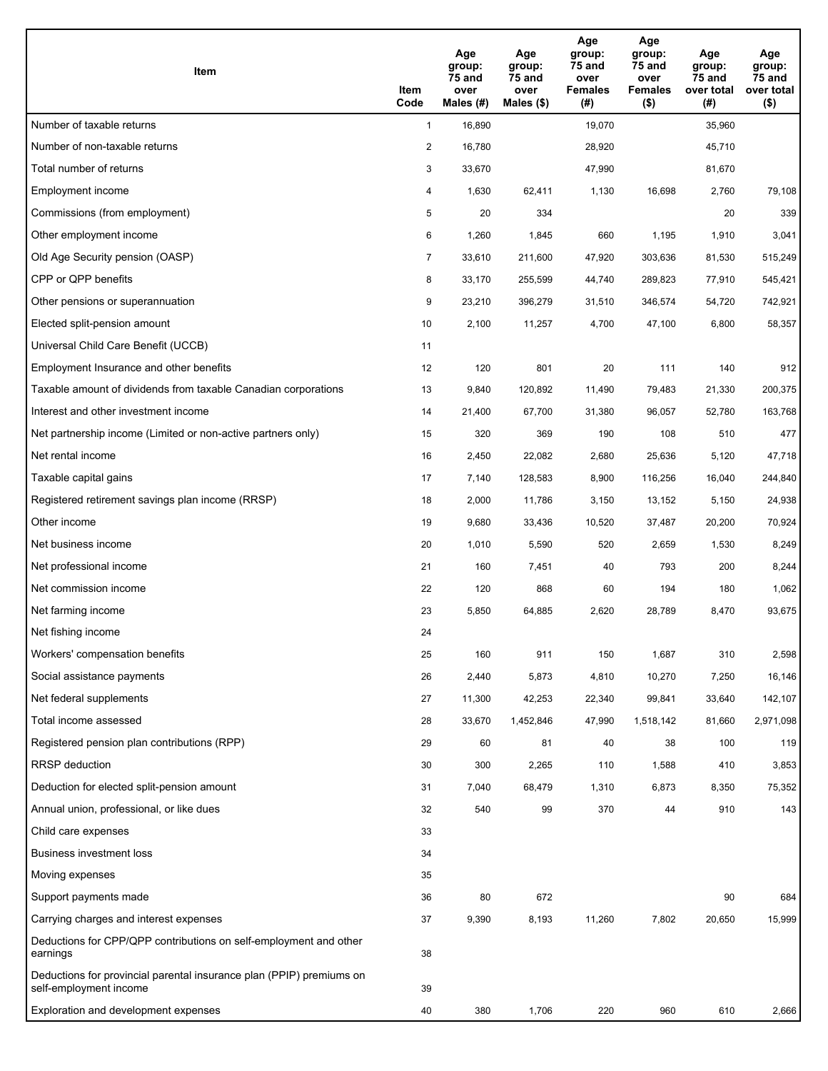| Item | Item Code | Age group: 75 and over Males (#) | Age group: 75 and over Males ($) | Age group: 75 and over Females (#) | Age group: 75 and over Females ($) | Age group: 75 and over total (#) | Age group: 75 and over total ($) |
|---|---|---|---|---|---|---|---|
| Number of taxable returns | 1 | 16,890 | | 19,070 | | 35,960 | |
| Number of non-taxable returns | 2 | 16,780 | | 28,920 | | 45,710 | |
| Total number of returns | 3 | 33,670 | | 47,990 | | 81,670 | |
| Employment income | 4 | 1,630 | 62,411 | 1,130 | 16,698 | 2,760 | 79,108 |
| Commissions (from employment) | 5 | 20 | 334 | | | 20 | 339 |
| Other employment income | 6 | 1,260 | 1,845 | 660 | 1,195 | 1,910 | 3,041 |
| Old Age Security pension (OASP) | 7 | 33,610 | 211,600 | 47,920 | 303,636 | 81,530 | 515,249 |
| CPP or QPP benefits | 8 | 33,170 | 255,599 | 44,740 | 289,823 | 77,910 | 545,421 |
| Other pensions or superannuation | 9 | 23,210 | 396,279 | 31,510 | 346,574 | 54,720 | 742,921 |
| Elected split-pension amount | 10 | 2,100 | 11,257 | 4,700 | 47,100 | 6,800 | 58,357 |
| Universal Child Care Benefit (UCCB) | 11 | | | | | | |
| Employment Insurance and other benefits | 12 | 120 | 801 | 20 | 111 | 140 | 912 |
| Taxable amount of dividends from taxable Canadian corporations | 13 | 9,840 | 120,892 | 11,490 | 79,483 | 21,330 | 200,375 |
| Interest and other investment income | 14 | 21,400 | 67,700 | 31,380 | 96,057 | 52,780 | 163,768 |
| Net partnership income (Limited or non-active partners only) | 15 | 320 | 369 | 190 | 108 | 510 | 477 |
| Net rental income | 16 | 2,450 | 22,082 | 2,680 | 25,636 | 5,120 | 47,718 |
| Taxable capital gains | 17 | 7,140 | 128,583 | 8,900 | 116,256 | 16,040 | 244,840 |
| Registered retirement savings plan income (RRSP) | 18 | 2,000 | 11,786 | 3,150 | 13,152 | 5,150 | 24,938 |
| Other income | 19 | 9,680 | 33,436 | 10,520 | 37,487 | 20,200 | 70,924 |
| Net business income | 20 | 1,010 | 5,590 | 520 | 2,659 | 1,530 | 8,249 |
| Net professional income | 21 | 160 | 7,451 | 40 | 793 | 200 | 8,244 |
| Net commission income | 22 | 120 | 868 | 60 | 194 | 180 | 1,062 |
| Net farming income | 23 | 5,850 | 64,885 | 2,620 | 28,789 | 8,470 | 93,675 |
| Net fishing income | 24 | | | | | | |
| Workers' compensation benefits | 25 | 160 | 911 | 150 | 1,687 | 310 | 2,598 |
| Social assistance payments | 26 | 2,440 | 5,873 | 4,810 | 10,270 | 7,250 | 16,146 |
| Net federal supplements | 27 | 11,300 | 42,253 | 22,340 | 99,841 | 33,640 | 142,107 |
| Total income assessed | 28 | 33,670 | 1,452,846 | 47,990 | 1,518,142 | 81,660 | 2,971,098 |
| Registered pension plan contributions (RPP) | 29 | 60 | 81 | 40 | 38 | 100 | 119 |
| RRSP deduction | 30 | 300 | 2,265 | 110 | 1,588 | 410 | 3,853 |
| Deduction for elected split-pension amount | 31 | 7,040 | 68,479 | 1,310 | 6,873 | 8,350 | 75,352 |
| Annual union, professional, or like dues | 32 | 540 | 99 | 370 | 44 | 910 | 143 |
| Child care expenses | 33 | | | | | | |
| Business investment loss | 34 | | | | | | |
| Moving expenses | 35 | | | | | | |
| Support payments made | 36 | 80 | 672 | | | 90 | 684 |
| Carrying charges and interest expenses | 37 | 9,390 | 8,193 | 11,260 | 7,802 | 20,650 | 15,999 |
| Deductions for CPP/QPP contributions on self-employment and other earnings | 38 | | | | | | |
| Deductions for provincial parental insurance plan (PPIP) premiums on self-employment income | 39 | | | | | | |
| Exploration and development expenses | 40 | 380 | 1,706 | 220 | 960 | 610 | 2,666 |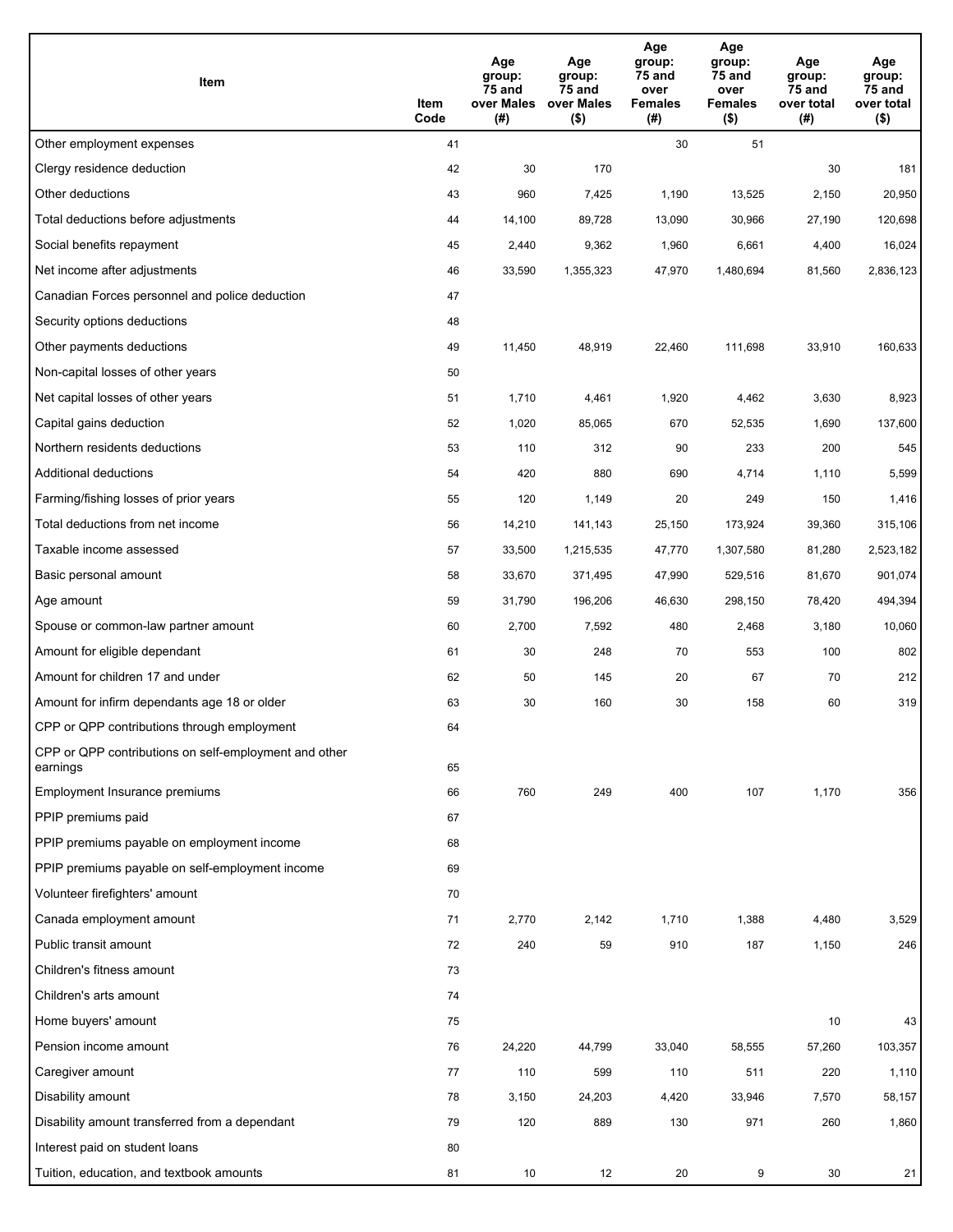| Item | Item Code | Age group: 75 and over Males (#) | Age group: 75 and over Males ($) | Age group: 75 and over Females (#) | Age group: 75 and over Females ($) | Age group: 75 and over total (#) | Age group: 75 and over total ($) |
|---|---|---|---|---|---|---|---|
| Other employment expenses | 41 | | | 30 | 51 | | |
| Clergy residence deduction | 42 | 30 | 170 | | | 30 | 181 |
| Other deductions | 43 | 960 | 7,425 | 1,190 | 13,525 | 2,150 | 20,950 |
| Total deductions before adjustments | 44 | 14,100 | 89,728 | 13,090 | 30,966 | 27,190 | 120,698 |
| Social benefits repayment | 45 | 2,440 | 9,362 | 1,960 | 6,661 | 4,400 | 16,024 |
| Net income after adjustments | 46 | 33,590 | 1,355,323 | 47,970 | 1,480,694 | 81,560 | 2,836,123 |
| Canadian Forces personnel and police deduction | 47 | | | | | | |
| Security options deductions | 48 | | | | | | |
| Other payments deductions | 49 | 11,450 | 48,919 | 22,460 | 111,698 | 33,910 | 160,633 |
| Non-capital losses of other years | 50 | | | | | | |
| Net capital losses of other years | 51 | 1,710 | 4,461 | 1,920 | 4,462 | 3,630 | 8,923 |
| Capital gains deduction | 52 | 1,020 | 85,065 | 670 | 52,535 | 1,690 | 137,600 |
| Northern residents deductions | 53 | 110 | 312 | 90 | 233 | 200 | 545 |
| Additional deductions | 54 | 420 | 880 | 690 | 4,714 | 1,110 | 5,599 |
| Farming/fishing losses of prior years | 55 | 120 | 1,149 | 20 | 249 | 150 | 1,416 |
| Total deductions from net income | 56 | 14,210 | 141,143 | 25,150 | 173,924 | 39,360 | 315,106 |
| Taxable income assessed | 57 | 33,500 | 1,215,535 | 47,770 | 1,307,580 | 81,280 | 2,523,182 |
| Basic personal amount | 58 | 33,670 | 371,495 | 47,990 | 529,516 | 81,670 | 901,074 |
| Age amount | 59 | 31,790 | 196,206 | 46,630 | 298,150 | 78,420 | 494,394 |
| Spouse or common-law partner amount | 60 | 2,700 | 7,592 | 480 | 2,468 | 3,180 | 10,060 |
| Amount for eligible dependant | 61 | 30 | 248 | 70 | 553 | 100 | 802 |
| Amount for children 17 and under | 62 | 50 | 145 | 20 | 67 | 70 | 212 |
| Amount for infirm dependants age 18 or older | 63 | 30 | 160 | 30 | 158 | 60 | 319 |
| CPP or QPP contributions through employment | 64 | | | | | | |
| CPP or QPP contributions on self-employment and other earnings | 65 | | | | | | |
| Employment Insurance premiums | 66 | 760 | 249 | 400 | 107 | 1,170 | 356 |
| PPIP premiums paid | 67 | | | | | | |
| PPIP premiums payable on employment income | 68 | | | | | | |
| PPIP premiums payable on self-employment income | 69 | | | | | | |
| Volunteer firefighters' amount | 70 | | | | | | |
| Canada employment amount | 71 | 2,770 | 2,142 | 1,710 | 1,388 | 4,480 | 3,529 |
| Public transit amount | 72 | 240 | 59 | 910 | 187 | 1,150 | 246 |
| Children's fitness amount | 73 | | | | | | |
| Children's arts amount | 74 | | | | | | |
| Home buyers' amount | 75 | | | | | 10 | 43 |
| Pension income amount | 76 | 24,220 | 44,799 | 33,040 | 58,555 | 57,260 | 103,357 |
| Caregiver amount | 77 | 110 | 599 | 110 | 511 | 220 | 1,110 |
| Disability amount | 78 | 3,150 | 24,203 | 4,420 | 33,946 | 7,570 | 58,157 |
| Disability amount transferred from a dependant | 79 | 120 | 889 | 130 | 971 | 260 | 1,860 |
| Interest paid on student loans | 80 | | | | | | |
| Tuition, education, and textbook amounts | 81 | 10 | 12 | 20 | 9 | 30 | 21 |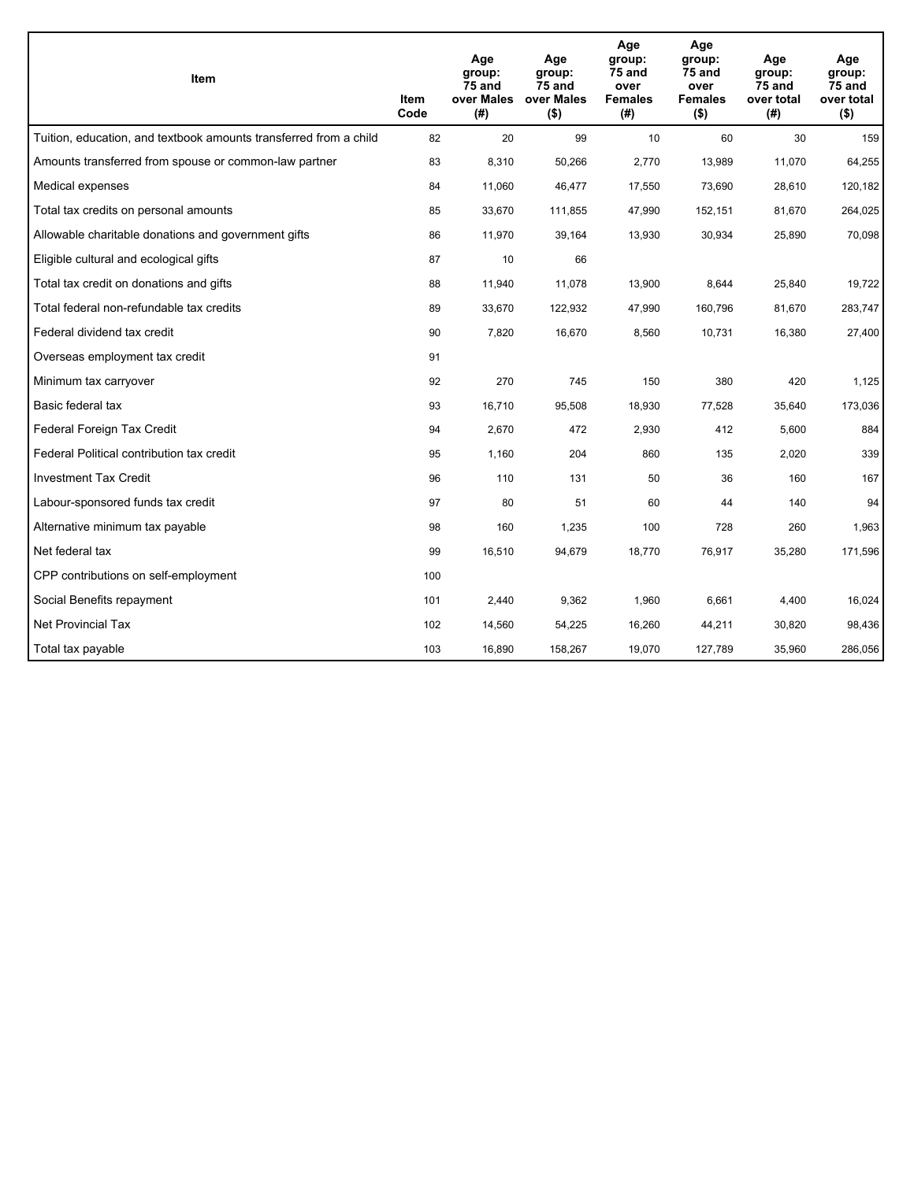| Item | Item Code | Age group: 75 and over Males (#) | Age group: 75 and over Males ($) | Age group: 75 and over Females (#) | Age group: 75 and over Females ($) | Age group: 75 and over total (#) | Age group: 75 and over total ($) |
|---|---|---|---|---|---|---|---|
| Tuition, education, and textbook amounts transferred from a child | 82 | 20 | 99 | 10 | 60 | 30 | 159 |
| Amounts transferred from spouse or common-law partner | 83 | 8,310 | 50,266 | 2,770 | 13,989 | 11,070 | 64,255 |
| Medical expenses | 84 | 11,060 | 46,477 | 17,550 | 73,690 | 28,610 | 120,182 |
| Total tax credits on personal amounts | 85 | 33,670 | 111,855 | 47,990 | 152,151 | 81,670 | 264,025 |
| Allowable charitable donations and government gifts | 86 | 11,970 | 39,164 | 13,930 | 30,934 | 25,890 | 70,098 |
| Eligible cultural and ecological gifts | 87 | 10 | 66 | | | | |
| Total tax credit on donations and gifts | 88 | 11,940 | 11,078 | 13,900 | 8,644 | 25,840 | 19,722 |
| Total federal non-refundable tax credits | 89 | 33,670 | 122,932 | 47,990 | 160,796 | 81,670 | 283,747 |
| Federal dividend tax credit | 90 | 7,820 | 16,670 | 8,560 | 10,731 | 16,380 | 27,400 |
| Overseas employment tax credit | 91 | | | | | | |
| Minimum tax carryover | 92 | 270 | 745 | 150 | 380 | 420 | 1,125 |
| Basic federal tax | 93 | 16,710 | 95,508 | 18,930 | 77,528 | 35,640 | 173,036 |
| Federal Foreign Tax Credit | 94 | 2,670 | 472 | 2,930 | 412 | 5,600 | 884 |
| Federal Political contribution tax credit | 95 | 1,160 | 204 | 860 | 135 | 2,020 | 339 |
| Investment Tax Credit | 96 | 110 | 131 | 50 | 36 | 160 | 167 |
| Labour-sponsored funds tax credit | 97 | 80 | 51 | 60 | 44 | 140 | 94 |
| Alternative minimum tax payable | 98 | 160 | 1,235 | 100 | 728 | 260 | 1,963 |
| Net federal tax | 99 | 16,510 | 94,679 | 18,770 | 76,917 | 35,280 | 171,596 |
| CPP contributions on self-employment | 100 | | | | | | |
| Social Benefits repayment | 101 | 2,440 | 9,362 | 1,960 | 6,661 | 4,400 | 16,024 |
| Net Provincial Tax | 102 | 14,560 | 54,225 | 16,260 | 44,211 | 30,820 | 98,436 |
| Total tax payable | 103 | 16,890 | 158,267 | 19,070 | 127,789 | 35,960 | 286,056 |